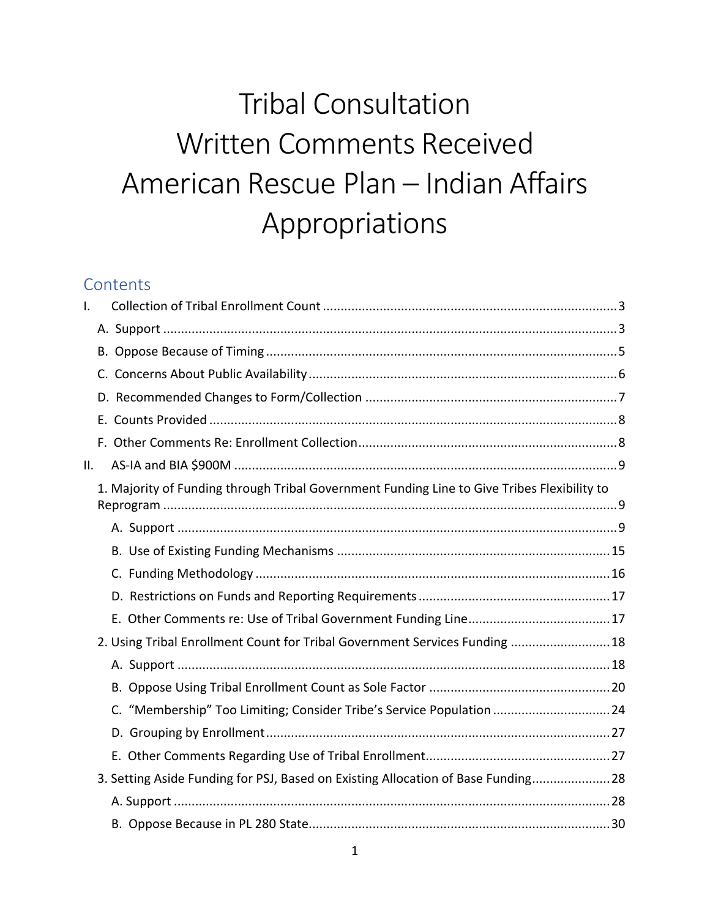# Tribal Consultation
# Written Comments Received
# American Rescue Plan – Indian Affairs Appropriations

## Contents

- I. Collection of Tribal Enrollment Count ... 3
  - A. Support ... 3
  - B. Oppose Because of Timing ... 5
  - C. Concerns About Public Availability ... 6
  - D. Recommended Changes to Form/Collection ... 7
  - E. Counts Provided ... 8
  - F. Other Comments Re: Enrollment Collection ... 8
- II. AS-IA and BIA $900M ... 9
  - 1. Majority of Funding through Tribal Government Funding Line to Give Tribes Flexibility to Reprogram ... 9
    - A. Support ... 9
    - B. Use of Existing Funding Mechanisms ... 15
    - C. Funding Methodology ... 16
    - D. Restrictions on Funds and Reporting Requirements ... 17
    - E. Other Comments re: Use of Tribal Government Funding Line ... 17
  - 2. Using Tribal Enrollment Count for Tribal Government Services Funding ... 18
    - A. Support ... 18
    - B. Oppose Using Tribal Enrollment Count as Sole Factor ... 20
    - C. "Membership" Too Limiting; Consider Tribe's Service Population ... 24
    - D. Grouping by Enrollment ... 27
    - E. Other Comments Regarding Use of Tribal Enrollment ... 27
  - 3. Setting Aside Funding for PSJ, Based on Existing Allocation of Base Funding ... 28
    - A. Support ... 28
    - B. Oppose Because in PL 280 State ... 30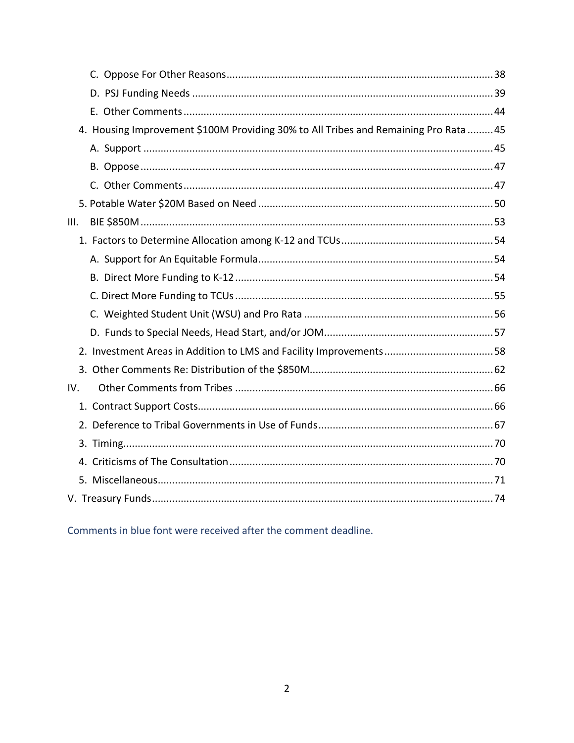C. Oppose For Other Reasons ........................................................................................ 38
D. PSJ Funding Needs ..................................................................................................... 39
E. Other Comments ......................................................................................................... 44
4. Housing Improvement $100M Providing 30% to All Tribes and Remaining Pro Rata ......... 45
A. Support ........................................................................................................................ 45
B. Oppose ......................................................................................................................... 47
C. Other Comments ......................................................................................................... 47
5. Potable Water $20M Based on Need ................................................................................. 50
III. BIE $850M ........................................................................................................................ 53
1. Factors to Determine Allocation among K-12 and TCUs .................................................... 54
A. Support for An Equitable Formula ................................................................................. 54
B. Direct More Funding to K-12 ........................................................................................ 54
C. Direct More Funding to TCUs ........................................................................................ 55
C. Weighted Student Unit (WSU) and Pro Rata ................................................................. 56
D. Funds to Special Needs, Head Start, and/or JOM .......................................................... 57
2. Investment Areas in Addition to LMS and Facility Improvements ..................................... 58
3. Other Comments Re: Distribution of the $850M ............................................................... 62
IV. Other Comments from Tribes ........................................................................................... 66
1. Contract Support Costs ...................................................................................................... 66
2. Deference to Tribal Governments in Use of Funds ............................................................ 67
3. Timing ................................................................................................................................ 70
4. Criticisms of The Consultation ........................................................................................... 70
5. Miscellaneous .................................................................................................................... 71
V. Treasury Funds .................................................................................................................... 74

Comments in blue font were received after the comment deadline.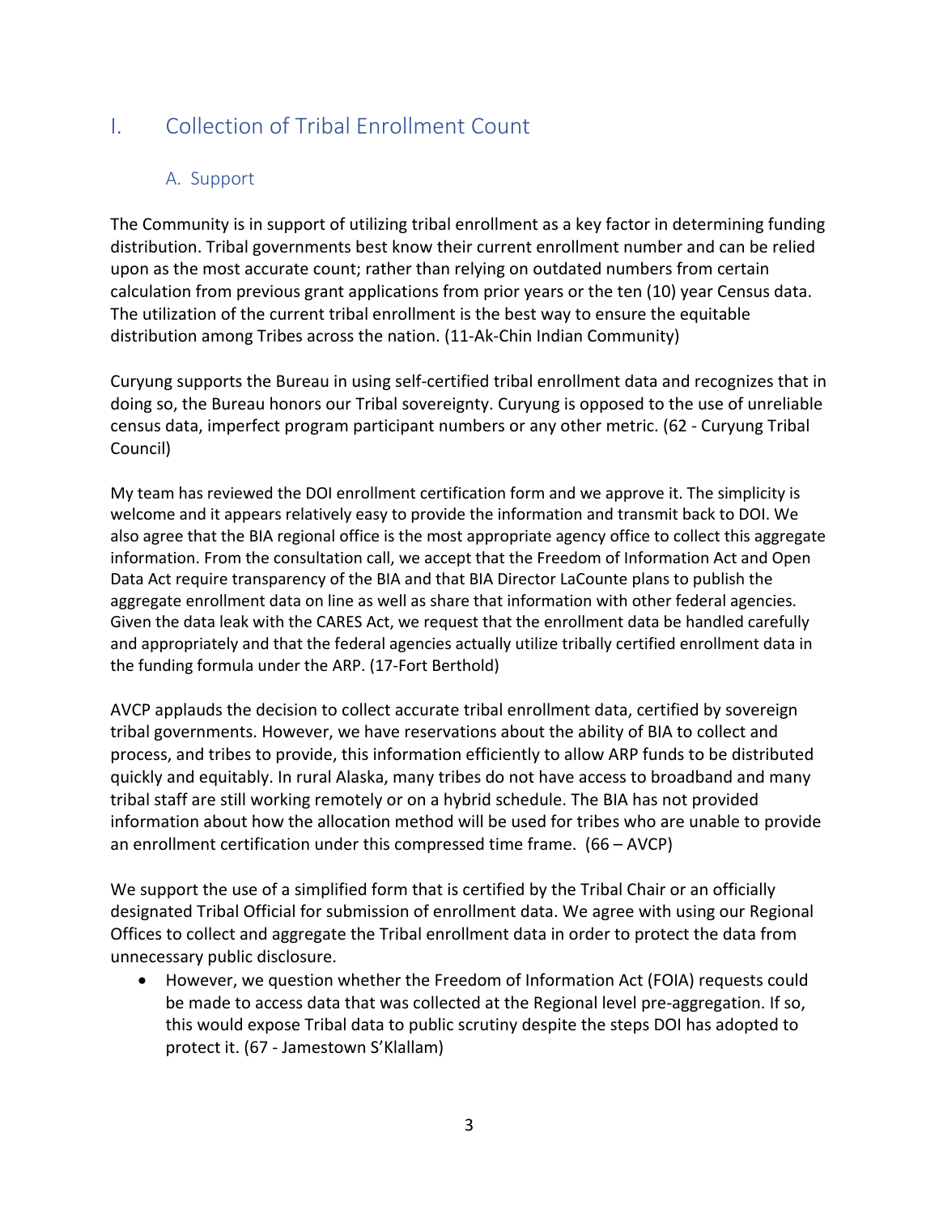# I. Collection of Tribal Enrollment Count

## A. Support

The Community is in support of utilizing tribal enrollment as a key factor in determining funding distribution. Tribal governments best know their current enrollment number and can be relied upon as the most accurate count; rather than relying on outdated numbers from certain calculation from previous grant applications from prior years or the ten (10) year Census data. The utilization of the current tribal enrollment is the best way to ensure the equitable distribution among Tribes across the nation. (11-Ak-Chin Indian Community)

Curyung supports the Bureau in using self-certified tribal enrollment data and recognizes that in doing so, the Bureau honors our Tribal sovereignty. Curyung is opposed to the use of unreliable census data, imperfect program participant numbers or any other metric. (62 - Curyung Tribal Council)

My team has reviewed the DOI enrollment certification form and we approve it. The simplicity is welcome and it appears relatively easy to provide the information and transmit back to DOI. We also agree that the BIA regional office is the most appropriate agency office to collect this aggregate information. From the consultation call, we accept that the Freedom of Information Act and Open Data Act require transparency of the BIA and that BIA Director LaCounte plans to publish the aggregate enrollment data on line as well as share that information with other federal agencies. Given the data leak with the CARES Act, we request that the enrollment data be handled carefully and appropriately and that the federal agencies actually utilize tribally certified enrollment data in the funding formula under the ARP. (17-Fort Berthold)

AVCP applauds the decision to collect accurate tribal enrollment data, certified by sovereign tribal governments. However, we have reservations about the ability of BIA to collect and process, and tribes to provide, this information efficiently to allow ARP funds to be distributed quickly and equitably. In rural Alaska, many tribes do not have access to broadband and many tribal staff are still working remotely or on a hybrid schedule. The BIA has not provided information about how the allocation method will be used for tribes who are unable to provide an enrollment certification under this compressed time frame. (66 – AVCP)

We support the use of a simplified form that is certified by the Tribal Chair or an officially designated Tribal Official for submission of enrollment data. We agree with using our Regional Offices to collect and aggregate the Tribal enrollment data in order to protect the data from unnecessary public disclosure.

- However, we question whether the Freedom of Information Act (FOIA) requests could be made to access data that was collected at the Regional level pre-aggregation. If so, this would expose Tribal data to public scrutiny despite the steps DOI has adopted to protect it. (67 - Jamestown S'Klallam)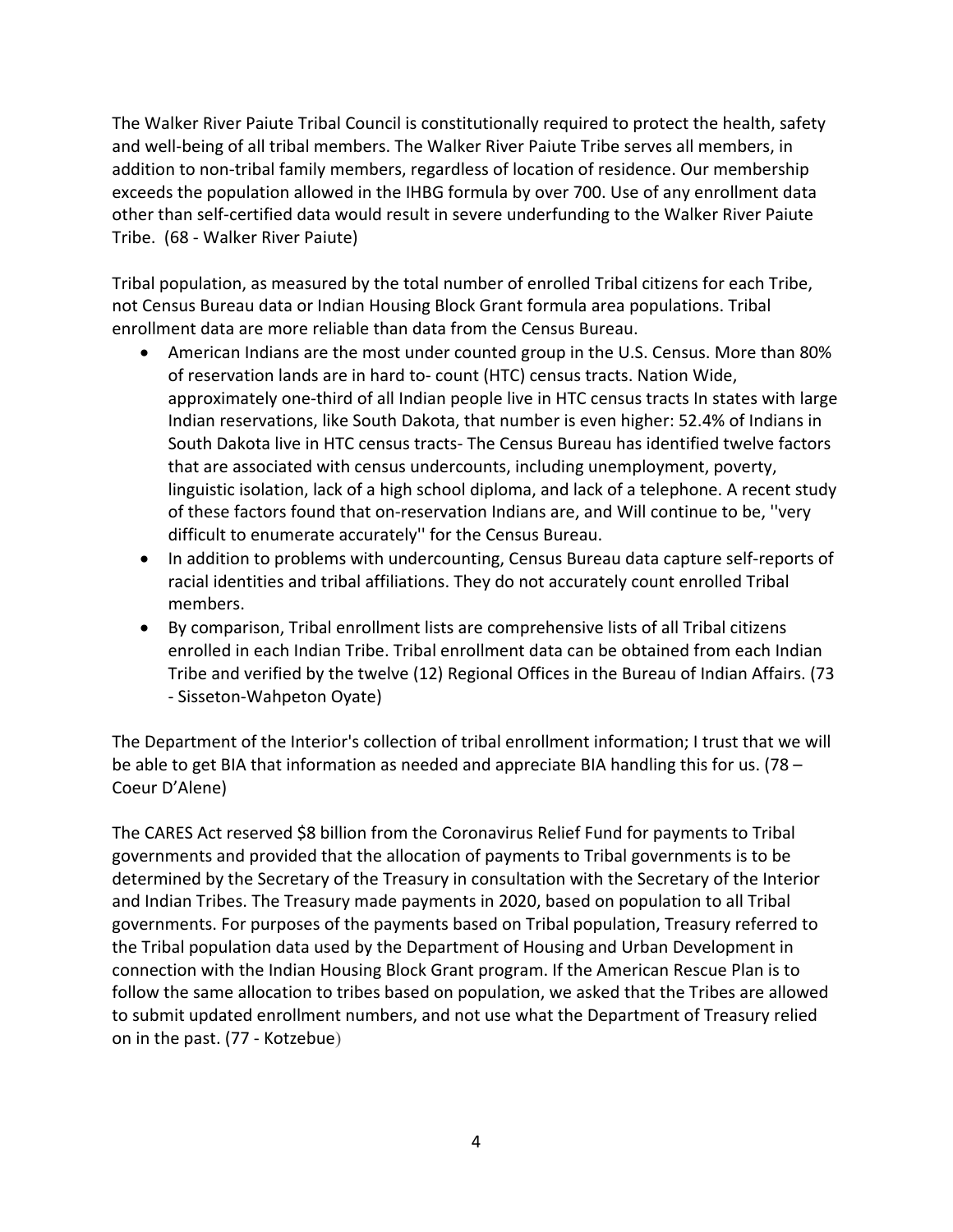The Walker River Paiute Tribal Council is constitutionally required to protect the health, safety and well-being of all tribal members. The Walker River Paiute Tribe serves all members, in addition to non-tribal family members, regardless of location of residence. Our membership exceeds the population allowed in the IHBG formula by over 700. Use of any enrollment data other than self-certified data would result in severe underfunding to the Walker River Paiute Tribe. (68 - Walker River Paiute)

Tribal population, as measured by the total number of enrolled Tribal citizens for each Tribe, not Census Bureau data or Indian Housing Block Grant formula area populations. Tribal enrollment data are more reliable than data from the Census Bureau.

- American Indians are the most under counted group in the U.S. Census. More than 80% of reservation lands are in hard to- count (HTC) census tracts. Nation Wide, approximately one-third of all Indian people live in HTC census tracts In states with large Indian reservations, like South Dakota, that number is even higher: 52.4% of Indians in South Dakota live in HTC census tracts- The Census Bureau has identified twelve factors that are associated with census undercounts, including unemployment, poverty, linguistic isolation, lack of a high school diploma, and lack of a telephone. A recent study of these factors found that on-reservation Indians are, and Will continue to be, ''very difficult to enumerate accurately'' for the Census Bureau.
- In addition to problems with undercounting, Census Bureau data capture self-reports of racial identities and tribal affiliations. They do not accurately count enrolled Tribal members.
- By comparison, Tribal enrollment lists are comprehensive lists of all Tribal citizens enrolled in each Indian Tribe. Tribal enrollment data can be obtained from each Indian Tribe and verified by the twelve (12) Regional Offices in the Bureau of Indian Affairs. (73 - Sisseton-Wahpeton Oyate)

The Department of the Interior's collection of tribal enrollment information; I trust that we will be able to get BIA that information as needed and appreciate BIA handling this for us. (78 – Coeur D'Alene)

The CARES Act reserved $8 billion from the Coronavirus Relief Fund for payments to Tribal governments and provided that the allocation of payments to Tribal governments is to be determined by the Secretary of the Treasury in consultation with the Secretary of the Interior and Indian Tribes. The Treasury made payments in 2020, based on population to all Tribal governments. For purposes of the payments based on Tribal population, Treasury referred to the Tribal population data used by the Department of Housing and Urban Development in connection with the Indian Housing Block Grant program. If the American Rescue Plan is to follow the same allocation to tribes based on population, we asked that the Tribes are allowed to submit updated enrollment numbers, and not use what the Department of Treasury relied on in the past. (77 - Kotzebue)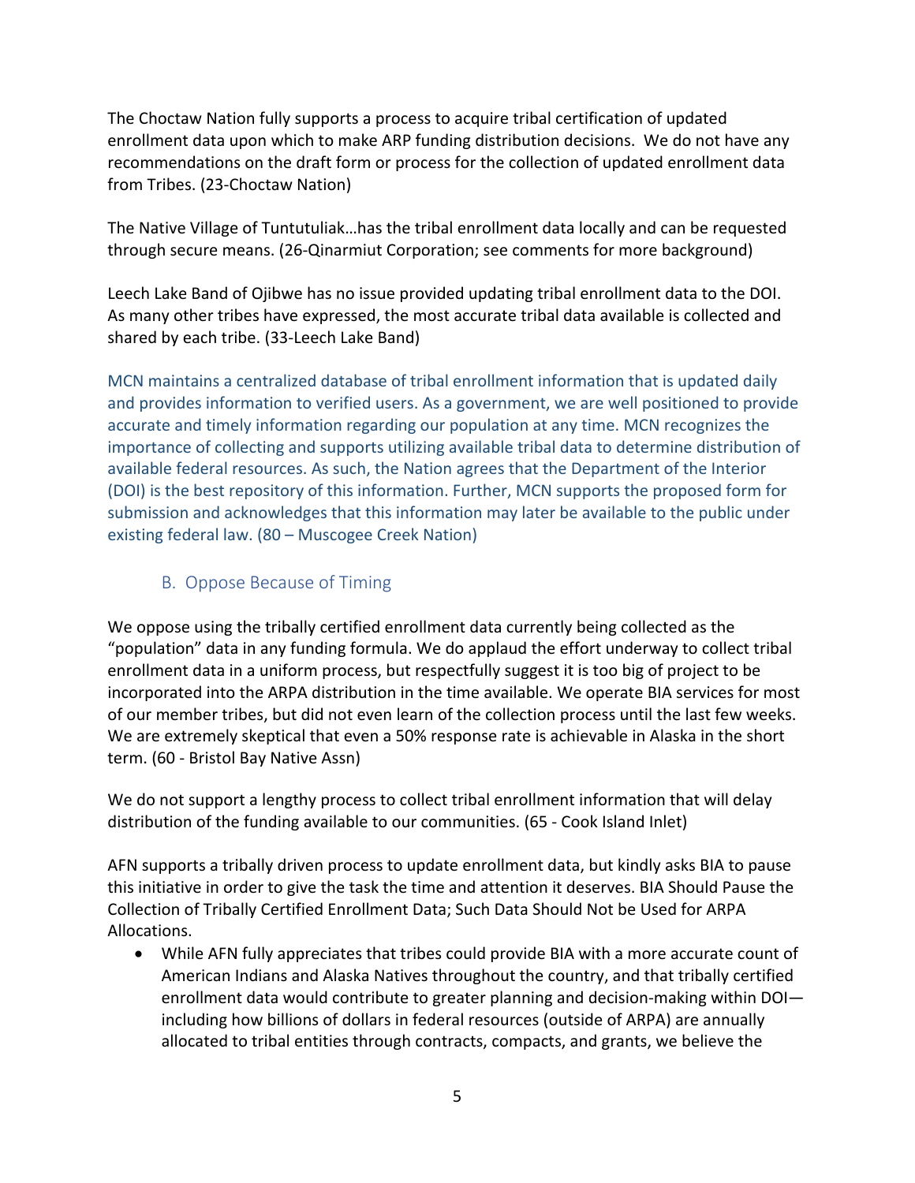The Choctaw Nation fully supports a process to acquire tribal certification of updated enrollment data upon which to make ARP funding distribution decisions. We do not have any recommendations on the draft form or process for the collection of updated enrollment data from Tribes. (23-Choctaw Nation)

The Native Village of Tuntutuliak…has the tribal enrollment data locally and can be requested through secure means. (26-Qinarmiut Corporation; see comments for more background)

Leech Lake Band of Ojibwe has no issue provided updating tribal enrollment data to the DOI. As many other tribes have expressed, the most accurate tribal data available is collected and shared by each tribe. (33-Leech Lake Band)

MCN maintains a centralized database of tribal enrollment information that is updated daily and provides information to verified users. As a government, we are well positioned to provide accurate and timely information regarding our population at any time. MCN recognizes the importance of collecting and supports utilizing available tribal data to determine distribution of available federal resources. As such, the Nation agrees that the Department of the Interior (DOI) is the best repository of this information. Further, MCN supports the proposed form for submission and acknowledges that this information may later be available to the public under existing federal law. (80 – Muscogee Creek Nation)

## B. Oppose Because of Timing

We oppose using the tribally certified enrollment data currently being collected as the "population" data in any funding formula. We do applaud the effort underway to collect tribal enrollment data in a uniform process, but respectfully suggest it is too big of project to be incorporated into the ARPA distribution in the time available. We operate BIA services for most of our member tribes, but did not even learn of the collection process until the last few weeks. We are extremely skeptical that even a 50% response rate is achievable in Alaska in the short term. (60 - Bristol Bay Native Assn)

We do not support a lengthy process to collect tribal enrollment information that will delay distribution of the funding available to our communities. (65 - Cook Island Inlet)

AFN supports a tribally driven process to update enrollment data, but kindly asks BIA to pause this initiative in order to give the task the time and attention it deserves. BIA Should Pause the Collection of Tribally Certified Enrollment Data; Such Data Should Not be Used for ARPA Allocations.

- While AFN fully appreciates that tribes could provide BIA with a more accurate count of American Indians and Alaska Natives throughout the country, and that tribally certified enrollment data would contribute to greater planning and decision-making within DOI—including how billions of dollars in federal resources (outside of ARPA) are annually allocated to tribal entities through contracts, compacts, and grants, we believe the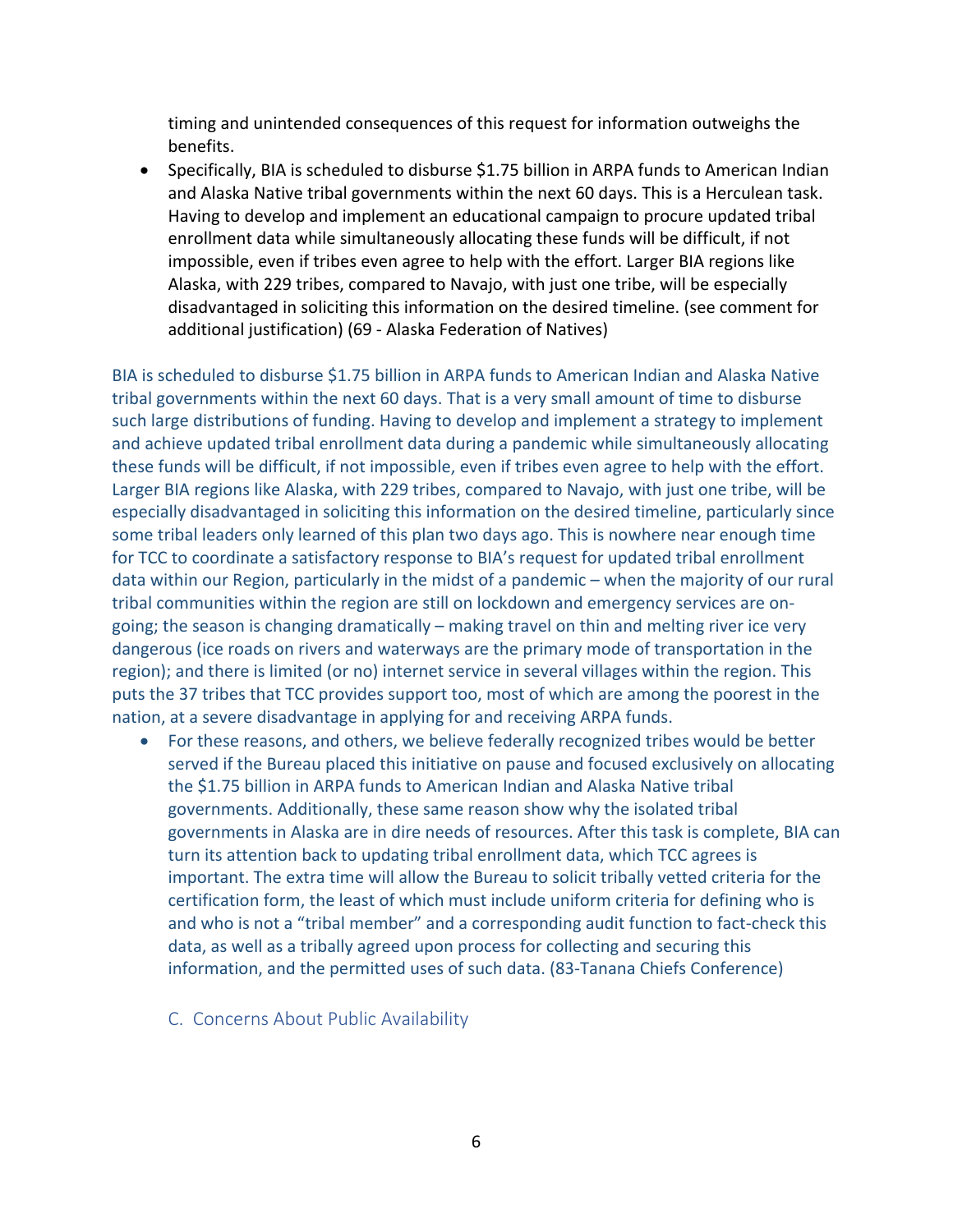timing and unintended consequences of this request for information outweighs the benefits.

- Specifically, BIA is scheduled to disburse $1.75 billion in ARPA funds to American Indian and Alaska Native tribal governments within the next 60 days. This is a Herculean task. Having to develop and implement an educational campaign to procure updated tribal enrollment data while simultaneously allocating these funds will be difficult, if not impossible, even if tribes even agree to help with the effort. Larger BIA regions like Alaska, with 229 tribes, compared to Navajo, with just one tribe, will be especially disadvantaged in soliciting this information on the desired timeline. (see comment for additional justification) (69 - Alaska Federation of Natives)

BIA is scheduled to disburse $1.75 billion in ARPA funds to American Indian and Alaska Native tribal governments within the next 60 days. That is a very small amount of time to disburse such large distributions of funding. Having to develop and implement a strategy to implement and achieve updated tribal enrollment data during a pandemic while simultaneously allocating these funds will be difficult, if not impossible, even if tribes even agree to help with the effort. Larger BIA regions like Alaska, with 229 tribes, compared to Navajo, with just one tribe, will be especially disadvantaged in soliciting this information on the desired timeline, particularly since some tribal leaders only learned of this plan two days ago. This is nowhere near enough time for TCC to coordinate a satisfactory response to BIA's request for updated tribal enrollment data within our Region, particularly in the midst of a pandemic – when the majority of our rural tribal communities within the region are still on lockdown and emergency services are on-going; the season is changing dramatically – making travel on thin and melting river ice very dangerous (ice roads on rivers and waterways are the primary mode of transportation in the region); and there is limited (or no) internet service in several villages within the region. This puts the 37 tribes that TCC provides support too, most of which are among the poorest in the nation, at a severe disadvantage in applying for and receiving ARPA funds.

- For these reasons, and others, we believe federally recognized tribes would be better served if the Bureau placed this initiative on pause and focused exclusively on allocating the $1.75 billion in ARPA funds to American Indian and Alaska Native tribal governments. Additionally, these same reason show why the isolated tribal governments in Alaska are in dire needs of resources. After this task is complete, BIA can turn its attention back to updating tribal enrollment data, which TCC agrees is important. The extra time will allow the Bureau to solicit tribally vetted criteria for the certification form, the least of which must include uniform criteria for defining who is and who is not a "tribal member" and a corresponding audit function to fact-check this data, as well as a tribally agreed upon process for collecting and securing this information, and the permitted uses of such data. (83-Tanana Chiefs Conference)

### C. Concerns About Public Availability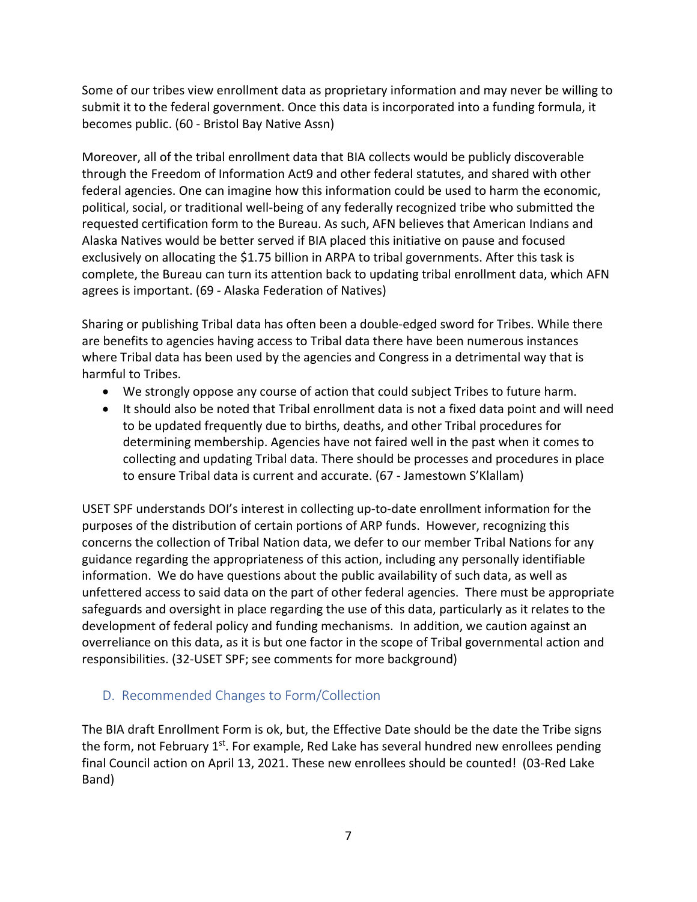Some of our tribes view enrollment data as proprietary information and may never be willing to submit it to the federal government. Once this data is incorporated into a funding formula, it becomes public. (60 - Bristol Bay Native Assn)

Moreover, all of the tribal enrollment data that BIA collects would be publicly discoverable through the Freedom of Information Act9 and other federal statutes, and shared with other federal agencies. One can imagine how this information could be used to harm the economic, political, social, or traditional well-being of any federally recognized tribe who submitted the requested certification form to the Bureau. As such, AFN believes that American Indians and Alaska Natives would be better served if BIA placed this initiative on pause and focused exclusively on allocating the $1.75 billion in ARPA to tribal governments. After this task is complete, the Bureau can turn its attention back to updating tribal enrollment data, which AFN agrees is important. (69 - Alaska Federation of Natives)

Sharing or publishing Tribal data has often been a double-edged sword for Tribes. While there are benefits to agencies having access to Tribal data there have been numerous instances where Tribal data has been used by the agencies and Congress in a detrimental way that is harmful to Tribes.

- We strongly oppose any course of action that could subject Tribes to future harm.
- It should also be noted that Tribal enrollment data is not a fixed data point and will need to be updated frequently due to births, deaths, and other Tribal procedures for determining membership. Agencies have not faired well in the past when it comes to collecting and updating Tribal data. There should be processes and procedures in place to ensure Tribal data is current and accurate. (67 - Jamestown S'Klallam)

USET SPF understands DOI's interest in collecting up-to-date enrollment information for the purposes of the distribution of certain portions of ARP funds. However, recognizing this concerns the collection of Tribal Nation data, we defer to our member Tribal Nations for any guidance regarding the appropriateness of this action, including any personally identifiable information. We do have questions about the public availability of such data, as well as unfettered access to said data on the part of other federal agencies. There must be appropriate safeguards and oversight in place regarding the use of this data, particularly as it relates to the development of federal policy and funding mechanisms. In addition, we caution against an overreliance on this data, as it is but one factor in the scope of Tribal governmental action and responsibilities. (32-USET SPF; see comments for more background)

## D. Recommended Changes to Form/Collection

The BIA draft Enrollment Form is ok, but, the Effective Date should be the date the Tribe signs the form, not February 1st. For example, Red Lake has several hundred new enrollees pending final Council action on April 13, 2021. These new enrollees should be counted! (03-Red Lake Band)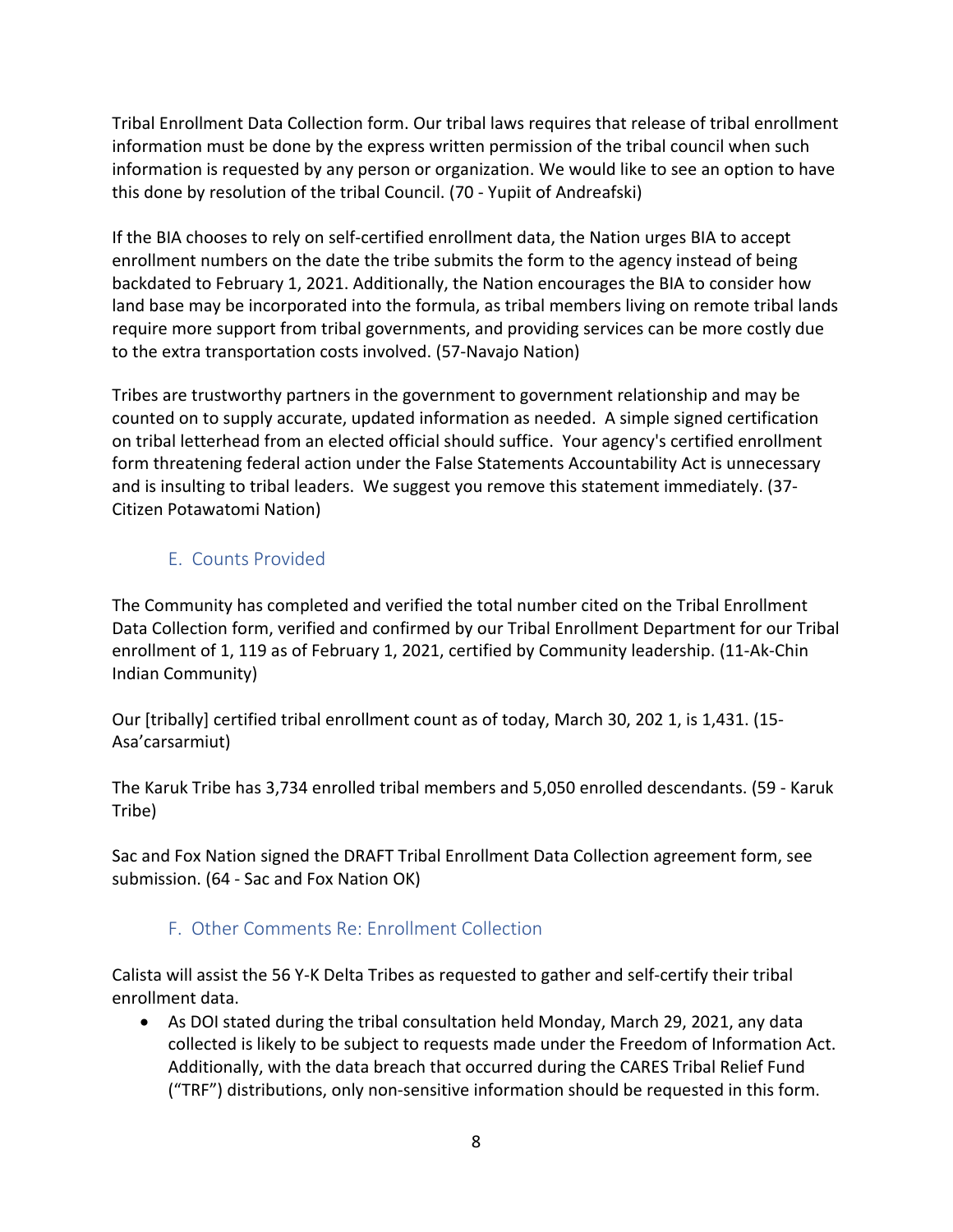Tribal Enrollment Data Collection form. Our tribal laws requires that release of tribal enrollment information must be done by the express written permission of the tribal council when such information is requested by any person or organization. We would like to see an option to have this done by resolution of the tribal Council. (70 - Yupiit of Andreafski)

If the BIA chooses to rely on self-certified enrollment data, the Nation urges BIA to accept enrollment numbers on the date the tribe submits the form to the agency instead of being backdated to February 1, 2021. Additionally, the Nation encourages the BIA to consider how land base may be incorporated into the formula, as tribal members living on remote tribal lands require more support from tribal governments, and providing services can be more costly due to the extra transportation costs involved. (57-Navajo Nation)

Tribes are trustworthy partners in the government to government relationship and may be counted on to supply accurate, updated information as needed. A simple signed certification on tribal letterhead from an elected official should suffice. Your agency's certified enrollment form threatening federal action under the False Statements Accountability Act is unnecessary and is insulting to tribal leaders. We suggest you remove this statement immediately. (37-Citizen Potawatomi Nation)

### E. Counts Provided

The Community has completed and verified the total number cited on the Tribal Enrollment Data Collection form, verified and confirmed by our Tribal Enrollment Department for our Tribal enrollment of 1, 119 as of February 1, 2021, certified by Community leadership. (11-Ak-Chin Indian Community)

Our [tribally] certified tribal enrollment count as of today, March 30, 202 1, is 1,431. (15-Asa'carsarmiut)

The Karuk Tribe has 3,734 enrolled tribal members and 5,050 enrolled descendants. (59 - Karuk Tribe)

Sac and Fox Nation signed the DRAFT Tribal Enrollment Data Collection agreement form, see submission. (64 - Sac and Fox Nation OK)

### F. Other Comments Re: Enrollment Collection

Calista will assist the 56 Y-K Delta Tribes as requested to gather and self-certify their tribal enrollment data.

- As DOI stated during the tribal consultation held Monday, March 29, 2021, any data collected is likely to be subject to requests made under the Freedom of Information Act. Additionally, with the data breach that occurred during the CARES Tribal Relief Fund ("TRF") distributions, only non-sensitive information should be requested in this form.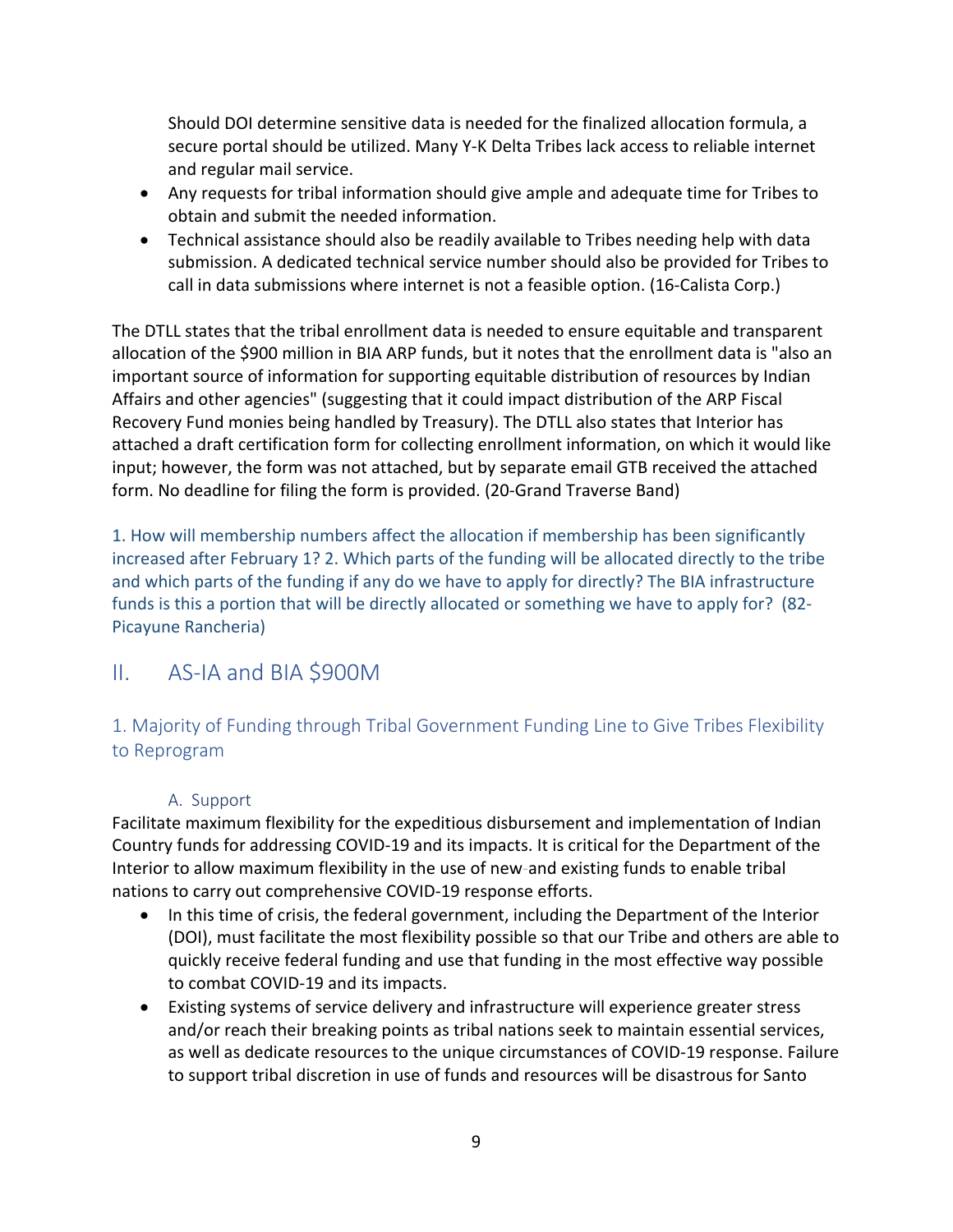Should DOI determine sensitive data is needed for the finalized allocation formula, a secure portal should be utilized. Many Y-K Delta Tribes lack access to reliable internet and regular mail service.

- Any requests for tribal information should give ample and adequate time for Tribes to obtain and submit the needed information.
- Technical assistance should also be readily available to Tribes needing help with data submission. A dedicated technical service number should also be provided for Tribes to call in data submissions where internet is not a feasible option. (16-Calista Corp.)

The DTLL states that the tribal enrollment data is needed to ensure equitable and transparent allocation of the $900 million in BIA ARP funds, but it notes that the enrollment data is "also an important source of information for supporting equitable distribution of resources by Indian Affairs and other agencies" (suggesting that it could impact distribution of the ARP Fiscal Recovery Fund monies being handled by Treasury). The DTLL also states that Interior has attached a draft certification form for collecting enrollment information, on which it would like input; however, the form was not attached, but by separate email GTB received the attached form. No deadline for filing the form is provided. (20-Grand Traverse Band)

1. How will membership numbers affect the allocation if membership has been significantly increased after February 1? 2. Which parts of the funding will be allocated directly to the tribe and which parts of the funding if any do we have to apply for directly? The BIA infrastructure funds is this a portion that will be directly allocated or something we have to apply for? (82-Picayune Rancheria)

## II. AS-IA and BIA $900M

### 1. Majority of Funding through Tribal Government Funding Line to Give Tribes Flexibility to Reprogram

#### A. Support

Facilitate maximum flexibility for the expeditious disbursement and implementation of Indian Country funds for addressing COVID-19 and its impacts. It is critical for the Department of the Interior to allow maximum flexibility in the use of new and existing funds to enable tribal nations to carry out comprehensive COVID-19 response efforts.

- In this time of crisis, the federal government, including the Department of the Interior (DOI), must facilitate the most flexibility possible so that our Tribe and others are able to quickly receive federal funding and use that funding in the most effective way possible to combat COVID-19 and its impacts.
- Existing systems of service delivery and infrastructure will experience greater stress and/or reach their breaking points as tribal nations seek to maintain essential services, as well as dedicate resources to the unique circumstances of COVID-19 response. Failure to support tribal discretion in use of funds and resources will be disastrous for Santo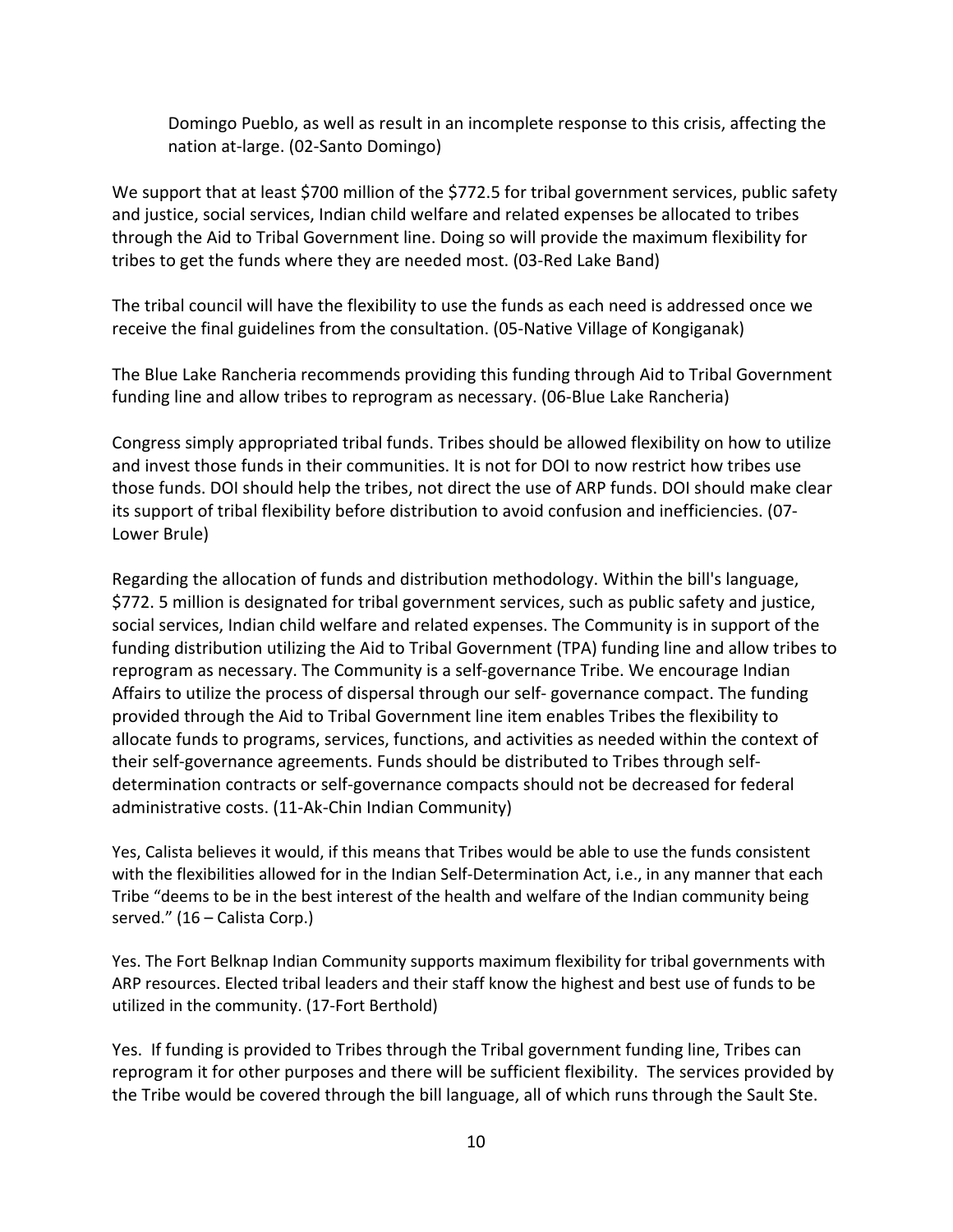> Domingo Pueblo, as well as result in an incomplete response to this crisis, affecting the nation at-large. (02-Santo Domingo)

We support that at least $700 million of the $772.5 for tribal government services, public safety and justice, social services, Indian child welfare and related expenses be allocated to tribes through the Aid to Tribal Government line. Doing so will provide the maximum flexibility for tribes to get the funds where they are needed most. (03-Red Lake Band)

The tribal council will have the flexibility to use the funds as each need is addressed once we receive the final guidelines from the consultation. (05-Native Village of Kongiganak)

The Blue Lake Rancheria recommends providing this funding through Aid to Tribal Government funding line and allow tribes to reprogram as necessary. (06-Blue Lake Rancheria)

Congress simply appropriated tribal funds. Tribes should be allowed flexibility on how to utilize and invest those funds in their communities. It is not for DOI to now restrict how tribes use those funds. DOI should help the tribes, not direct the use of ARP funds. DOI should make clear its support of tribal flexibility before distribution to avoid confusion and inefficiencies. (07-Lower Brule)

Regarding the allocation of funds and distribution methodology. Within the bill's language, $772. 5 million is designated for tribal government services, such as public safety and justice, social services, Indian child welfare and related expenses. The Community is in support of the funding distribution utilizing the Aid to Tribal Government (TPA) funding line and allow tribes to reprogram as necessary. The Community is a self-governance Tribe. We encourage Indian Affairs to utilize the process of dispersal through our self- governance compact. The funding provided through the Aid to Tribal Government line item enables Tribes the flexibility to allocate funds to programs, services, functions, and activities as needed within the context of their self-governance agreements. Funds should be distributed to Tribes through self-determination contracts or self-governance compacts should not be decreased for federal administrative costs. (11-Ak-Chin Indian Community)

Yes, Calista believes it would, if this means that Tribes would be able to use the funds consistent with the flexibilities allowed for in the Indian Self-Determination Act, i.e., in any manner that each Tribe "deems to be in the best interest of the health and welfare of the Indian community being served." (16 – Calista Corp.)

Yes. The Fort Belknap Indian Community supports maximum flexibility for tribal governments with ARP resources. Elected tribal leaders and their staff know the highest and best use of funds to be utilized in the community. (17-Fort Berthold)

Yes. If funding is provided to Tribes through the Tribal government funding line, Tribes can reprogram it for other purposes and there will be sufficient flexibility. The services provided by the Tribe would be covered through the bill language, all of which runs through the Sault Ste.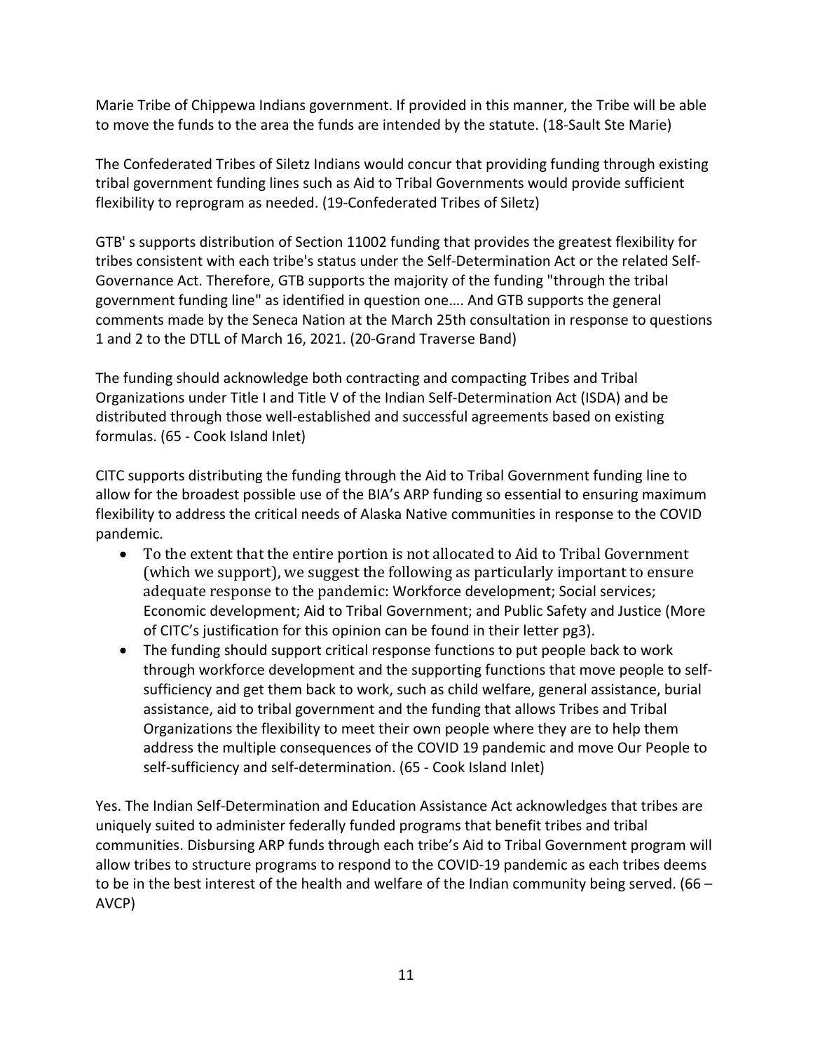Marie Tribe of Chippewa Indians government. If provided in this manner, the Tribe will be able to move the funds to the area the funds are intended by the statute. (18-Sault Ste Marie)

The Confederated Tribes of Siletz Indians would concur that providing funding through existing tribal government funding lines such as Aid to Tribal Governments would provide sufficient flexibility to reprogram as needed. (19-Confederated Tribes of Siletz)

GTB' s supports distribution of Section 11002 funding that provides the greatest flexibility for tribes consistent with each tribe's status under the Self-Determination Act or the related Self-Governance Act. Therefore, GTB supports the majority of the funding "through the tribal government funding line" as identified in question one…. And GTB supports the general comments made by the Seneca Nation at the March 25th consultation in response to questions 1 and 2 to the DTLL of March 16, 2021. (20-Grand Traverse Band)

The funding should acknowledge both contracting and compacting Tribes and Tribal Organizations under Title I and Title V of the Indian Self-Determination Act (ISDA) and be distributed through those well-established and successful agreements based on existing formulas. (65 - Cook Island Inlet)

CITC supports distributing the funding through the Aid to Tribal Government funding line to allow for the broadest possible use of the BIA's ARP funding so essential to ensuring maximum flexibility to address the critical needs of Alaska Native communities in response to the COVID pandemic.

- To the extent that the entire portion is not allocated to Aid to Tribal Government (which we support), we suggest the following as particularly important to ensure adequate response to the pandemic: Workforce development; Social services; Economic development; Aid to Tribal Government; and Public Safety and Justice (More of CITC's justification for this opinion can be found in their letter pg3).
- The funding should support critical response functions to put people back to work through workforce development and the supporting functions that move people to self-sufficiency and get them back to work, such as child welfare, general assistance, burial assistance, aid to tribal government and the funding that allows Tribes and Tribal Organizations the flexibility to meet their own people where they are to help them address the multiple consequences of the COVID 19 pandemic and move Our People to self-sufficiency and self-determination. (65 - Cook Island Inlet)

Yes. The Indian Self-Determination and Education Assistance Act acknowledges that tribes are uniquely suited to administer federally funded programs that benefit tribes and tribal communities. Disbursing ARP funds through each tribe's Aid to Tribal Government program will allow tribes to structure programs to respond to the COVID-19 pandemic as each tribes deems to be in the best interest of the health and welfare of the Indian community being served. (66 – AVCP)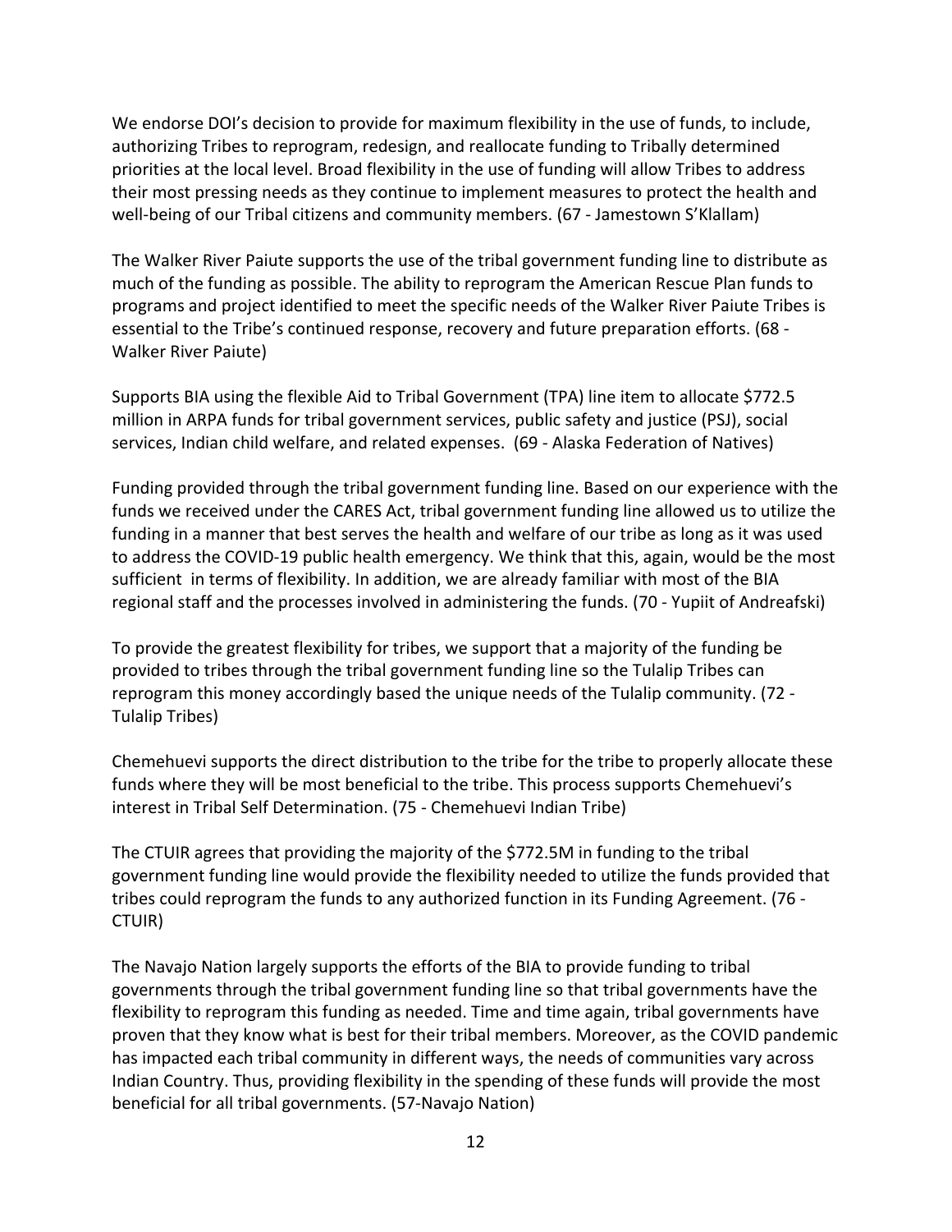We endorse DOI's decision to provide for maximum flexibility in the use of funds, to include, authorizing Tribes to reprogram, redesign, and reallocate funding to Tribally determined priorities at the local level. Broad flexibility in the use of funding will allow Tribes to address their most pressing needs as they continue to implement measures to protect the health and well-being of our Tribal citizens and community members. (67 - Jamestown S'Klallam)

The Walker River Paiute supports the use of the tribal government funding line to distribute as much of the funding as possible. The ability to reprogram the American Rescue Plan funds to programs and project identified to meet the specific needs of the Walker River Paiute Tribes is essential to the Tribe's continued response, recovery and future preparation efforts. (68 - Walker River Paiute)

Supports BIA using the flexible Aid to Tribal Government (TPA) line item to allocate $772.5 million in ARPA funds for tribal government services, public safety and justice (PSJ), social services, Indian child welfare, and related expenses. (69 - Alaska Federation of Natives)

Funding provided through the tribal government funding line. Based on our experience with the funds we received under the CARES Act, tribal government funding line allowed us to utilize the funding in a manner that best serves the health and welfare of our tribe as long as it was used to address the COVID-19 public health emergency. We think that this, again, would be the most sufficient in terms of flexibility. In addition, we are already familiar with most of the BIA regional staff and the processes involved in administering the funds. (70 - Yupiit of Andreafski)

To provide the greatest flexibility for tribes, we support that a majority of the funding be provided to tribes through the tribal government funding line so the Tulalip Tribes can reprogram this money accordingly based the unique needs of the Tulalip community. (72 - Tulalip Tribes)

Chemehuevi supports the direct distribution to the tribe for the tribe to properly allocate these funds where they will be most beneficial to the tribe. This process supports Chemehuevi's interest in Tribal Self Determination. (75 - Chemehuevi Indian Tribe)

The CTUIR agrees that providing the majority of the $772.5M in funding to the tribal government funding line would provide the flexibility needed to utilize the funds provided that tribes could reprogram the funds to any authorized function in its Funding Agreement. (76 - CTUIR)

The Navajo Nation largely supports the efforts of the BIA to provide funding to tribal governments through the tribal government funding line so that tribal governments have the flexibility to reprogram this funding as needed. Time and time again, tribal governments have proven that they know what is best for their tribal members. Moreover, as the COVID pandemic has impacted each tribal community in different ways, the needs of communities vary across Indian Country. Thus, providing flexibility in the spending of these funds will provide the most beneficial for all tribal governments. (57-Navajo Nation)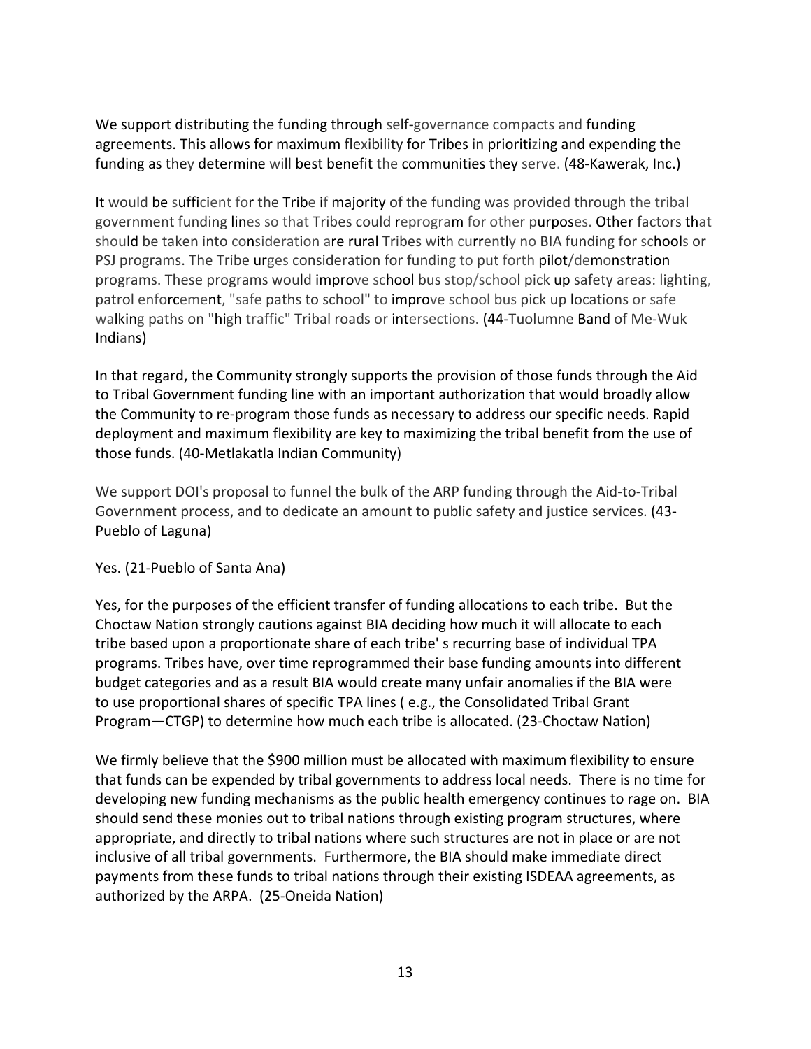We support distributing the funding through self-governance compacts and funding agreements. This allows for maximum flexibility for Tribes in prioritizing and expending the funding as they determine will best benefit the communities they serve. (48-Kawerak, Inc.)

It would be sufficient for the Tribe if majority of the funding was provided through the tribal government funding lines so that Tribes could reprogram for other purposes. Other factors that should be taken into consideration are rural Tribes with currently no BIA funding for schools or PSJ programs. The Tribe urges consideration for funding to put forth pilot/demonstration programs. These programs would improve school bus stop/school pick up safety areas: lighting, patrol enforcement, "safe paths to school" to improve school bus pick up locations or safe walking paths on "high traffic" Tribal roads or intersections. (44-Tuolumne Band of Me-Wuk Indians)

In that regard, the Community strongly supports the provision of those funds through the Aid to Tribal Government funding line with an important authorization that would broadly allow the Community to re-program those funds as necessary to address our specific needs. Rapid deployment and maximum flexibility are key to maximizing the tribal benefit from the use of those funds. (40-Metlakatla Indian Community)

We support DOI's proposal to funnel the bulk of the ARP funding through the Aid-to-Tribal Government process, and to dedicate an amount to public safety and justice services. (43-Pueblo of Laguna)

Yes. (21-Pueblo of Santa Ana)

Yes, for the purposes of the efficient transfer of funding allocations to each tribe. But the Choctaw Nation strongly cautions against BIA deciding how much it will allocate to each tribe based upon a proportionate share of each tribe' s recurring base of individual TPA programs. Tribes have, over time reprogrammed their base funding amounts into different budget categories and as a result BIA would create many unfair anomalies if the BIA were to use proportional shares of specific TPA lines ( e.g., the Consolidated Tribal Grant Program—CTGP) to determine how much each tribe is allocated. (23-Choctaw Nation)

We firmly believe that the $900 million must be allocated with maximum flexibility to ensure that funds can be expended by tribal governments to address local needs. There is no time for developing new funding mechanisms as the public health emergency continues to rage on. BIA should send these monies out to tribal nations through existing program structures, where appropriate, and directly to tribal nations where such structures are not in place or are not inclusive of all tribal governments. Furthermore, the BIA should make immediate direct payments from these funds to tribal nations through their existing ISDEAA agreements, as authorized by the ARPA. (25-Oneida Nation)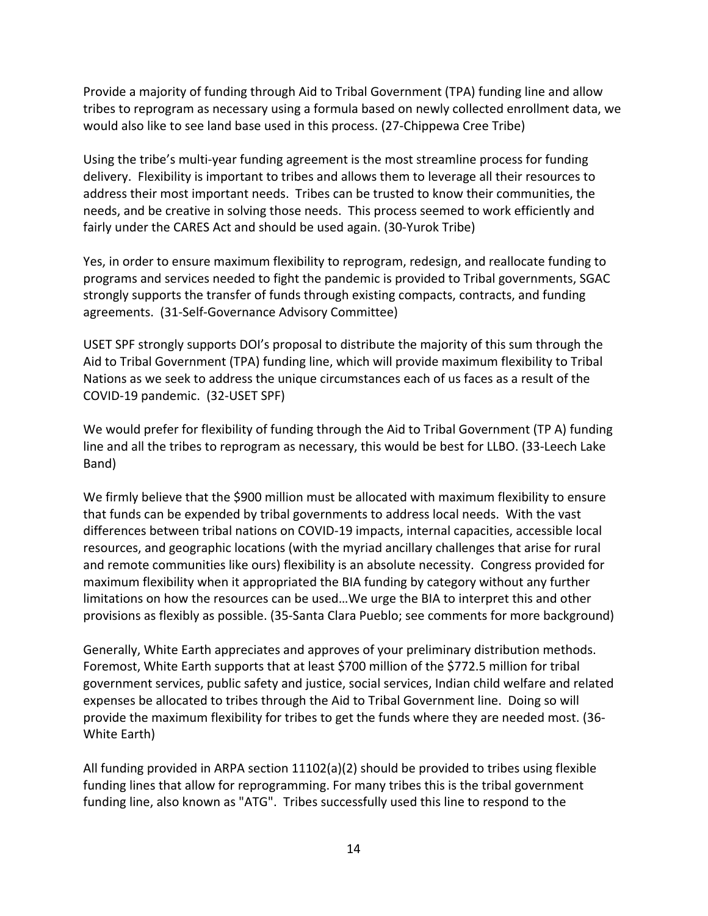Provide a majority of funding through Aid to Tribal Government (TPA) funding line and allow tribes to reprogram as necessary using a formula based on newly collected enrollment data, we would also like to see land base used in this process. (27-Chippewa Cree Tribe)

Using the tribe's multi-year funding agreement is the most streamline process for funding delivery. Flexibility is important to tribes and allows them to leverage all their resources to address their most important needs. Tribes can be trusted to know their communities, the needs, and be creative in solving those needs. This process seemed to work efficiently and fairly under the CARES Act and should be used again. (30-Yurok Tribe)

Yes, in order to ensure maximum flexibility to reprogram, redesign, and reallocate funding to programs and services needed to fight the pandemic is provided to Tribal governments, SGAC strongly supports the transfer of funds through existing compacts, contracts, and funding agreements. (31-Self-Governance Advisory Committee)

USET SPF strongly supports DOI's proposal to distribute the majority of this sum through the Aid to Tribal Government (TPA) funding line, which will provide maximum flexibility to Tribal Nations as we seek to address the unique circumstances each of us faces as a result of the COVID-19 pandemic. (32-USET SPF)

We would prefer for flexibility of funding through the Aid to Tribal Government (TP A) funding line and all the tribes to reprogram as necessary, this would be best for LLBO. (33-Leech Lake Band)

We firmly believe that the $900 million must be allocated with maximum flexibility to ensure that funds can be expended by tribal governments to address local needs. With the vast differences between tribal nations on COVID-19 impacts, internal capacities, accessible local resources, and geographic locations (with the myriad ancillary challenges that arise for rural and remote communities like ours) flexibility is an absolute necessity. Congress provided for maximum flexibility when it appropriated the BIA funding by category without any further limitations on how the resources can be used…We urge the BIA to interpret this and other provisions as flexibly as possible. (35-Santa Clara Pueblo; see comments for more background)

Generally, White Earth appreciates and approves of your preliminary distribution methods. Foremost, White Earth supports that at least $700 million of the $772.5 million for tribal government services, public safety and justice, social services, Indian child welfare and related expenses be allocated to tribes through the Aid to Tribal Government line. Doing so will provide the maximum flexibility for tribes to get the funds where they are needed most. (36-White Earth)

All funding provided in ARPA section 11102(a)(2) should be provided to tribes using flexible funding lines that allow for reprogramming. For many tribes this is the tribal government funding line, also known as "ATG". Tribes successfully used this line to respond to the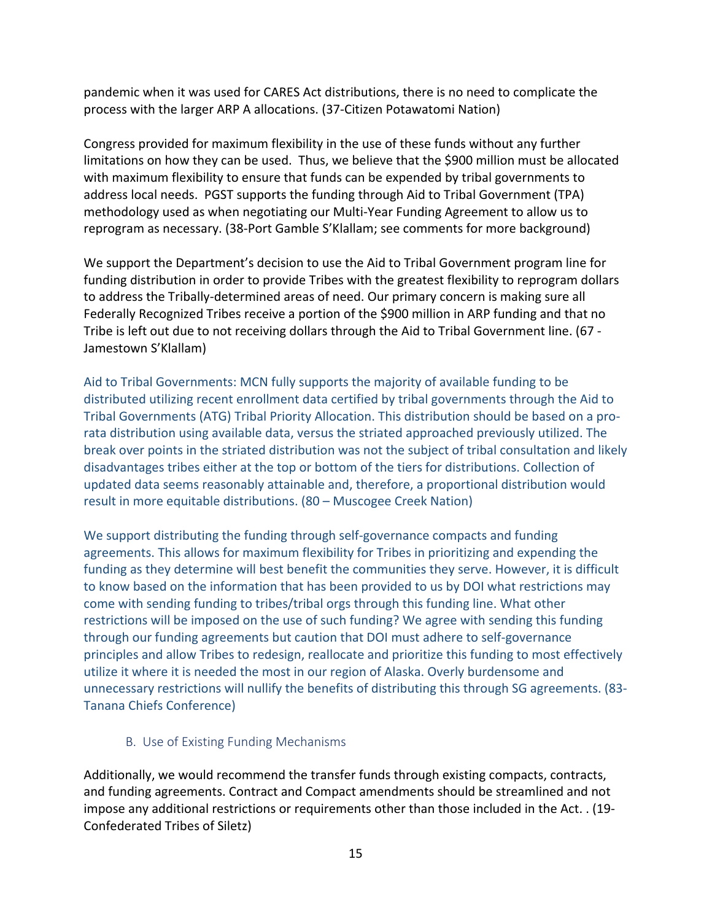pandemic when it was used for CARES Act distributions, there is no need to complicate the process with the larger ARP A allocations. (37-Citizen Potawatomi Nation)

Congress provided for maximum flexibility in the use of these funds without any further limitations on how they can be used. Thus, we believe that the $900 million must be allocated with maximum flexibility to ensure that funds can be expended by tribal governments to address local needs. PGST supports the funding through Aid to Tribal Government (TPA) methodology used as when negotiating our Multi-Year Funding Agreement to allow us to reprogram as necessary. (38-Port Gamble S'Klallam; see comments for more background)

We support the Department's decision to use the Aid to Tribal Government program line for funding distribution in order to provide Tribes with the greatest flexibility to reprogram dollars to address the Tribally-determined areas of need. Our primary concern is making sure all Federally Recognized Tribes receive a portion of the $900 million in ARP funding and that no Tribe is left out due to not receiving dollars through the Aid to Tribal Government line. (67 - Jamestown S'Klallam)

Aid to Tribal Governments: MCN fully supports the majority of available funding to be distributed utilizing recent enrollment data certified by tribal governments through the Aid to Tribal Governments (ATG) Tribal Priority Allocation. This distribution should be based on a pro-rata distribution using available data, versus the striated approached previously utilized. The break over points in the striated distribution was not the subject of tribal consultation and likely disadvantages tribes either at the top or bottom of the tiers for distributions. Collection of updated data seems reasonably attainable and, therefore, a proportional distribution would result in more equitable distributions. (80 – Muscogee Creek Nation)

We support distributing the funding through self-governance compacts and funding agreements. This allows for maximum flexibility for Tribes in prioritizing and expending the funding as they determine will best benefit the communities they serve. However, it is difficult to know based on the information that has been provided to us by DOI what restrictions may come with sending funding to tribes/tribal orgs through this funding line. What other restrictions will be imposed on the use of such funding? We agree with sending this funding through our funding agreements but caution that DOI must adhere to self-governance principles and allow Tribes to redesign, reallocate and prioritize this funding to most effectively utilize it where it is needed the most in our region of Alaska. Overly burdensome and unnecessary restrictions will nullify the benefits of distributing this through SG agreements. (83-Tanana Chiefs Conference)

## B. Use of Existing Funding Mechanisms

Additionally, we would recommend the transfer funds through existing compacts, contracts, and funding agreements. Contract and Compact amendments should be streamlined and not impose any additional restrictions or requirements other than those included in the Act. . (19-Confederated Tribes of Siletz)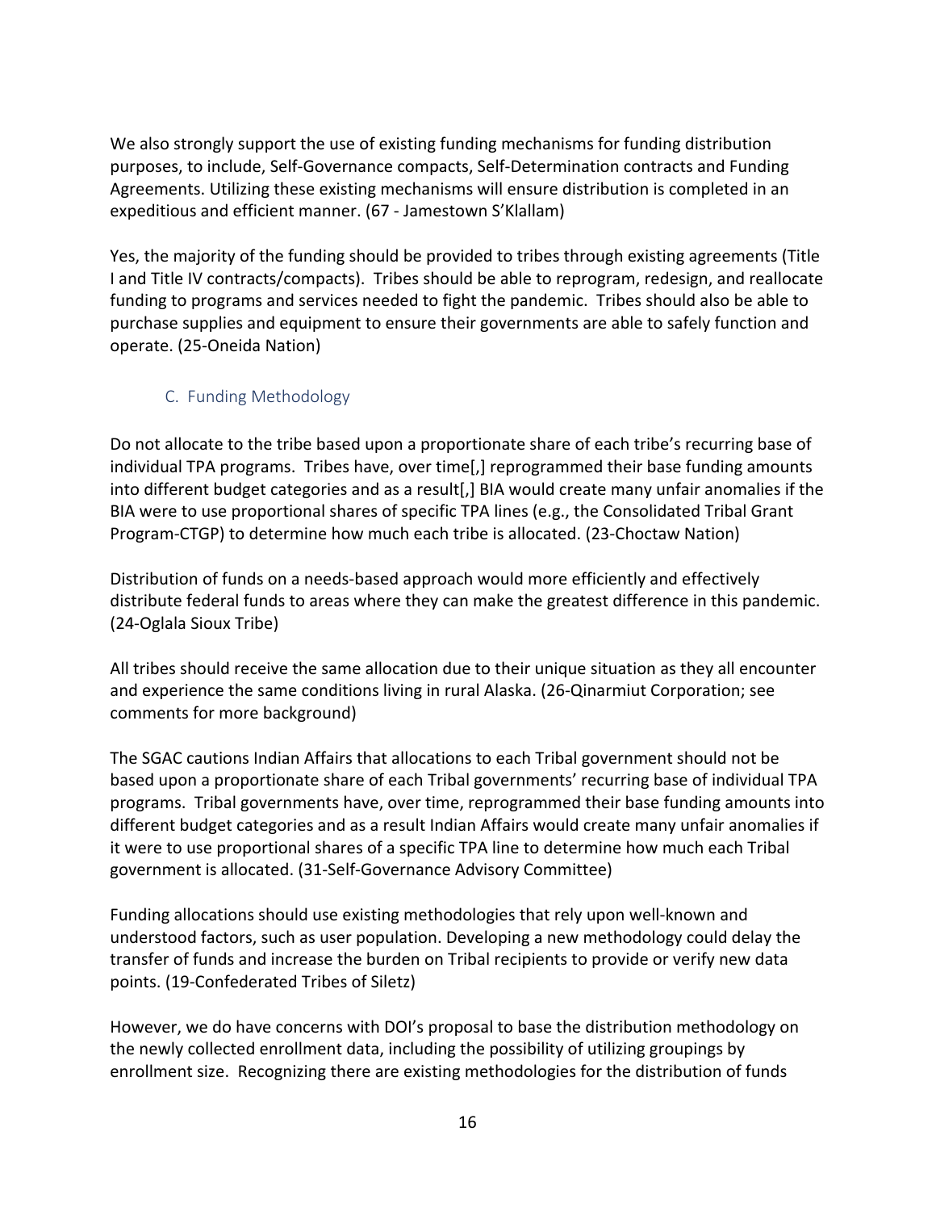We also strongly support the use of existing funding mechanisms for funding distribution purposes, to include, Self-Governance compacts, Self-Determination contracts and Funding Agreements. Utilizing these existing mechanisms will ensure distribution is completed in an expeditious and efficient manner. (67 - Jamestown S'Klallam)

Yes, the majority of the funding should be provided to tribes through existing agreements (Title I and Title IV contracts/compacts). Tribes should be able to reprogram, redesign, and reallocate funding to programs and services needed to fight the pandemic. Tribes should also be able to purchase supplies and equipment to ensure their governments are able to safely function and operate. (25-Oneida Nation)

### C. Funding Methodology

Do not allocate to the tribe based upon a proportionate share of each tribe's recurring base of individual TPA programs. Tribes have, over time[,] reprogrammed their base funding amounts into different budget categories and as a result[,] BIA would create many unfair anomalies if the BIA were to use proportional shares of specific TPA lines (e.g., the Consolidated Tribal Grant Program-CTGP) to determine how much each tribe is allocated. (23-Choctaw Nation)

Distribution of funds on a needs-based approach would more efficiently and effectively distribute federal funds to areas where they can make the greatest difference in this pandemic. (24-Oglala Sioux Tribe)

All tribes should receive the same allocation due to their unique situation as they all encounter and experience the same conditions living in rural Alaska. (26-Qinarmiut Corporation; see comments for more background)

The SGAC cautions Indian Affairs that allocations to each Tribal government should not be based upon a proportionate share of each Tribal governments' recurring base of individual TPA programs. Tribal governments have, over time, reprogrammed their base funding amounts into different budget categories and as a result Indian Affairs would create many unfair anomalies if it were to use proportional shares of a specific TPA line to determine how much each Tribal government is allocated. (31-Self-Governance Advisory Committee)

Funding allocations should use existing methodologies that rely upon well-known and understood factors, such as user population. Developing a new methodology could delay the transfer of funds and increase the burden on Tribal recipients to provide or verify new data points. (19-Confederated Tribes of Siletz)

However, we do have concerns with DOI's proposal to base the distribution methodology on the newly collected enrollment data, including the possibility of utilizing groupings by enrollment size. Recognizing there are existing methodologies for the distribution of funds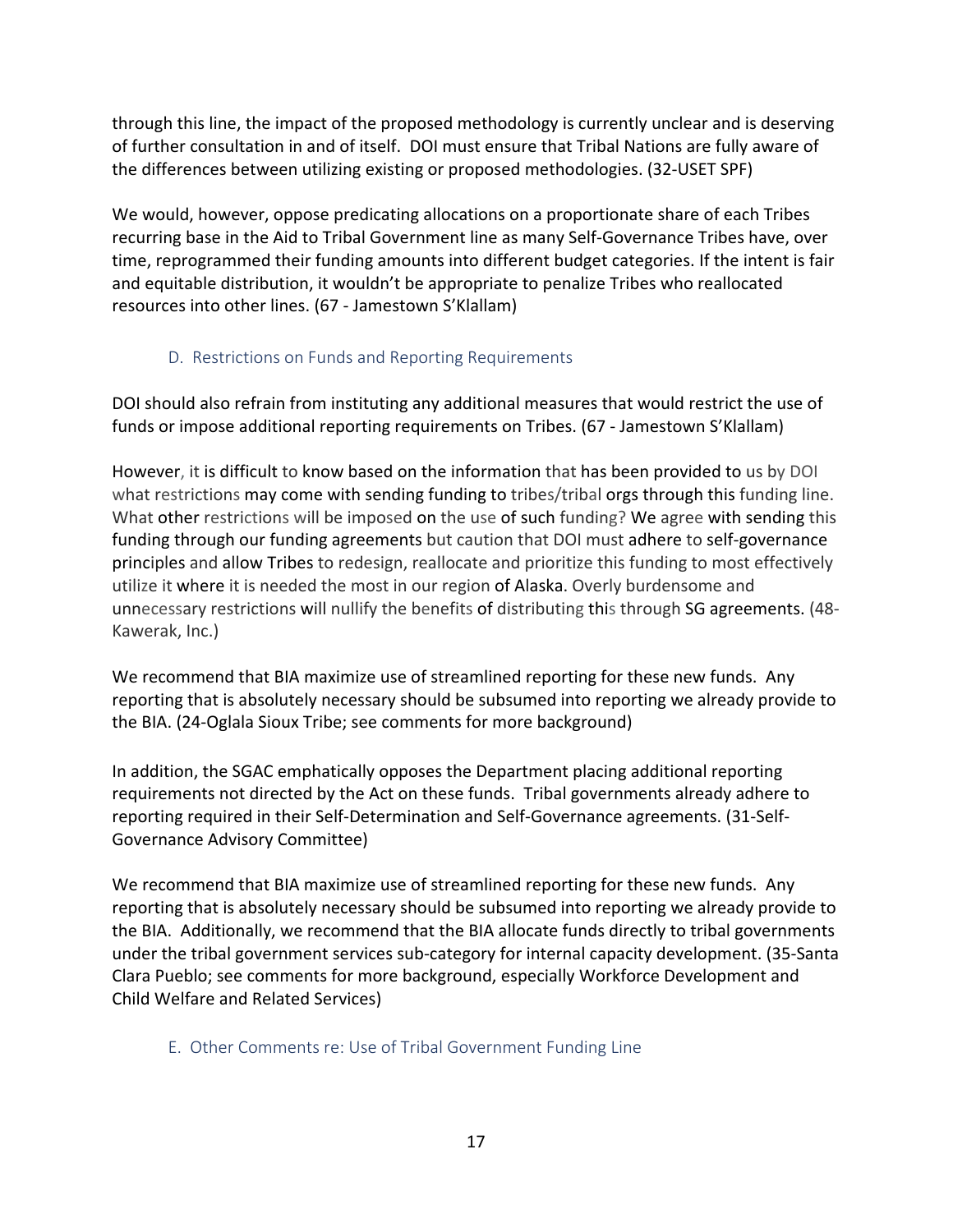through this line, the impact of the proposed methodology is currently unclear and is deserving of further consultation in and of itself. DOI must ensure that Tribal Nations are fully aware of the differences between utilizing existing or proposed methodologies. (32-USET SPF)

We would, however, oppose predicating allocations on a proportionate share of each Tribes recurring base in the Aid to Tribal Government line as many Self-Governance Tribes have, over time, reprogrammed their funding amounts into different budget categories. If the intent is fair and equitable distribution, it wouldn't be appropriate to penalize Tribes who reallocated resources into other lines. (67 - Jamestown S'Klallam)

### D. Restrictions on Funds and Reporting Requirements

DOI should also refrain from instituting any additional measures that would restrict the use of funds or impose additional reporting requirements on Tribes. (67 - Jamestown S'Klallam)

However, it is difficult to know based on the information that has been provided to us by DOI what restrictions may come with sending funding to tribes/tribal orgs through this funding line. What other restrictions will be imposed on the use of such funding? We agree with sending this funding through our funding agreements but caution that DOI must adhere to self-governance principles and allow Tribes to redesign, reallocate and prioritize this funding to most effectively utilize it where it is needed the most in our region of Alaska. Overly burdensome and unnecessary restrictions will nullify the benefits of distributing this through SG agreements. (48-Kawerak, Inc.)

We recommend that BIA maximize use of streamlined reporting for these new funds. Any reporting that is absolutely necessary should be subsumed into reporting we already provide to the BIA. (24-Oglala Sioux Tribe; see comments for more background)

In addition, the SGAC emphatically opposes the Department placing additional reporting requirements not directed by the Act on these funds. Tribal governments already adhere to reporting required in their Self-Determination and Self-Governance agreements. (31-Self-Governance Advisory Committee)

We recommend that BIA maximize use of streamlined reporting for these new funds. Any reporting that is absolutely necessary should be subsumed into reporting we already provide to the BIA. Additionally, we recommend that the BIA allocate funds directly to tribal governments under the tribal government services sub-category for internal capacity development. (35-Santa Clara Pueblo; see comments for more background, especially Workforce Development and Child Welfare and Related Services)

### E. Other Comments re: Use of Tribal Government Funding Line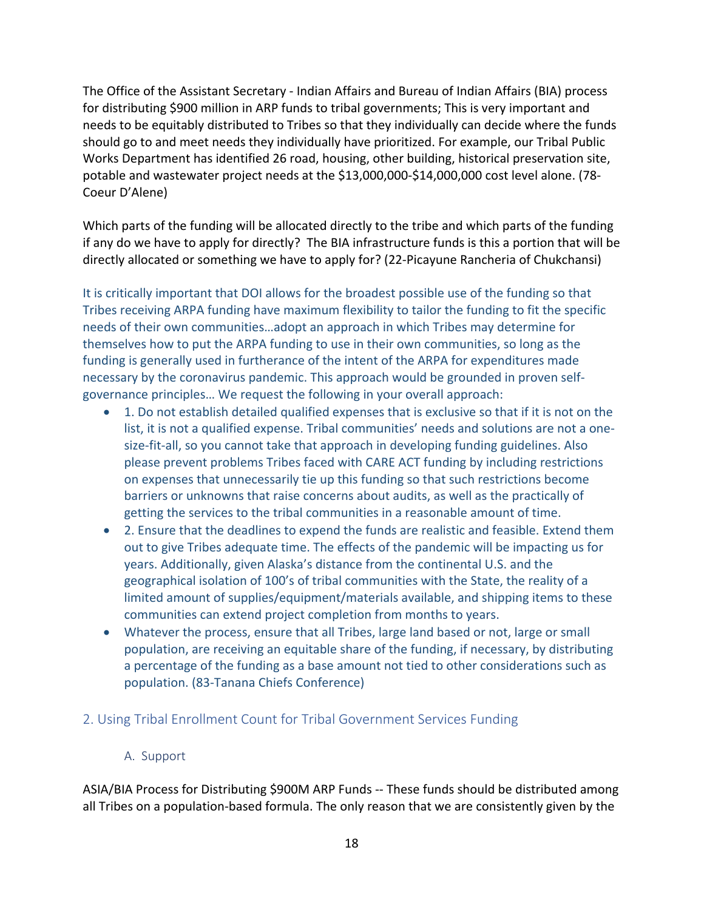The Office of the Assistant Secretary - Indian Affairs and Bureau of Indian Affairs (BIA) process for distributing $900 million in ARP funds to tribal governments; This is very important and needs to be equitably distributed to Tribes so that they individually can decide where the funds should go to and meet needs they individually have prioritized. For example, our Tribal Public Works Department has identified 26 road, housing, other building, historical preservation site, potable and wastewater project needs at the $13,000,000-$14,000,000 cost level alone. (78-Coeur D'Alene)

Which parts of the funding will be allocated directly to the tribe and which parts of the funding if any do we have to apply for directly? The BIA infrastructure funds is this a portion that will be directly allocated or something we have to apply for? (22-Picayune Rancheria of Chukchansi)

It is critically important that DOI allows for the broadest possible use of the funding so that Tribes receiving ARPA funding have maximum flexibility to tailor the funding to fit the specific needs of their own communities…adopt an approach in which Tribes may determine for themselves how to put the ARPA funding to use in their own communities, so long as the funding is generally used in furtherance of the intent of the ARPA for expenditures made necessary by the coronavirus pandemic. This approach would be grounded in proven self-governance principles… We request the following in your overall approach:

- 1. Do not establish detailed qualified expenses that is exclusive so that if it is not on the list, it is not a qualified expense. Tribal communities' needs and solutions are not a one-size-fit-all, so you cannot take that approach in developing funding guidelines. Also please prevent problems Tribes faced with CARE ACT funding by including restrictions on expenses that unnecessarily tie up this funding so that such restrictions become barriers or unknowns that raise concerns about audits, as well as the practically of getting the services to the tribal communities in a reasonable amount of time.
- 2. Ensure that the deadlines to expend the funds are realistic and feasible. Extend them out to give Tribes adequate time. The effects of the pandemic will be impacting us for years. Additionally, given Alaska's distance from the continental U.S. and the geographical isolation of 100's of tribal communities with the State, the reality of a limited amount of supplies/equipment/materials available, and shipping items to these communities can extend project completion from months to years.
- Whatever the process, ensure that all Tribes, large land based or not, large or small population, are receiving an equitable share of the funding, if necessary, by distributing a percentage of the funding as a base amount not tied to other considerations such as population. (83-Tanana Chiefs Conference)

## 2. Using Tribal Enrollment Count for Tribal Government Services Funding

### A. Support

ASIA/BIA Process for Distributing $900M ARP Funds -- These funds should be distributed among all Tribes on a population-based formula. The only reason that we are consistently given by the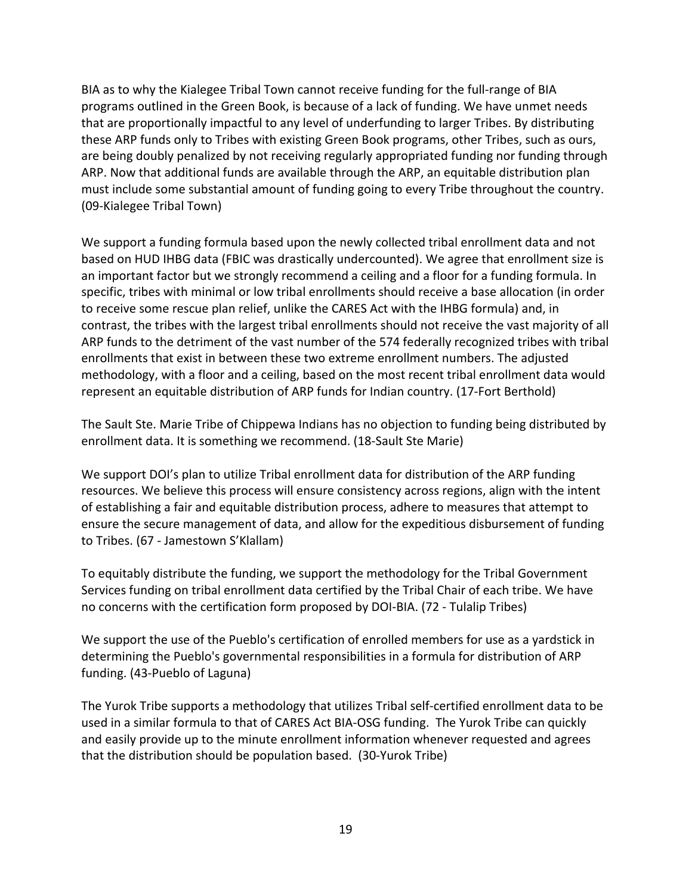BIA as to why the Kialegee Tribal Town cannot receive funding for the full-range of BIA programs outlined in the Green Book, is because of a lack of funding. We have unmet needs that are proportionally impactful to any level of underfunding to larger Tribes. By distributing these ARP funds only to Tribes with existing Green Book programs, other Tribes, such as ours, are being doubly penalized by not receiving regularly appropriated funding nor funding through ARP. Now that additional funds are available through the ARP, an equitable distribution plan must include some substantial amount of funding going to every Tribe throughout the country. (09-Kialegee Tribal Town)

We support a funding formula based upon the newly collected tribal enrollment data and not based on HUD IHBG data (FBIC was drastically undercounted). We agree that enrollment size is an important factor but we strongly recommend a ceiling and a floor for a funding formula. In specific, tribes with minimal or low tribal enrollments should receive a base allocation (in order to receive some rescue plan relief, unlike the CARES Act with the IHBG formula) and, in contrast, the tribes with the largest tribal enrollments should not receive the vast majority of all ARP funds to the detriment of the vast number of the 574 federally recognized tribes with tribal enrollments that exist in between these two extreme enrollment numbers. The adjusted methodology, with a floor and a ceiling, based on the most recent tribal enrollment data would represent an equitable distribution of ARP funds for Indian country. (17-Fort Berthold)

The Sault Ste. Marie Tribe of Chippewa Indians has no objection to funding being distributed by enrollment data. It is something we recommend. (18-Sault Ste Marie)

We support DOI's plan to utilize Tribal enrollment data for distribution of the ARP funding resources. We believe this process will ensure consistency across regions, align with the intent of establishing a fair and equitable distribution process, adhere to measures that attempt to ensure the secure management of data, and allow for the expeditious disbursement of funding to Tribes. (67 - Jamestown S'Klallam)

To equitably distribute the funding, we support the methodology for the Tribal Government Services funding on tribal enrollment data certified by the Tribal Chair of each tribe. We have no concerns with the certification form proposed by DOI-BIA. (72 - Tulalip Tribes)

We support the use of the Pueblo's certification of enrolled members for use as a yardstick in determining the Pueblo's governmental responsibilities in a formula for distribution of ARP funding. (43-Pueblo of Laguna)

The Yurok Tribe supports a methodology that utilizes Tribal self-certified enrollment data to be used in a similar formula to that of CARES Act BIA-OSG funding. The Yurok Tribe can quickly and easily provide up to the minute enrollment information whenever requested and agrees that the distribution should be population based. (30-Yurok Tribe)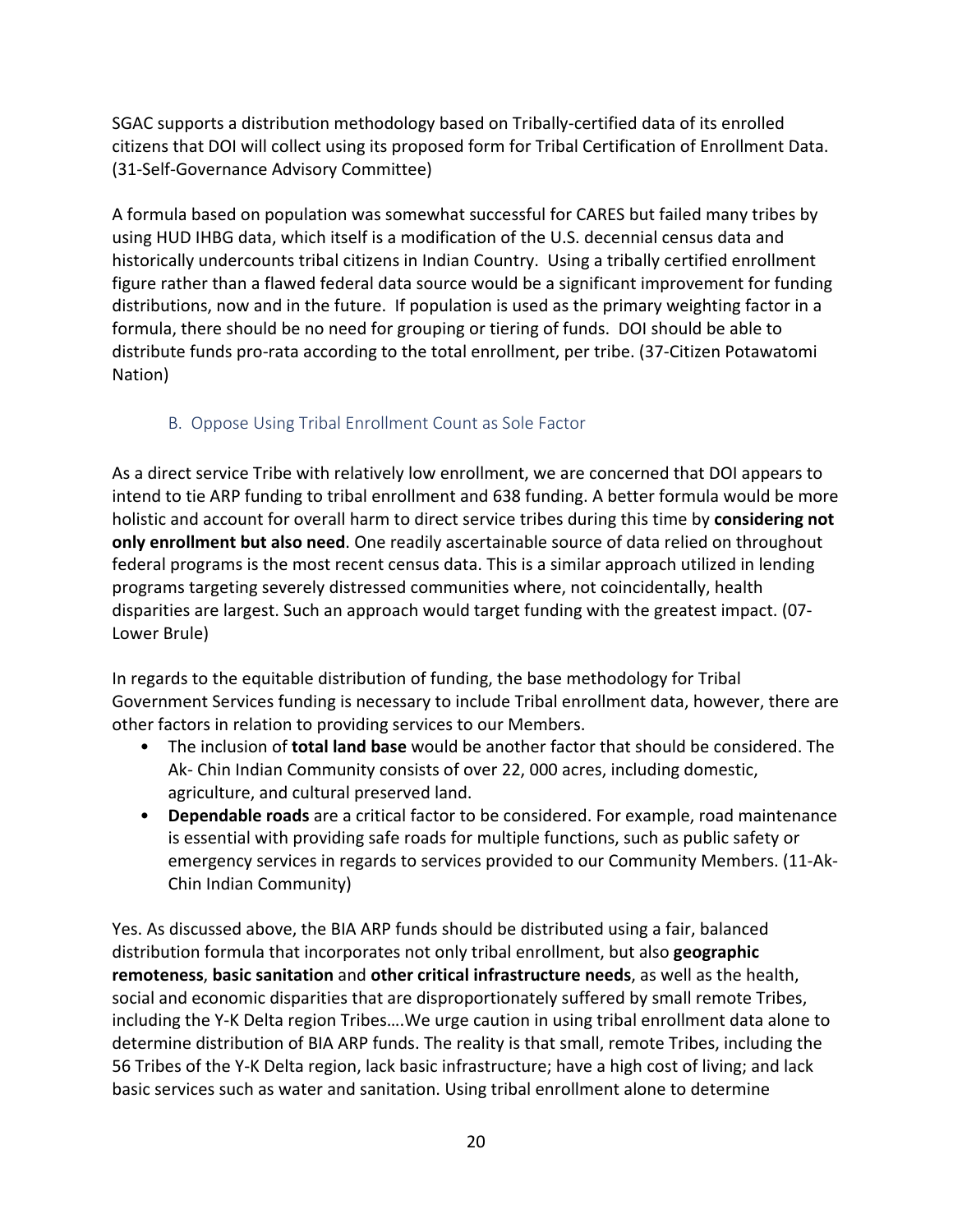SGAC supports a distribution methodology based on Tribally-certified data of its enrolled citizens that DOI will collect using its proposed form for Tribal Certification of Enrollment Data. (31-Self-Governance Advisory Committee)

A formula based on population was somewhat successful for CARES but failed many tribes by using HUD IHBG data, which itself is a modification of the U.S. decennial census data and historically undercounts tribal citizens in Indian Country. Using a tribally certified enrollment figure rather than a flawed federal data source would be a significant improvement for funding distributions, now and in the future. If population is used as the primary weighting factor in a formula, there should be no need for grouping or tiering of funds. DOI should be able to distribute funds pro-rata according to the total enrollment, per tribe. (37-Citizen Potawatomi Nation)

### B. Oppose Using Tribal Enrollment Count as Sole Factor

As a direct service Tribe with relatively low enrollment, we are concerned that DOI appears to intend to tie ARP funding to tribal enrollment and 638 funding. A better formula would be more holistic and account for overall harm to direct service tribes during this time by **considering not only enrollment but also need**. One readily ascertainable source of data relied on throughout federal programs is the most recent census data. This is a similar approach utilized in lending programs targeting severely distressed communities where, not coincidentally, health disparities are largest. Such an approach would target funding with the greatest impact. (07-Lower Brule)

In regards to the equitable distribution of funding, the base methodology for Tribal Government Services funding is necessary to include Tribal enrollment data, however, there are other factors in relation to providing services to our Members.

- The inclusion of **total land base** would be another factor that should be considered. The Ak- Chin Indian Community consists of over 22, 000 acres, including domestic, agriculture, and cultural preserved land.
- **Dependable roads** are a critical factor to be considered. For example, road maintenance is essential with providing safe roads for multiple functions, such as public safety or emergency services in regards to services provided to our Community Members. (11-Ak-Chin Indian Community)

Yes. As discussed above, the BIA ARP funds should be distributed using a fair, balanced distribution formula that incorporates not only tribal enrollment, but also **geographic remoteness**, **basic sanitation** and **other critical infrastructure needs**, as well as the health, social and economic disparities that are disproportionately suffered by small remote Tribes, including the Y-K Delta region Tribes….We urge caution in using tribal enrollment data alone to determine distribution of BIA ARP funds. The reality is that small, remote Tribes, including the 56 Tribes of the Y-K Delta region, lack basic infrastructure; have a high cost of living; and lack basic services such as water and sanitation. Using tribal enrollment alone to determine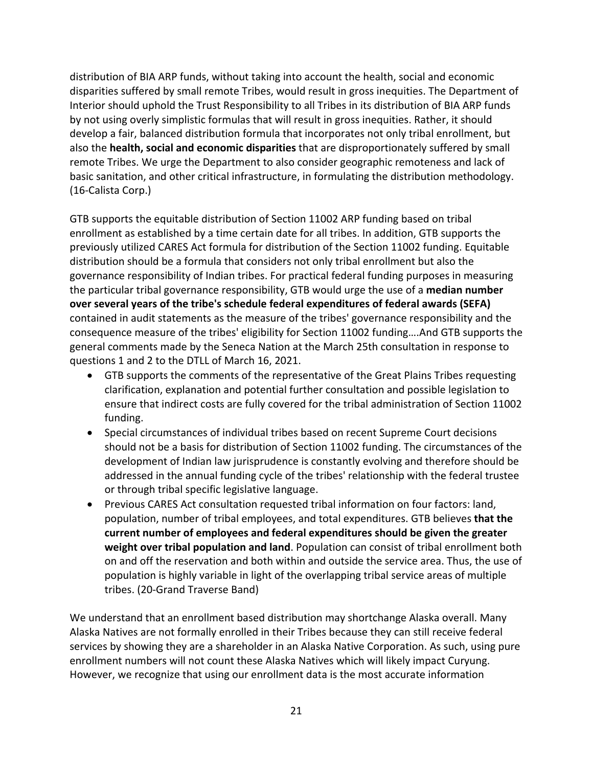distribution of BIA ARP funds, without taking into account the health, social and economic disparities suffered by small remote Tribes, would result in gross inequities. The Department of Interior should uphold the Trust Responsibility to all Tribes in its distribution of BIA ARP funds by not using overly simplistic formulas that will result in gross inequities. Rather, it should develop a fair, balanced distribution formula that incorporates not only tribal enrollment, but also the **health, social and economic disparities** that are disproportionately suffered by small remote Tribes. We urge the Department to also consider geographic remoteness and lack of basic sanitation, and other critical infrastructure, in formulating the distribution methodology. (16-Calista Corp.)

GTB supports the equitable distribution of Section 11002 ARP funding based on tribal enrollment as established by a time certain date for all tribes. In addition, GTB supports the previously utilized CARES Act formula for distribution of the Section 11002 funding. Equitable distribution should be a formula that considers not only tribal enrollment but also the governance responsibility of Indian tribes. For practical federal funding purposes in measuring the particular tribal governance responsibility, GTB would urge the use of a **median number over several years of the tribe's schedule federal expenditures of federal awards (SEFA)** contained in audit statements as the measure of the tribes' governance responsibility and the consequence measure of the tribes' eligibility for Section 11002 funding….And GTB supports the general comments made by the Seneca Nation at the March 25th consultation in response to questions 1 and 2 to the DTLL of March 16, 2021.

- GTB supports the comments of the representative of the Great Plains Tribes requesting clarification, explanation and potential further consultation and possible legislation to ensure that indirect costs are fully covered for the tribal administration of Section 11002 funding.
- Special circumstances of individual tribes based on recent Supreme Court decisions should not be a basis for distribution of Section 11002 funding. The circumstances of the development of Indian law jurisprudence is constantly evolving and therefore should be addressed in the annual funding cycle of the tribes' relationship with the federal trustee or through tribal specific legislative language.
- Previous CARES Act consultation requested tribal information on four factors: land, population, number of tribal employees, and total expenditures. GTB believes **that the current number of employees and federal expenditures should be given the greater weight over tribal population and land**. Population can consist of tribal enrollment both on and off the reservation and both within and outside the service area. Thus, the use of population is highly variable in light of the overlapping tribal service areas of multiple tribes. (20-Grand Traverse Band)

We understand that an enrollment based distribution may shortchange Alaska overall. Many Alaska Natives are not formally enrolled in their Tribes because they can still receive federal services by showing they are a shareholder in an Alaska Native Corporation. As such, using pure enrollment numbers will not count these Alaska Natives which will likely impact Curyung. However, we recognize that using our enrollment data is the most accurate information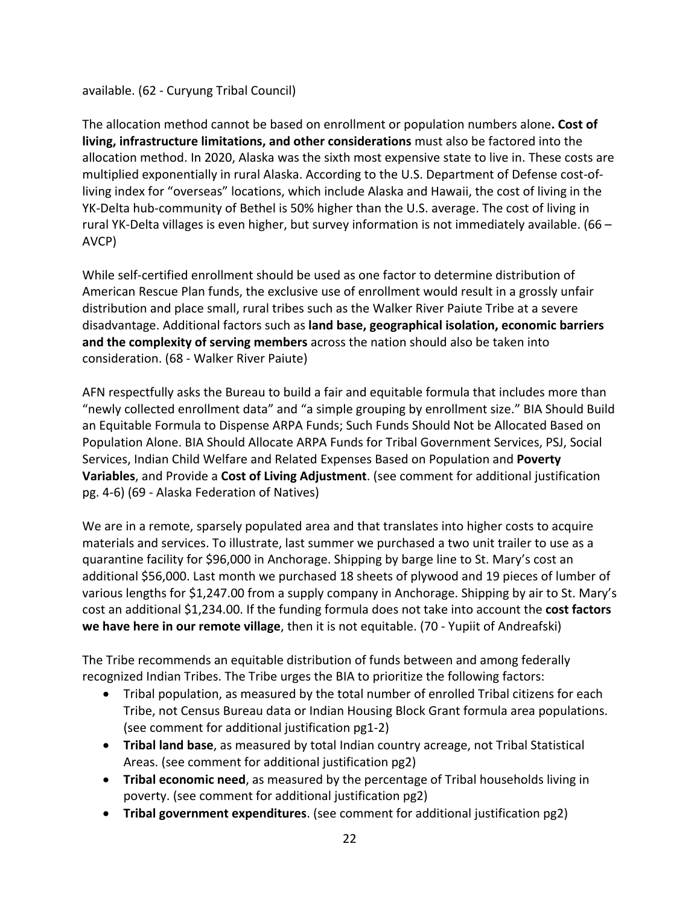available. (62 - Curyung Tribal Council)

The allocation method cannot be based on enrollment or population numbers alone**. Cost of living, infrastructure limitations, and other considerations** must also be factored into the allocation method. In 2020, Alaska was the sixth most expensive state to live in. These costs are multiplied exponentially in rural Alaska. According to the U.S. Department of Defense cost-of-living index for "overseas" locations, which include Alaska and Hawaii, the cost of living in the YK-Delta hub-community of Bethel is 50% higher than the U.S. average. The cost of living in rural YK-Delta villages is even higher, but survey information is not immediately available. (66 – AVCP)

While self-certified enrollment should be used as one factor to determine distribution of American Rescue Plan funds, the exclusive use of enrollment would result in a grossly unfair distribution and place small, rural tribes such as the Walker River Paiute Tribe at a severe disadvantage. Additional factors such as **land base, geographical isolation, economic barriers and the complexity of serving members** across the nation should also be taken into consideration. (68 - Walker River Paiute)

AFN respectfully asks the Bureau to build a fair and equitable formula that includes more than "newly collected enrollment data" and "a simple grouping by enrollment size." BIA Should Build an Equitable Formula to Dispense ARPA Funds; Such Funds Should Not be Allocated Based on Population Alone. BIA Should Allocate ARPA Funds for Tribal Government Services, PSJ, Social Services, Indian Child Welfare and Related Expenses Based on Population and **Poverty Variables**, and Provide a **Cost of Living Adjustment**. (see comment for additional justification pg. 4-6) (69 - Alaska Federation of Natives)

We are in a remote, sparsely populated area and that translates into higher costs to acquire materials and services. To illustrate, last summer we purchased a two unit trailer to use as a quarantine facility for $96,000 in Anchorage. Shipping by barge line to St. Mary's cost an additional $56,000. Last month we purchased 18 sheets of plywood and 19 pieces of lumber of various lengths for $1,247.00 from a supply company in Anchorage. Shipping by air to St. Mary's cost an additional $1,234.00. If the funding formula does not take into account the **cost factors we have here in our remote village**, then it is not equitable. (70 - Yupiit of Andreafski)

The Tribe recommends an equitable distribution of funds between and among federally recognized Indian Tribes. The Tribe urges the BIA to prioritize the following factors:

- Tribal population, as measured by the total number of enrolled Tribal citizens for each Tribe, not Census Bureau data or Indian Housing Block Grant formula area populations. (see comment for additional justification pg1-2)
- **Tribal land base**, as measured by total Indian country acreage, not Tribal Statistical Areas. (see comment for additional justification pg2)
- **Tribal economic need**, as measured by the percentage of Tribal households living in poverty. (see comment for additional justification pg2)
- **Tribal government expenditures**. (see comment for additional justification pg2)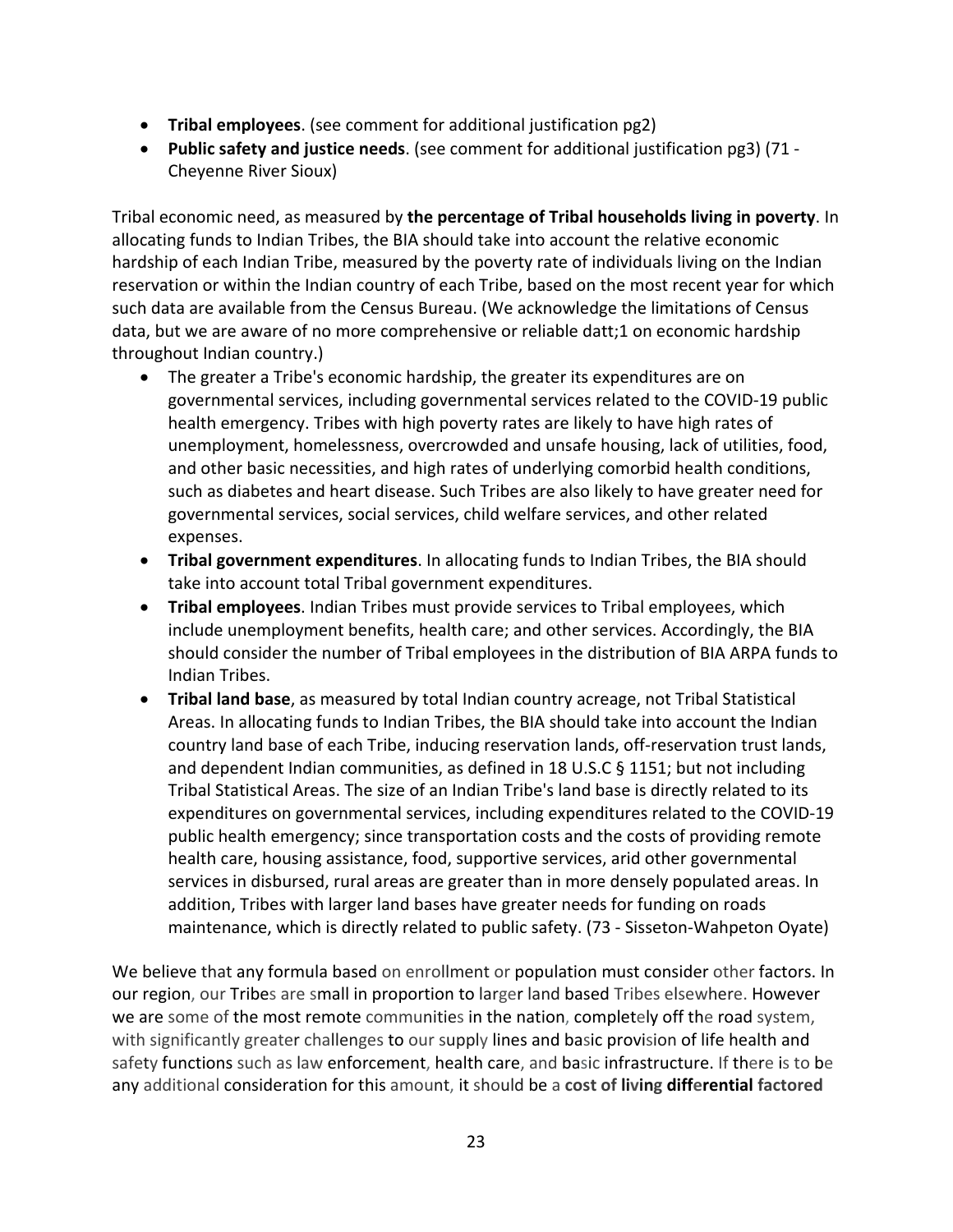- **Tribal employees**. (see comment for additional justification pg2)
- **Public safety and justice needs**. (see comment for additional justification pg3) (71 - Cheyenne River Sioux)

Tribal economic need, as measured by **the percentage of Tribal households living in poverty**. In allocating funds to Indian Tribes, the BIA should take into account the relative economic hardship of each Indian Tribe, measured by the poverty rate of individuals living on the Indian reservation or within the Indian country of each Tribe, based on the most recent year for which such data are available from the Census Bureau. (We acknowledge the limitations of Census data, but we are aware of no more comprehensive or reliable datt;1 on economic hardship throughout Indian country.)

- The greater a Tribe's economic hardship, the greater its expenditures are on governmental services, including governmental services related to the COVID-19 public health emergency. Tribes with high poverty rates are likely to have high rates of unemployment, homelessness, overcrowded and unsafe housing, lack of utilities, food, and other basic necessities, and high rates of underlying comorbid health conditions, such as diabetes and heart disease. Such Tribes are also likely to have greater need for governmental services, social services, child welfare services, and other related expenses.
- **Tribal government expenditures**. In allocating funds to Indian Tribes, the BIA should take into account total Tribal government expenditures.
- **Tribal employees**. Indian Tribes must provide services to Tribal employees, which include unemployment benefits, health care; and other services. Accordingly, the BIA should consider the number of Tribal employees in the distribution of BIA ARPA funds to Indian Tribes.
- **Tribal land base**, as measured by total Indian country acreage, not Tribal Statistical Areas. In allocating funds to Indian Tribes, the BIA should take into account the Indian country land base of each Tribe, inducing reservation lands, off-reservation trust lands, and dependent Indian communities, as defined in 18 U.S.C § 1151; but not including Tribal Statistical Areas. The size of an Indian Tribe's land base is directly related to its expenditures on governmental services, including expenditures related to the COVID-19 public health emergency; since transportation costs and the costs of providing remote health care, housing assistance, food, supportive services, arid other governmental services in disbursed, rural areas are greater than in more densely populated areas. In addition, Tribes with larger land bases have greater needs for funding on roads maintenance, which is directly related to public safety. (73 - Sisseton-Wahpeton Oyate)

We believe that any formula based on enrollment or population must consider other factors. In our region, our Tribes are small in proportion to larger land based Tribes elsewhere. However we are some of the most remote communities in the nation, completely off the road system, with significantly greater challenges to our supply lines and basic provision of life health and safety functions such as law enforcement, health care, and basic infrastructure. If there is to be any additional consideration for this amount, it should be a **cost of living differential factored**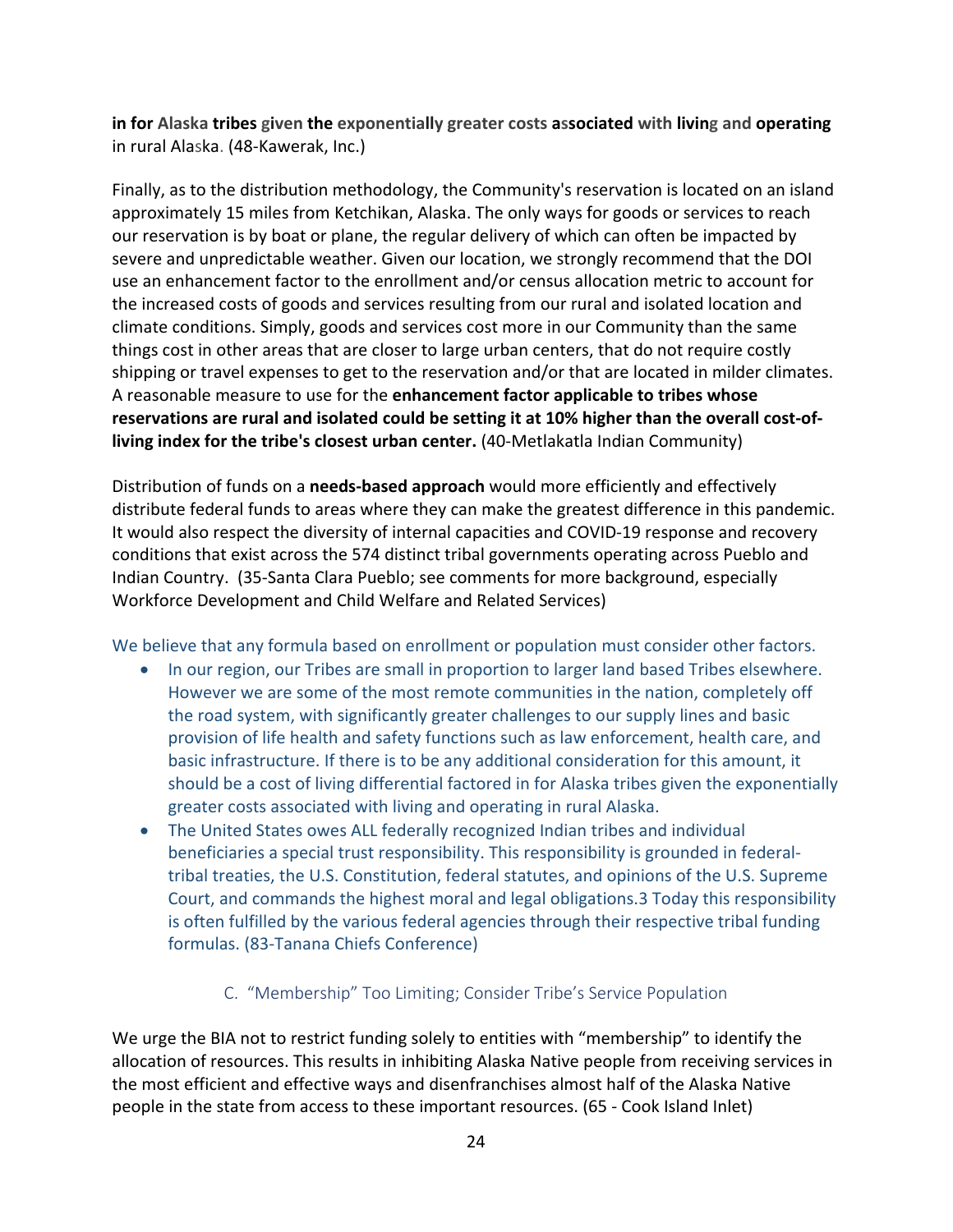**in for Alaska tribes given the exponentially greater costs associated with living and operating** in rural Alaska. (48-Kawerak, Inc.)

Finally, as to the distribution methodology, the Community's reservation is located on an island approximately 15 miles from Ketchikan, Alaska. The only ways for goods or services to reach our reservation is by boat or plane, the regular delivery of which can often be impacted by severe and unpredictable weather. Given our location, we strongly recommend that the DOI use an enhancement factor to the enrollment and/or census allocation metric to account for the increased costs of goods and services resulting from our rural and isolated location and climate conditions. Simply, goods and services cost more in our Community than the same things cost in other areas that are closer to large urban centers, that do not require costly shipping or travel expenses to get to the reservation and/or that are located in milder climates. A reasonable measure to use for the **enhancement factor applicable to tribes whose reservations are rural and isolated could be setting it at 10% higher than the overall cost-of-living index for the tribe's closest urban center.** (40-Metlakatla Indian Community)

Distribution of funds on a **needs-based approach** would more efficiently and effectively distribute federal funds to areas where they can make the greatest difference in this pandemic. It would also respect the diversity of internal capacities and COVID-19 response and recovery conditions that exist across the 574 distinct tribal governments operating across Pueblo and Indian Country. (35-Santa Clara Pueblo; see comments for more background, especially Workforce Development and Child Welfare and Related Services)

We believe that any formula based on enrollment or population must consider other factors.

- In our region, our Tribes are small in proportion to larger land based Tribes elsewhere. However we are some of the most remote communities in the nation, completely off the road system, with significantly greater challenges to our supply lines and basic provision of life health and safety functions such as law enforcement, health care, and basic infrastructure. If there is to be any additional consideration for this amount, it should be a cost of living differential factored in for Alaska tribes given the exponentially greater costs associated with living and operating in rural Alaska.
- The United States owes ALL federally recognized Indian tribes and individual beneficiaries a special trust responsibility. This responsibility is grounded in federal-tribal treaties, the U.S. Constitution, federal statutes, and opinions of the U.S. Supreme Court, and commands the highest moral and legal obligations.[3] Today this responsibility is often fulfilled by the various federal agencies through their respective tribal funding formulas. (83-Tanana Chiefs Conference)

### C. "Membership" Too Limiting; Consider Tribe's Service Population

We urge the BIA not to restrict funding solely to entities with "membership" to identify the allocation of resources. This results in inhibiting Alaska Native people from receiving services in the most efficient and effective ways and disenfranchises almost half of the Alaska Native people in the state from access to these important resources. (65 - Cook Island Inlet)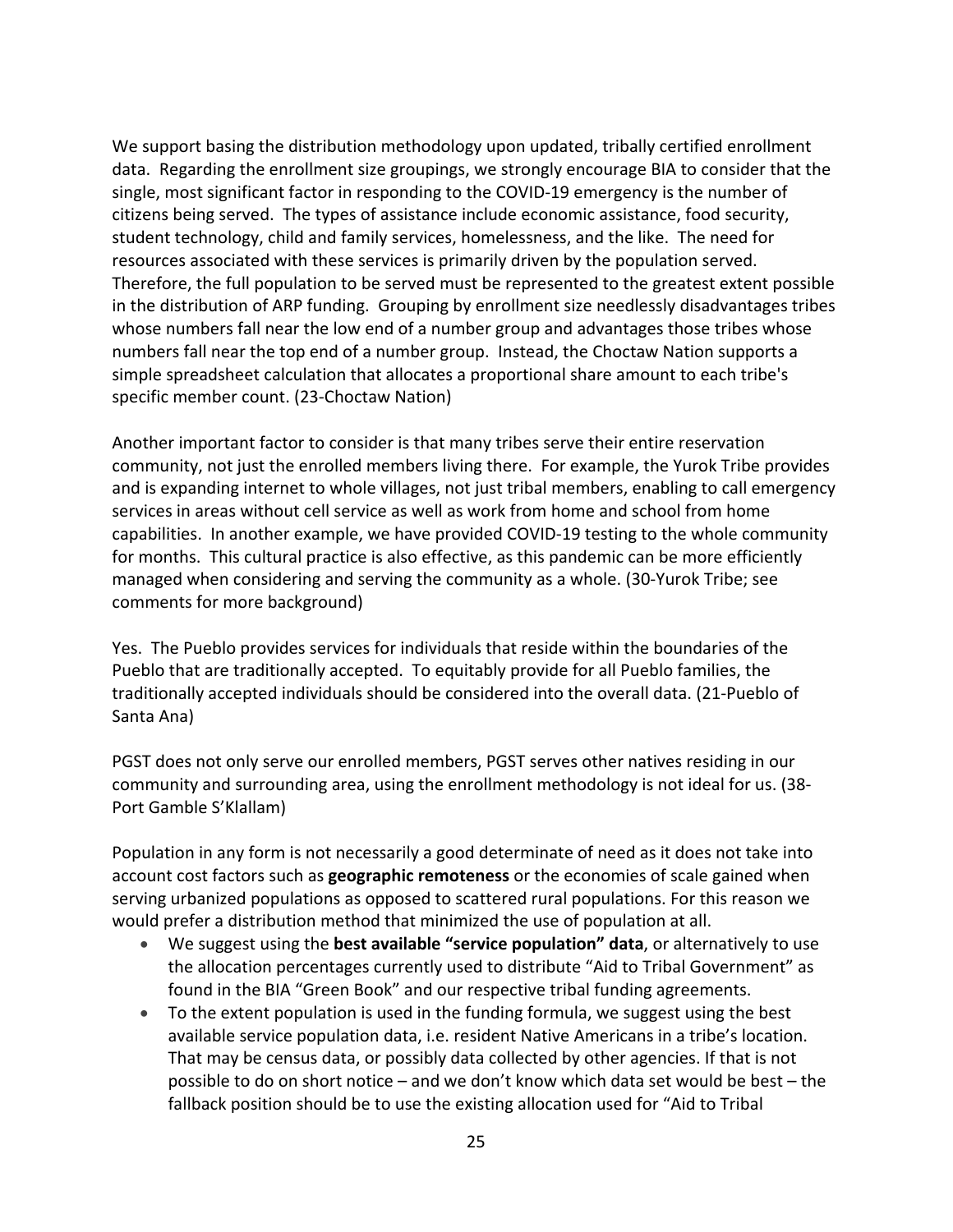We support basing the distribution methodology upon updated, tribally certified enrollment data. Regarding the enrollment size groupings, we strongly encourage BIA to consider that the single, most significant factor in responding to the COVID-19 emergency is the number of citizens being served. The types of assistance include economic assistance, food security, student technology, child and family services, homelessness, and the like. The need for resources associated with these services is primarily driven by the population served. Therefore, the full population to be served must be represented to the greatest extent possible in the distribution of ARP funding. Grouping by enrollment size needlessly disadvantages tribes whose numbers fall near the low end of a number group and advantages those tribes whose numbers fall near the top end of a number group. Instead, the Choctaw Nation supports a simple spreadsheet calculation that allocates a proportional share amount to each tribe's specific member count. (23-Choctaw Nation)

Another important factor to consider is that many tribes serve their entire reservation community, not just the enrolled members living there. For example, the Yurok Tribe provides and is expanding internet to whole villages, not just tribal members, enabling to call emergency services in areas without cell service as well as work from home and school from home capabilities. In another example, we have provided COVID-19 testing to the whole community for months. This cultural practice is also effective, as this pandemic can be more efficiently managed when considering and serving the community as a whole. (30-Yurok Tribe; see comments for more background)

Yes. The Pueblo provides services for individuals that reside within the boundaries of the Pueblo that are traditionally accepted. To equitably provide for all Pueblo families, the traditionally accepted individuals should be considered into the overall data. (21-Pueblo of Santa Ana)

PGST does not only serve our enrolled members, PGST serves other natives residing in our community and surrounding area, using the enrollment methodology is not ideal for us. (38-Port Gamble S'Klallam)

Population in any form is not necessarily a good determinate of need as it does not take into account cost factors such as **geographic remoteness** or the economies of scale gained when serving urbanized populations as opposed to scattered rural populations. For this reason we would prefer a distribution method that minimized the use of population at all.

- We suggest using the **best available "service population" data**, or alternatively to use the allocation percentages currently used to distribute "Aid to Tribal Government" as found in the BIA "Green Book" and our respective tribal funding agreements.
- To the extent population is used in the funding formula, we suggest using the best available service population data, i.e. resident Native Americans in a tribe's location. That may be census data, or possibly data collected by other agencies. If that is not possible to do on short notice – and we don't know which data set would be best – the fallback position should be to use the existing allocation used for "Aid to Tribal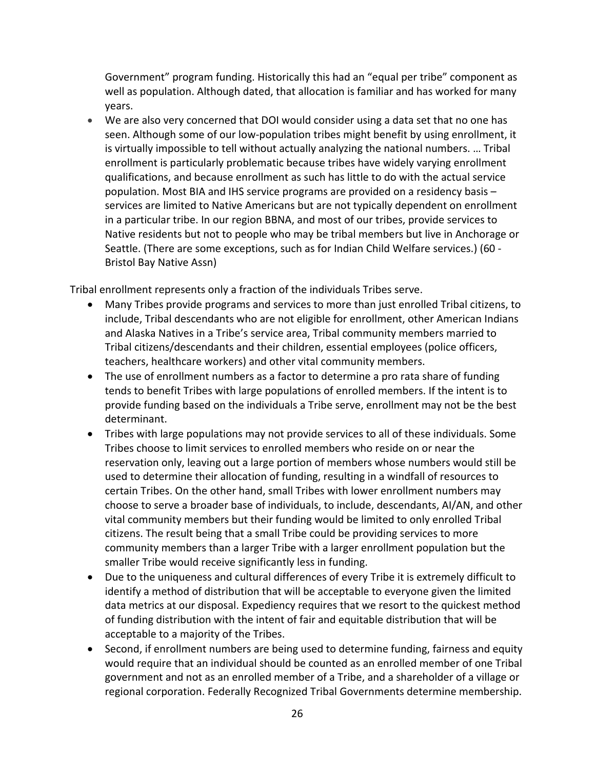Government” program funding. Historically this had an “equal per tribe” component as well as population. Although dated, that allocation is familiar and has worked for many years.

- We are also very concerned that DOI would consider using a data set that no one has seen. Although some of our low-population tribes might benefit by using enrollment, it is virtually impossible to tell without actually analyzing the national numbers. … Tribal enrollment is particularly problematic because tribes have widely varying enrollment qualifications, and because enrollment as such has little to do with the actual service population. Most BIA and IHS service programs are provided on a residency basis – services are limited to Native Americans but are not typically dependent on enrollment in a particular tribe. In our region BBNA, and most of our tribes, provide services to Native residents but not to people who may be tribal members but live in Anchorage or Seattle. (There are some exceptions, such as for Indian Child Welfare services.) (60 - Bristol Bay Native Assn)

Tribal enrollment represents only a fraction of the individuals Tribes serve.

- Many Tribes provide programs and services to more than just enrolled Tribal citizens, to include, Tribal descendants who are not eligible for enrollment, other American Indians and Alaska Natives in a Tribe’s service area, Tribal community members married to Tribal citizens/descendants and their children, essential employees (police officers, teachers, healthcare workers) and other vital community members.
- The use of enrollment numbers as a factor to determine a pro rata share of funding tends to benefit Tribes with large populations of enrolled members. If the intent is to provide funding based on the individuals a Tribe serve, enrollment may not be the best determinant.
- Tribes with large populations may not provide services to all of these individuals. Some Tribes choose to limit services to enrolled members who reside on or near the reservation only, leaving out a large portion of members whose numbers would still be used to determine their allocation of funding, resulting in a windfall of resources to certain Tribes. On the other hand, small Tribes with lower enrollment numbers may choose to serve a broader base of individuals, to include, descendants, AI/AN, and other vital community members but their funding would be limited to only enrolled Tribal citizens. The result being that a small Tribe could be providing services to more community members than a larger Tribe with a larger enrollment population but the smaller Tribe would receive significantly less in funding.
- Due to the uniqueness and cultural differences of every Tribe it is extremely difficult to identify a method of distribution that will be acceptable to everyone given the limited data metrics at our disposal. Expediency requires that we resort to the quickest method of funding distribution with the intent of fair and equitable distribution that will be acceptable to a majority of the Tribes.
- Second, if enrollment numbers are being used to determine funding, fairness and equity would require that an individual should be counted as an enrolled member of one Tribal government and not as an enrolled member of a Tribe, and a shareholder of a village or regional corporation. Federally Recognized Tribal Governments determine membership.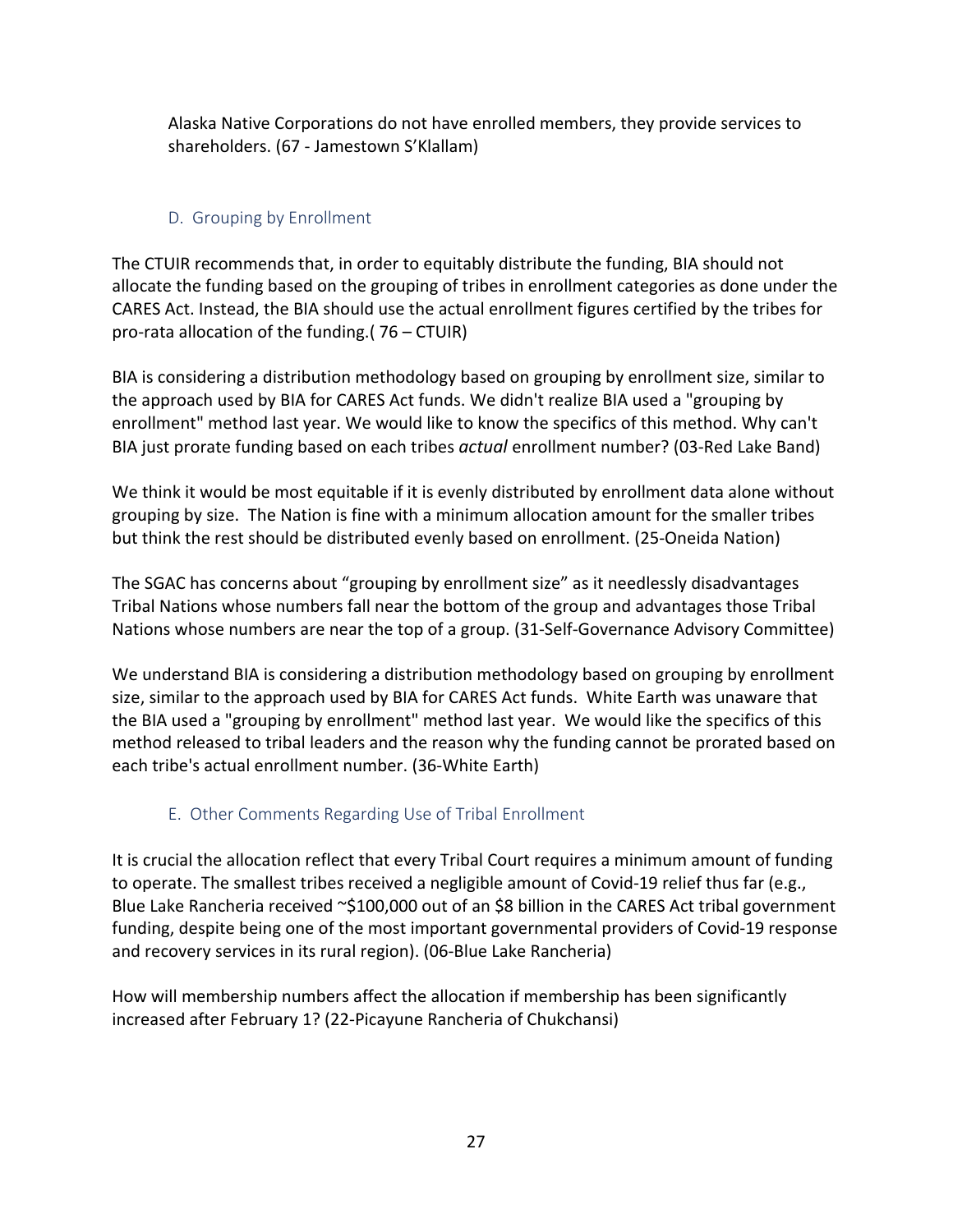Alaska Native Corporations do not have enrolled members, they provide services to shareholders. (67 - Jamestown S'Klallam)

### D. Grouping by Enrollment

The CTUIR recommends that, in order to equitably distribute the funding, BIA should not allocate the funding based on the grouping of tribes in enrollment categories as done under the CARES Act. Instead, the BIA should use the actual enrollment figures certified by the tribes for pro-rata allocation of the funding.( 76 – CTUIR)

BIA is considering a distribution methodology based on grouping by enrollment size, similar to the approach used by BIA for CARES Act funds. We didn't realize BIA used a "grouping by enrollment" method last year. We would like to know the specifics of this method. Why can't BIA just prorate funding based on each tribes *actual* enrollment number? (03-Red Lake Band)

We think it would be most equitable if it is evenly distributed by enrollment data alone without grouping by size. The Nation is fine with a minimum allocation amount for the smaller tribes but think the rest should be distributed evenly based on enrollment. (25-Oneida Nation)

The SGAC has concerns about "grouping by enrollment size" as it needlessly disadvantages Tribal Nations whose numbers fall near the bottom of the group and advantages those Tribal Nations whose numbers are near the top of a group. (31-Self-Governance Advisory Committee)

We understand BIA is considering a distribution methodology based on grouping by enrollment size, similar to the approach used by BIA for CARES Act funds. White Earth was unaware that the BIA used a "grouping by enrollment" method last year. We would like the specifics of this method released to tribal leaders and the reason why the funding cannot be prorated based on each tribe's actual enrollment number. (36-White Earth)

### E. Other Comments Regarding Use of Tribal Enrollment

It is crucial the allocation reflect that every Tribal Court requires a minimum amount of funding to operate. The smallest tribes received a negligible amount of Covid-19 relief thus far (e.g., Blue Lake Rancheria received ~$100,000 out of an $8 billion in the CARES Act tribal government funding, despite being one of the most important governmental providers of Covid-19 response and recovery services in its rural region). (06-Blue Lake Rancheria)

How will membership numbers affect the allocation if membership has been significantly increased after February 1? (22-Picayune Rancheria of Chukchansi)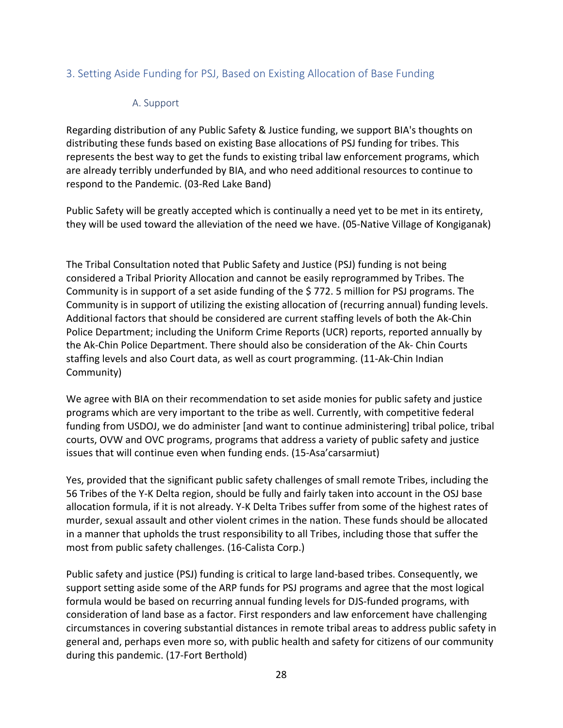## 3. Setting Aside Funding for PSJ, Based on Existing Allocation of Base Funding

### A. Support

Regarding distribution of any Public Safety & Justice funding, we support BIA's thoughts on distributing these funds based on existing Base allocations of PSJ funding for tribes. This represents the best way to get the funds to existing tribal law enforcement programs, which are already terribly underfunded by BIA, and who need additional resources to continue to respond to the Pandemic. (03-Red Lake Band)

Public Safety will be greatly accepted which is continually a need yet to be met in its entirety, they will be used toward the alleviation of the need we have. (05-Native Village of Kongiganak)

The Tribal Consultation noted that Public Safety and Justice (PSJ) funding is not being considered a Tribal Priority Allocation and cannot be easily reprogrammed by Tribes. The Community is in support of a set aside funding of the $ 772. 5 million for PSJ programs. The Community is in support of utilizing the existing allocation of (recurring annual) funding levels. Additional factors that should be considered are current staffing levels of both the Ak-Chin Police Department; including the Uniform Crime Reports (UCR) reports, reported annually by the Ak-Chin Police Department. There should also be consideration of the Ak- Chin Courts staffing levels and also Court data, as well as court programming. (11-Ak-Chin Indian Community)

We agree with BIA on their recommendation to set aside monies for public safety and justice programs which are very important to the tribe as well. Currently, with competitive federal funding from USDOJ, we do administer [and want to continue administering] tribal police, tribal courts, OVW and OVC programs, programs that address a variety of public safety and justice issues that will continue even when funding ends. (15-Asa'carsarmiut)

Yes, provided that the significant public safety challenges of small remote Tribes, including the 56 Tribes of the Y-K Delta region, should be fully and fairly taken into account in the OSJ base allocation formula, if it is not already. Y-K Delta Tribes suffer from some of the highest rates of murder, sexual assault and other violent crimes in the nation. These funds should be allocated in a manner that upholds the trust responsibility to all Tribes, including those that suffer the most from public safety challenges. (16-Calista Corp.)

Public safety and justice (PSJ) funding is critical to large land-based tribes. Consequently, we support setting aside some of the ARP funds for PSJ programs and agree that the most logical formula would be based on recurring annual funding levels for DJS-funded programs, with consideration of land base as a factor. First responders and law enforcement have challenging circumstances in covering substantial distances in remote tribal areas to address public safety in general and, perhaps even more so, with public health and safety for citizens of our community during this pandemic. (17-Fort Berthold)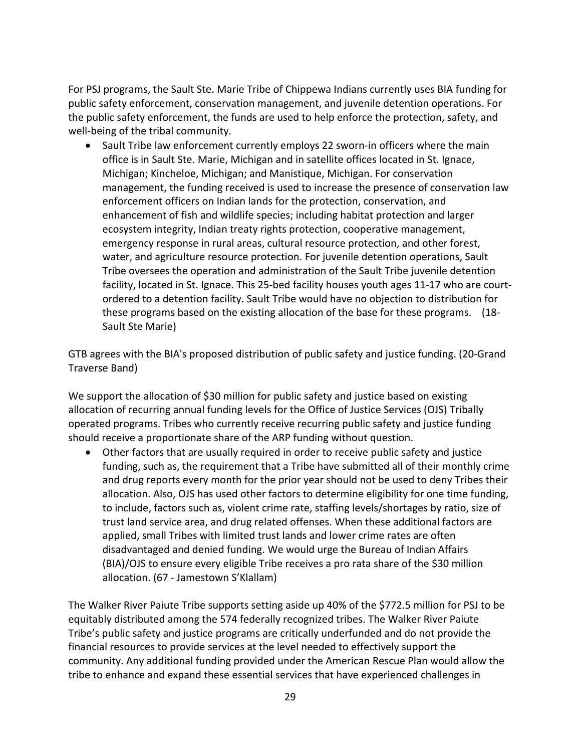For PSJ programs, the Sault Ste. Marie Tribe of Chippewa Indians currently uses BIA funding for public safety enforcement, conservation management, and juvenile detention operations. For the public safety enforcement, the funds are used to help enforce the protection, safety, and well-being of the tribal community.

- Sault Tribe law enforcement currently employs 22 sworn-in officers where the main office is in Sault Ste. Marie, Michigan and in satellite offices located in St. Ignace, Michigan; Kincheloe, Michigan; and Manistique, Michigan. For conservation management, the funding received is used to increase the presence of conservation law enforcement officers on Indian lands for the protection, conservation, and enhancement of fish and wildlife species; including habitat protection and larger ecosystem integrity, Indian treaty rights protection, cooperative management, emergency response in rural areas, cultural resource protection, and other forest, water, and agriculture resource protection. For juvenile detention operations, Sault Tribe oversees the operation and administration of the Sault Tribe juvenile detention facility, located in St. Ignace. This 25-bed facility houses youth ages 11-17 who are court-ordered to a detention facility. Sault Tribe would have no objection to distribution for these programs based on the existing allocation of the base for these programs. (18-Sault Ste Marie)

GTB agrees with the BIA's proposed distribution of public safety and justice funding. (20-Grand Traverse Band)

We support the allocation of $30 million for public safety and justice based on existing allocation of recurring annual funding levels for the Office of Justice Services (OJS) Tribally operated programs. Tribes who currently receive recurring public safety and justice funding should receive a proportionate share of the ARP funding without question.

- Other factors that are usually required in order to receive public safety and justice funding, such as, the requirement that a Tribe have submitted all of their monthly crime and drug reports every month for the prior year should not be used to deny Tribes their allocation. Also, OJS has used other factors to determine eligibility for one time funding, to include, factors such as, violent crime rate, staffing levels/shortages by ratio, size of trust land service area, and drug related offenses. When these additional factors are applied, small Tribes with limited trust lands and lower crime rates are often disadvantaged and denied funding. We would urge the Bureau of Indian Affairs (BIA)/OJS to ensure every eligible Tribe receives a pro rata share of the $30 million allocation. (67 - Jamestown S'Klallam)

The Walker River Paiute Tribe supports setting aside up 40% of the $772.5 million for PSJ to be equitably distributed among the 574 federally recognized tribes. The Walker River Paiute Tribe's public safety and justice programs are critically underfunded and do not provide the financial resources to provide services at the level needed to effectively support the community. Any additional funding provided under the American Rescue Plan would allow the tribe to enhance and expand these essential services that have experienced challenges in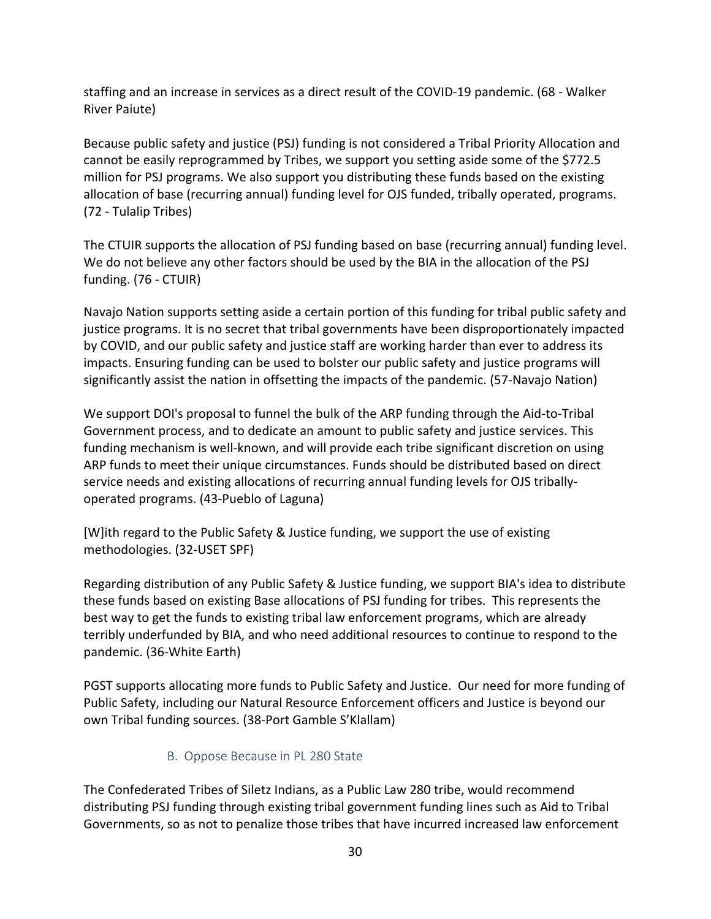staffing and an increase in services as a direct result of the COVID-19 pandemic. (68 - Walker River Paiute)

Because public safety and justice (PSJ) funding is not considered a Tribal Priority Allocation and cannot be easily reprogrammed by Tribes, we support you setting aside some of the $772.5 million for PSJ programs. We also support you distributing these funds based on the existing allocation of base (recurring annual) funding level for OJS funded, tribally operated, programs. (72 - Tulalip Tribes)

The CTUIR supports the allocation of PSJ funding based on base (recurring annual) funding level. We do not believe any other factors should be used by the BIA in the allocation of the PSJ funding. (76 - CTUIR)

Navajo Nation supports setting aside a certain portion of this funding for tribal public safety and justice programs. It is no secret that tribal governments have been disproportionately impacted by COVID, and our public safety and justice staff are working harder than ever to address its impacts. Ensuring funding can be used to bolster our public safety and justice programs will significantly assist the nation in offsetting the impacts of the pandemic. (57-Navajo Nation)

We support DOI's proposal to funnel the bulk of the ARP funding through the Aid-to-Tribal Government process, and to dedicate an amount to public safety and justice services. This funding mechanism is well-known, and will provide each tribe significant discretion on using ARP funds to meet their unique circumstances. Funds should be distributed based on direct service needs and existing allocations of recurring annual funding levels for OJS tribally-operated programs. (43-Pueblo of Laguna)

[W]ith regard to the Public Safety & Justice funding, we support the use of existing methodologies. (32-USET SPF)

Regarding distribution of any Public Safety & Justice funding, we support BIA's idea to distribute these funds based on existing Base allocations of PSJ funding for tribes. This represents the best way to get the funds to existing tribal law enforcement programs, which are already terribly underfunded by BIA, and who need additional resources to continue to respond to the pandemic. (36-White Earth)

PGST supports allocating more funds to Public Safety and Justice. Our need for more funding of Public Safety, including our Natural Resource Enforcement officers and Justice is beyond our own Tribal funding sources. (38-Port Gamble S'Klallam)

### B. Oppose Because in PL 280 State

The Confederated Tribes of Siletz Indians, as a Public Law 280 tribe, would recommend distributing PSJ funding through existing tribal government funding lines such as Aid to Tribal Governments, so as not to penalize those tribes that have incurred increased law enforcement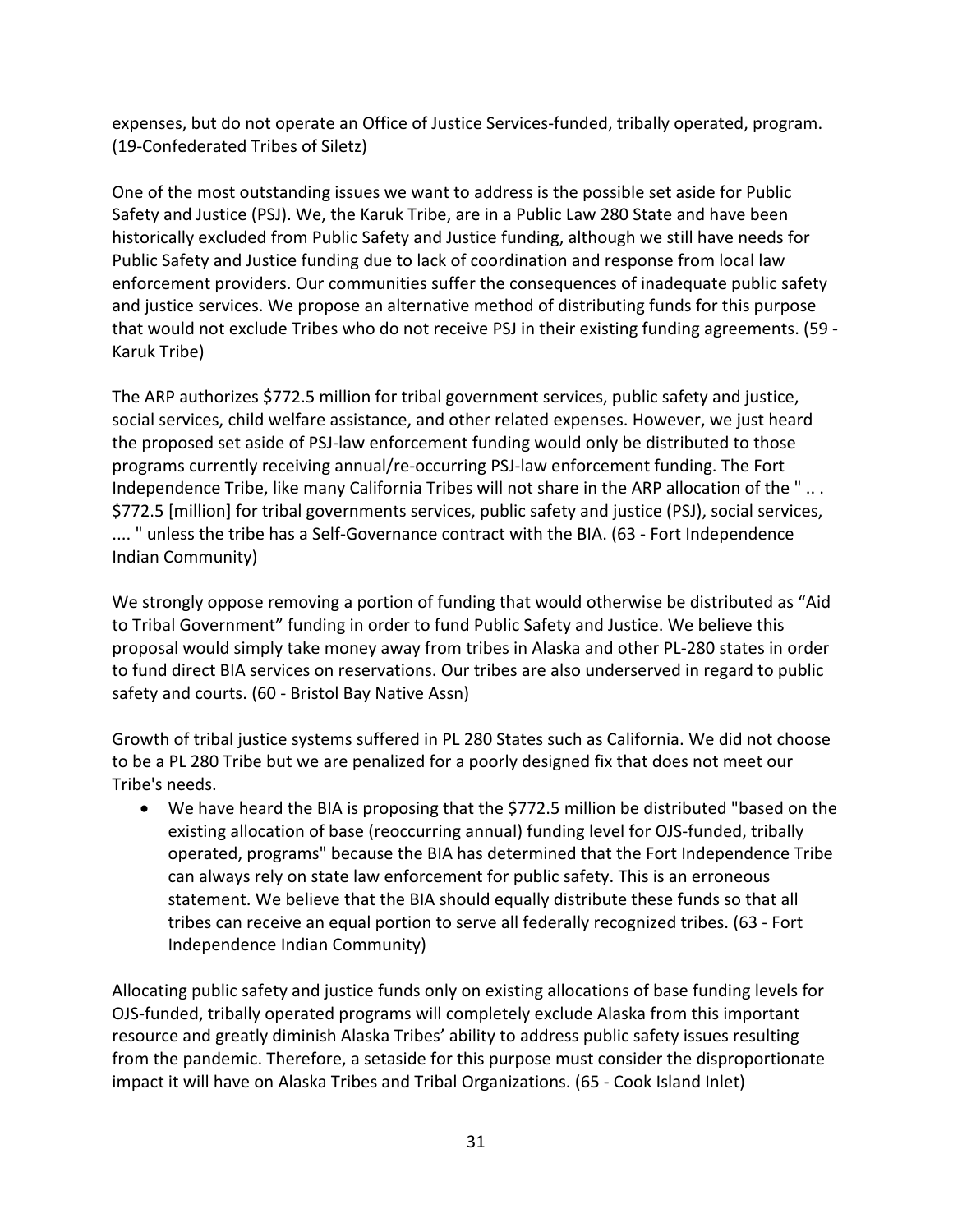expenses, but do not operate an Office of Justice Services-funded, tribally operated, program. (19-Confederated Tribes of Siletz)

One of the most outstanding issues we want to address is the possible set aside for Public Safety and Justice (PSJ). We, the Karuk Tribe, are in a Public Law 280 State and have been historically excluded from Public Safety and Justice funding, although we still have needs for Public Safety and Justice funding due to lack of coordination and response from local law enforcement providers. Our communities suffer the consequences of inadequate public safety and justice services. We propose an alternative method of distributing funds for this purpose that would not exclude Tribes who do not receive PSJ in their existing funding agreements. (59 - Karuk Tribe)

The ARP authorizes $772.5 million for tribal government services, public safety and justice, social services, child welfare assistance, and other related expenses. However, we just heard the proposed set aside of PSJ-law enforcement funding would only be distributed to those programs currently receiving annual/re-occurring PSJ-law enforcement funding. The Fort Independence Tribe, like many California Tribes will not share in the ARP allocation of the " .. . $772.5 [million] for tribal governments services, public safety and justice (PSJ), social services, .... " unless the tribe has a Self-Governance contract with the BIA. (63 - Fort Independence Indian Community)

We strongly oppose removing a portion of funding that would otherwise be distributed as "Aid to Tribal Government" funding in order to fund Public Safety and Justice. We believe this proposal would simply take money away from tribes in Alaska and other PL-280 states in order to fund direct BIA services on reservations. Our tribes are also underserved in regard to public safety and courts. (60 - Bristol Bay Native Assn)

Growth of tribal justice systems suffered in PL 280 States such as California. We did not choose to be a PL 280 Tribe but we are penalized for a poorly designed fix that does not meet our Tribe's needs.

- We have heard the BIA is proposing that the $772.5 million be distributed "based on the existing allocation of base (reoccurring annual) funding level for OJS-funded, tribally operated, programs" because the BIA has determined that the Fort Independence Tribe can always rely on state law enforcement for public safety. This is an erroneous statement. We believe that the BIA should equally distribute these funds so that all tribes can receive an equal portion to serve all federally recognized tribes. (63 - Fort Independence Indian Community)

Allocating public safety and justice funds only on existing allocations of base funding levels for OJS-funded, tribally operated programs will completely exclude Alaska from this important resource and greatly diminish Alaska Tribes' ability to address public safety issues resulting from the pandemic. Therefore, a setaside for this purpose must consider the disproportionate impact it will have on Alaska Tribes and Tribal Organizations. (65 - Cook Island Inlet)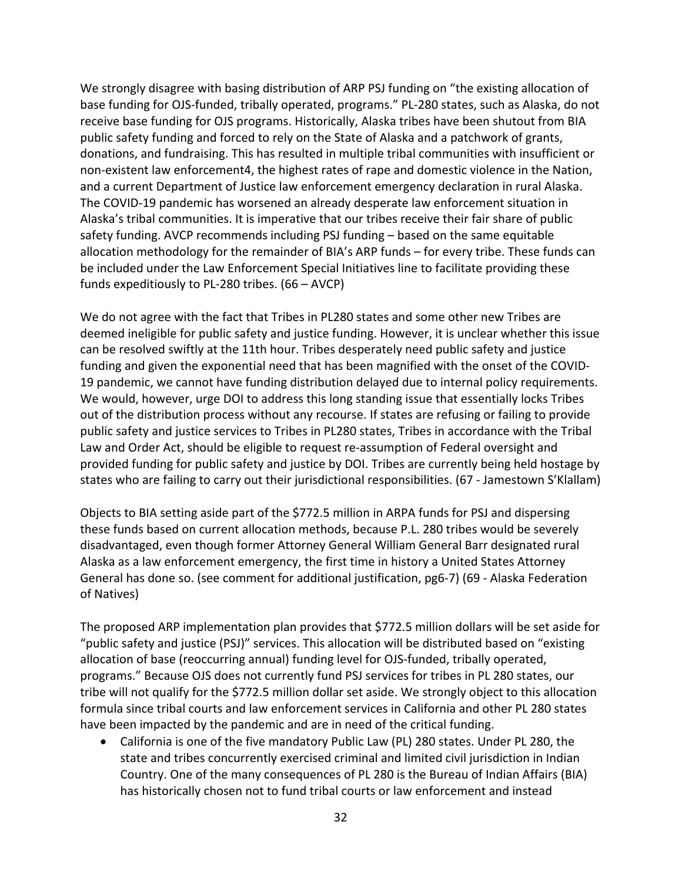We strongly disagree with basing distribution of ARP PSJ funding on "the existing allocation of base funding for OJS-funded, tribally operated, programs." PL-280 states, such as Alaska, do not receive base funding for OJS programs. Historically, Alaska tribes have been shutout from BIA public safety funding and forced to rely on the State of Alaska and a patchwork of grants, donations, and fundraising. This has resulted in multiple tribal communities with insufficient or non-existent law enforcement4, the highest rates of rape and domestic violence in the Nation, and a current Department of Justice law enforcement emergency declaration in rural Alaska. The COVID-19 pandemic has worsened an already desperate law enforcement situation in Alaska's tribal communities. It is imperative that our tribes receive their fair share of public safety funding. AVCP recommends including PSJ funding – based on the same equitable allocation methodology for the remainder of BIA's ARP funds – for every tribe. These funds can be included under the Law Enforcement Special Initiatives line to facilitate providing these funds expeditiously to PL-280 tribes. (66 – AVCP)

We do not agree with the fact that Tribes in PL280 states and some other new Tribes are deemed ineligible for public safety and justice funding. However, it is unclear whether this issue can be resolved swiftly at the 11th hour. Tribes desperately need public safety and justice funding and given the exponential need that has been magnified with the onset of the COVID-19 pandemic, we cannot have funding distribution delayed due to internal policy requirements. We would, however, urge DOI to address this long standing issue that essentially locks Tribes out of the distribution process without any recourse. If states are refusing or failing to provide public safety and justice services to Tribes in PL280 states, Tribes in accordance with the Tribal Law and Order Act, should be eligible to request re-assumption of Federal oversight and provided funding for public safety and justice by DOI. Tribes are currently being held hostage by states who are failing to carry out their jurisdictional responsibilities. (67 - Jamestown S'Klallam)

Objects to BIA setting aside part of the $772.5 million in ARPA funds for PSJ and dispersing these funds based on current allocation methods, because P.L. 280 tribes would be severely disadvantaged, even though former Attorney General William General Barr designated rural Alaska as a law enforcement emergency, the first time in history a United States Attorney General has done so. (see comment for additional justification, pg6-7) (69 - Alaska Federation of Natives)

The proposed ARP implementation plan provides that $772.5 million dollars will be set aside for "public safety and justice (PSJ)" services. This allocation will be distributed based on "existing allocation of base (reoccurring annual) funding level for OJS-funded, tribally operated, programs." Because OJS does not currently fund PSJ services for tribes in PL 280 states, our tribe will not qualify for the $772.5 million dollar set aside. We strongly object to this allocation formula since tribal courts and law enforcement services in California and other PL 280 states have been impacted by the pandemic and are in need of the critical funding.

- California is one of the five mandatory Public Law (PL) 280 states. Under PL 280, the state and tribes concurrently exercised criminal and limited civil jurisdiction in Indian Country. One of the many consequences of PL 280 is the Bureau of Indian Affairs (BIA) has historically chosen not to fund tribal courts or law enforcement and instead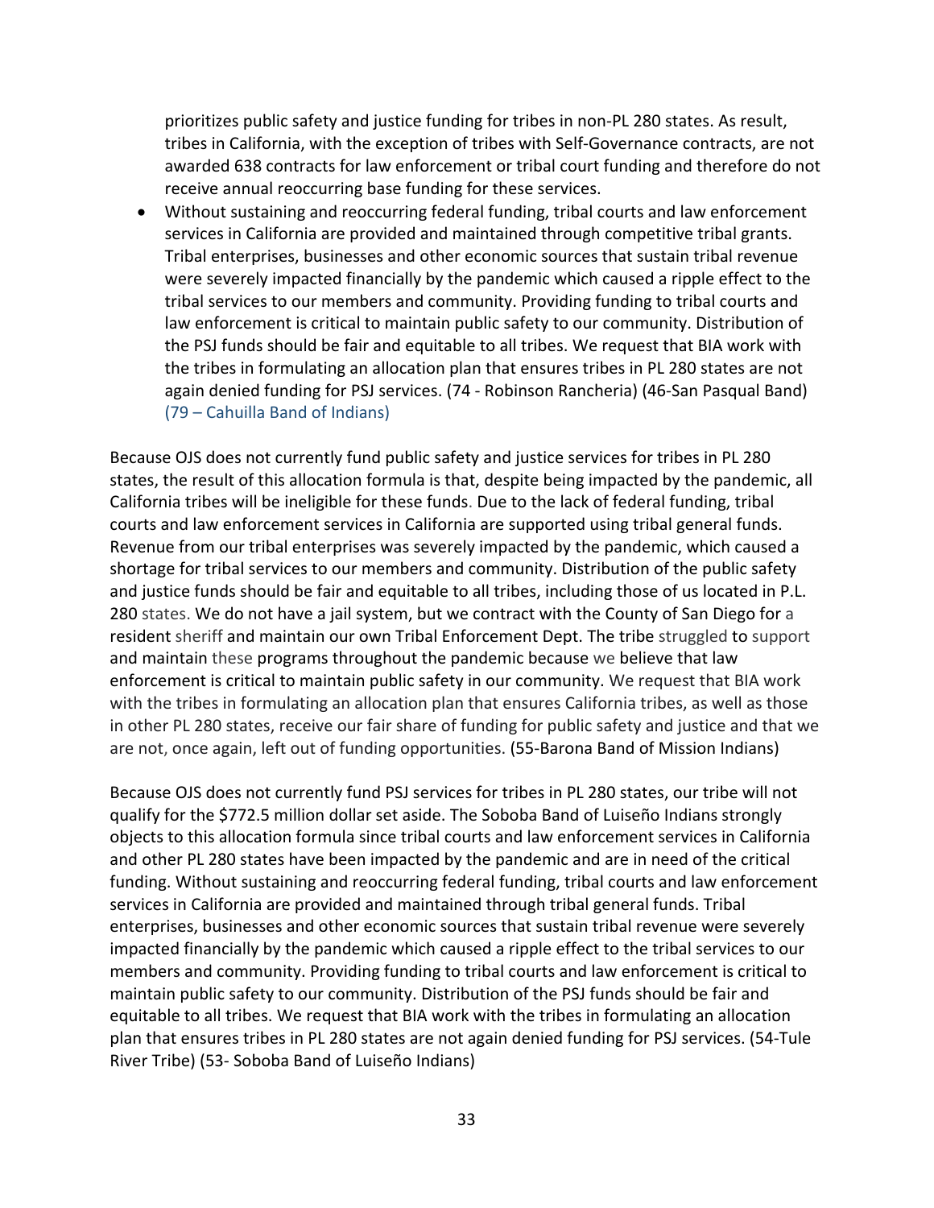prioritizes public safety and justice funding for tribes in non-PL 280 states. As result, tribes in California, with the exception of tribes with Self-Governance contracts, are not awarded 638 contracts for law enforcement or tribal court funding and therefore do not receive annual reoccurring base funding for these services.

- Without sustaining and reoccurring federal funding, tribal courts and law enforcement services in California are provided and maintained through competitive tribal grants. Tribal enterprises, businesses and other economic sources that sustain tribal revenue were severely impacted financially by the pandemic which caused a ripple effect to the tribal services to our members and community. Providing funding to tribal courts and law enforcement is critical to maintain public safety to our community. Distribution of the PSJ funds should be fair and equitable to all tribes. We request that BIA work with the tribes in formulating an allocation plan that ensures tribes in PL 280 states are not again denied funding for PSJ services. (74 - Robinson Rancheria) (46-San Pasqual Band) (79 – Cahuilla Band of Indians)

Because OJS does not currently fund public safety and justice services for tribes in PL 280 states, the result of this allocation formula is that, despite being impacted by the pandemic, all California tribes will be ineligible for these funds. Due to the lack of federal funding, tribal courts and law enforcement services in California are supported using tribal general funds. Revenue from our tribal enterprises was severely impacted by the pandemic, which caused a shortage for tribal services to our members and community. Distribution of the public safety and justice funds should be fair and equitable to all tribes, including those of us located in P.L. 280 states. We do not have a jail system, but we contract with the County of San Diego for a resident sheriff and maintain our own Tribal Enforcement Dept. The tribe struggled to support and maintain these programs throughout the pandemic because we believe that law enforcement is critical to maintain public safety in our community. We request that BIA work with the tribes in formulating an allocation plan that ensures California tribes, as well as those in other PL 280 states, receive our fair share of funding for public safety and justice and that we are not, once again, left out of funding opportunities. (55-Barona Band of Mission Indians)

Because OJS does not currently fund PSJ services for tribes in PL 280 states, our tribe will not qualify for the $772.5 million dollar set aside. The Soboba Band of Luiseño Indians strongly objects to this allocation formula since tribal courts and law enforcement services in California and other PL 280 states have been impacted by the pandemic and are in need of the critical funding. Without sustaining and reoccurring federal funding, tribal courts and law enforcement services in California are provided and maintained through tribal general funds. Tribal enterprises, businesses and other economic sources that sustain tribal revenue were severely impacted financially by the pandemic which caused a ripple effect to the tribal services to our members and community. Providing funding to tribal courts and law enforcement is critical to maintain public safety to our community. Distribution of the PSJ funds should be fair and equitable to all tribes. We request that BIA work with the tribes in formulating an allocation plan that ensures tribes in PL 280 states are not again denied funding for PSJ services. (54-Tule River Tribe) (53- Soboba Band of Luiseño Indians)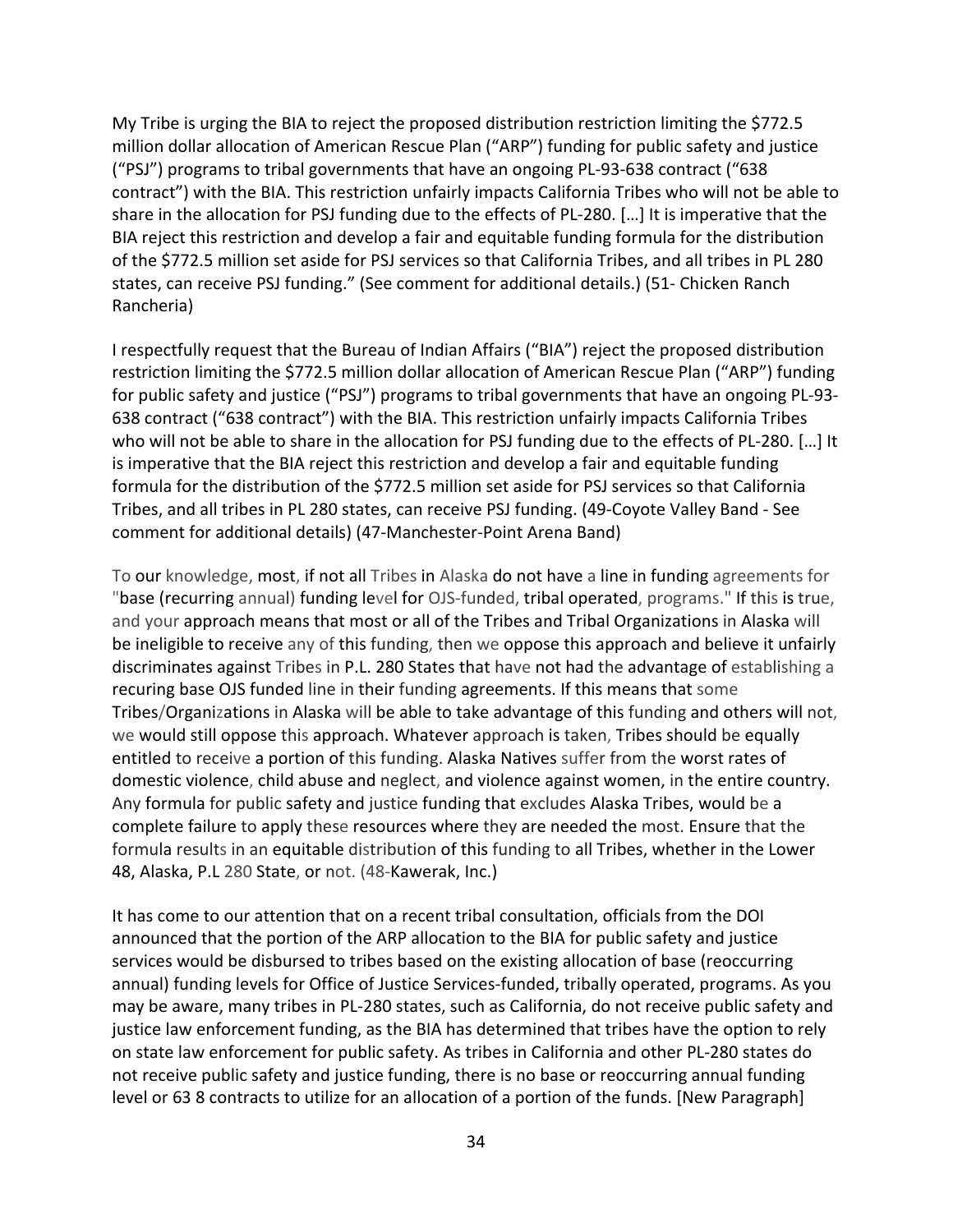My Tribe is urging the BIA to reject the proposed distribution restriction limiting the $772.5 million dollar allocation of American Rescue Plan ("ARP") funding for public safety and justice ("PSJ") programs to tribal governments that have an ongoing PL-93-638 contract ("638 contract") with the BIA. This restriction unfairly impacts California Tribes who will not be able to share in the allocation for PSJ funding due to the effects of PL-280. […] It is imperative that the BIA reject this restriction and develop a fair and equitable funding formula for the distribution of the $772.5 million set aside for PSJ services so that California Tribes, and all tribes in PL 280 states, can receive PSJ funding." (See comment for additional details.) (51- Chicken Ranch Rancheria)

I respectfully request that the Bureau of Indian Affairs ("BIA") reject the proposed distribution restriction limiting the $772.5 million dollar allocation of American Rescue Plan ("ARP") funding for public safety and justice ("PSJ") programs to tribal governments that have an ongoing PL-93-638 contract ("638 contract") with the BIA. This restriction unfairly impacts California Tribes who will not be able to share in the allocation for PSJ funding due to the effects of PL-280. […] It is imperative that the BIA reject this restriction and develop a fair and equitable funding formula for the distribution of the $772.5 million set aside for PSJ services so that California Tribes, and all tribes in PL 280 states, can receive PSJ funding. (49-Coyote Valley Band - See comment for additional details) (47-Manchester-Point Arena Band)

To our knowledge, most, if not all Tribes in Alaska do not have a line in funding agreements for "base (recurring annual) funding level for OJS-funded, tribal operated, programs." If this is true, and your approach means that most or all of the Tribes and Tribal Organizations in Alaska will be ineligible to receive any of this funding, then we oppose this approach and believe it unfairly discriminates against Tribes in P.L. 280 States that have not had the advantage of establishing a recuring base OJS funded line in their funding agreements. If this means that some Tribes/Organizations in Alaska will be able to take advantage of this funding and others will not, we would still oppose this approach. Whatever approach is taken, Tribes should be equally entitled to receive a portion of this funding. Alaska Natives suffer from the worst rates of domestic violence, child abuse and neglect, and violence against women, in the entire country. Any formula for public safety and justice funding that excludes Alaska Tribes, would be a complete failure to apply these resources where they are needed the most. Ensure that the formula results in an equitable distribution of this funding to all Tribes, whether in the Lower 48, Alaska, P.L 280 State, or not. (48-Kawerak, Inc.)

It has come to our attention that on a recent tribal consultation, officials from the DOI announced that the portion of the ARP allocation to the BIA for public safety and justice services would be disbursed to tribes based on the existing allocation of base (reoccurring annual) funding levels for Office of Justice Services-funded, tribally operated, programs. As you may be aware, many tribes in PL-280 states, such as California, do not receive public safety and justice law enforcement funding, as the BIA has determined that tribes have the option to rely on state law enforcement for public safety. As tribes in California and other PL-280 states do not receive public safety and justice funding, there is no base or reoccurring annual funding level or 63 8 contracts to utilize for an allocation of a portion of the funds. [New Paragraph]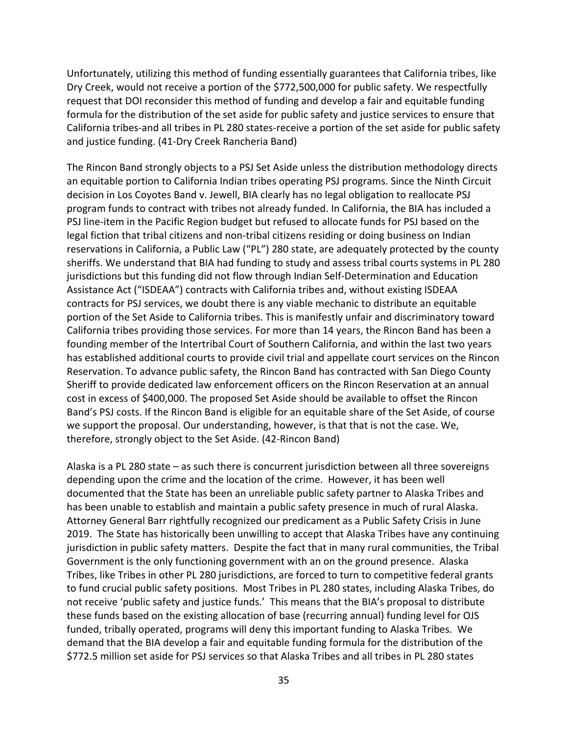Unfortunately, utilizing this method of funding essentially guarantees that California tribes, like Dry Creek, would not receive a portion of the $772,500,000 for public safety. We respectfully request that DOI reconsider this method of funding and develop a fair and equitable funding formula for the distribution of the set aside for public safety and justice services to ensure that California tribes-and all tribes in PL 280 states-receive a portion of the set aside for public safety and justice funding. (41-Dry Creek Rancheria Band)

The Rincon Band strongly objects to a PSJ Set Aside unless the distribution methodology directs an equitable portion to California Indian tribes operating PSJ programs. Since the Ninth Circuit decision in Los Coyotes Band v. Jewell, BIA clearly has no legal obligation to reallocate PSJ program funds to contract with tribes not already funded. In California, the BIA has included a PSJ line-item in the Pacific Region budget but refused to allocate funds for PSJ based on the legal fiction that tribal citizens and non-tribal citizens residing or doing business on Indian reservations in California, a Public Law ("PL") 280 state, are adequately protected by the county sheriffs. We understand that BIA had funding to study and assess tribal courts systems in PL 280 jurisdictions but this funding did not flow through Indian Self-Determination and Education Assistance Act ("ISDEAA") contracts with California tribes and, without existing ISDEAA contracts for PSJ services, we doubt there is any viable mechanic to distribute an equitable portion of the Set Aside to California tribes. This is manifestly unfair and discriminatory toward California tribes providing those services. For more than 14 years, the Rincon Band has been a founding member of the Intertribal Court of Southern California, and within the last two years has established additional courts to provide civil trial and appellate court services on the Rincon Reservation. To advance public safety, the Rincon Band has contracted with San Diego County Sheriff to provide dedicated law enforcement officers on the Rincon Reservation at an annual cost in excess of $400,000. The proposed Set Aside should be available to offset the Rincon Band's PSJ costs. If the Rincon Band is eligible for an equitable share of the Set Aside, of course we support the proposal. Our understanding, however, is that that is not the case. We, therefore, strongly object to the Set Aside. (42-Rincon Band)

Alaska is a PL 280 state – as such there is concurrent jurisdiction between all three sovereigns depending upon the crime and the location of the crime. However, it has been well documented that the State has been an unreliable public safety partner to Alaska Tribes and has been unable to establish and maintain a public safety presence in much of rural Alaska. Attorney General Barr rightfully recognized our predicament as a Public Safety Crisis in June 2019. The State has historically been unwilling to accept that Alaska Tribes have any continuing jurisdiction in public safety matters. Despite the fact that in many rural communities, the Tribal Government is the only functioning government with an on the ground presence. Alaska Tribes, like Tribes in other PL 280 jurisdictions, are forced to turn to competitive federal grants to fund crucial public safety positions. Most Tribes in PL 280 states, including Alaska Tribes, do not receive 'public safety and justice funds.' This means that the BIA's proposal to distribute these funds based on the existing allocation of base (recurring annual) funding level for OJS funded, tribally operated, programs will deny this important funding to Alaska Tribes. We demand that the BIA develop a fair and equitable funding formula for the distribution of the $772.5 million set aside for PSJ services so that Alaska Tribes and all tribes in PL 280 states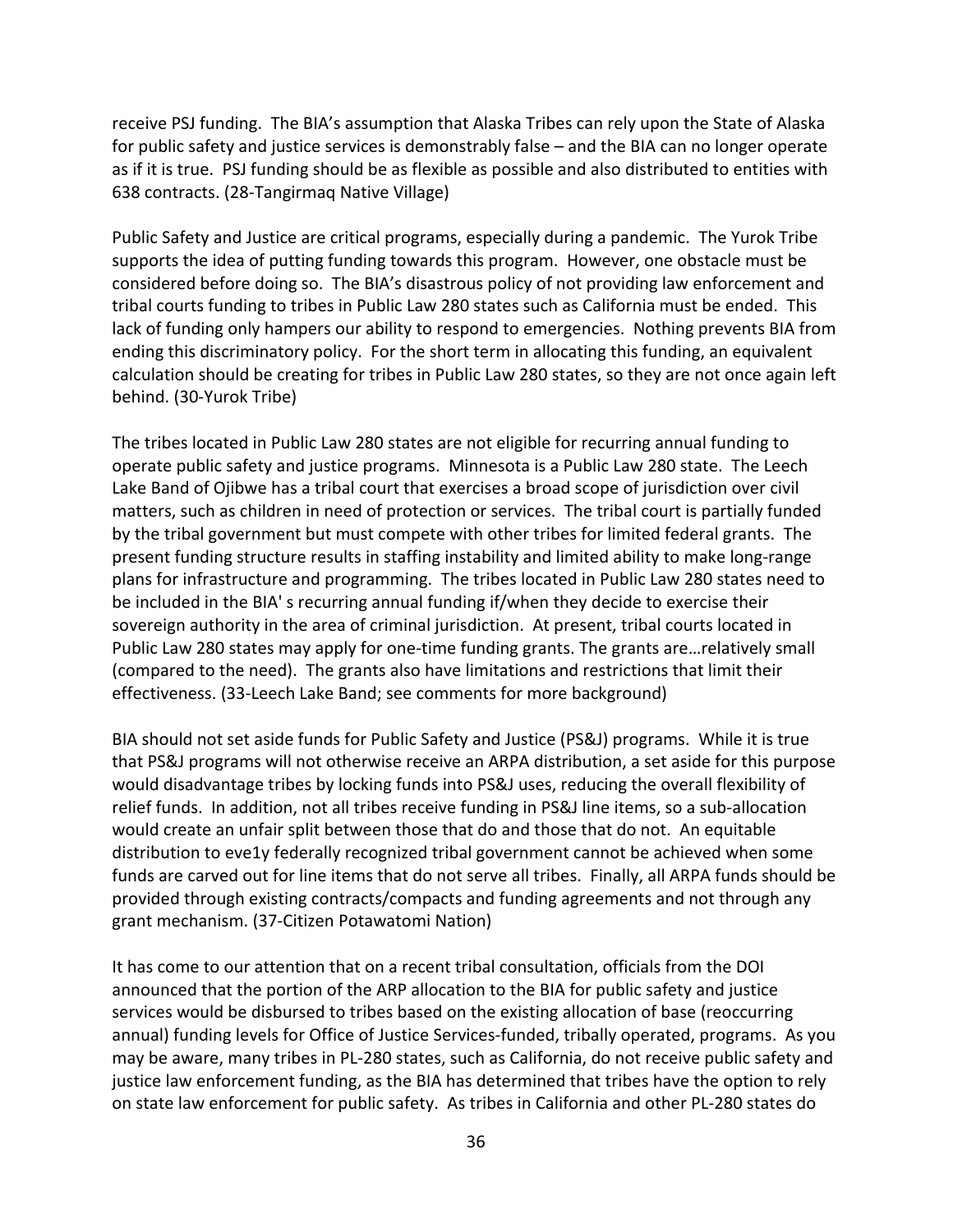receive PSJ funding. The BIA's assumption that Alaska Tribes can rely upon the State of Alaska for public safety and justice services is demonstrably false – and the BIA can no longer operate as if it is true. PSJ funding should be as flexible as possible and also distributed to entities with 638 contracts. (28-Tangirmaq Native Village)

Public Safety and Justice are critical programs, especially during a pandemic. The Yurok Tribe supports the idea of putting funding towards this program. However, one obstacle must be considered before doing so. The BIA's disastrous policy of not providing law enforcement and tribal courts funding to tribes in Public Law 280 states such as California must be ended. This lack of funding only hampers our ability to respond to emergencies. Nothing prevents BIA from ending this discriminatory policy. For the short term in allocating this funding, an equivalent calculation should be creating for tribes in Public Law 280 states, so they are not once again left behind. (30-Yurok Tribe)

The tribes located in Public Law 280 states are not eligible for recurring annual funding to operate public safety and justice programs. Minnesota is a Public Law 280 state. The Leech Lake Band of Ojibwe has a tribal court that exercises a broad scope of jurisdiction over civil matters, such as children in need of protection or services. The tribal court is partially funded by the tribal government but must compete with other tribes for limited federal grants. The present funding structure results in staffing instability and limited ability to make long-range plans for infrastructure and programming. The tribes located in Public Law 280 states need to be included in the BIA' s recurring annual funding if/when they decide to exercise their sovereign authority in the area of criminal jurisdiction. At present, tribal courts located in Public Law 280 states may apply for one-time funding grants. The grants are…relatively small (compared to the need). The grants also have limitations and restrictions that limit their effectiveness. (33-Leech Lake Band; see comments for more background)

BIA should not set aside funds for Public Safety and Justice (PS&J) programs. While it is true that PS&J programs will not otherwise receive an ARPA distribution, a set aside for this purpose would disadvantage tribes by locking funds into PS&J uses, reducing the overall flexibility of relief funds. In addition, not all tribes receive funding in PS&J line items, so a sub-allocation would create an unfair split between those that do and those that do not. An equitable distribution to eve1y federally recognized tribal government cannot be achieved when some funds are carved out for line items that do not serve all tribes. Finally, all ARPA funds should be provided through existing contracts/compacts and funding agreements and not through any grant mechanism. (37-Citizen Potawatomi Nation)

It has come to our attention that on a recent tribal consultation, officials from the DOI announced that the portion of the ARP allocation to the BIA for public safety and justice services would be disbursed to tribes based on the existing allocation of base (reoccurring annual) funding levels for Office of Justice Services-funded, tribally operated, programs. As you may be aware, many tribes in PL-280 states, such as California, do not receive public safety and justice law enforcement funding, as the BIA has determined that tribes have the option to rely on state law enforcement for public safety. As tribes in California and other PL-280 states do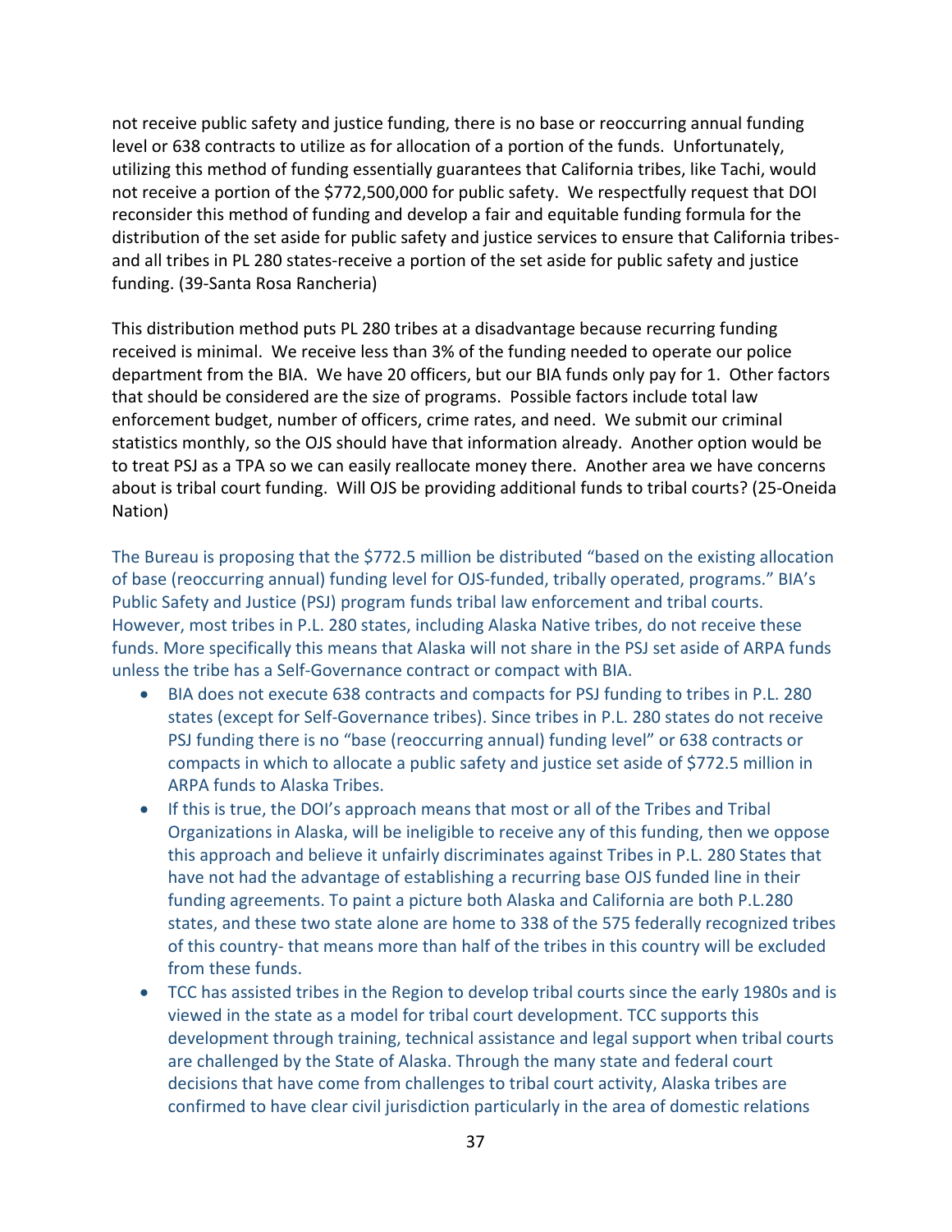not receive public safety and justice funding, there is no base or reoccurring annual funding level or 638 contracts to utilize as for allocation of a portion of the funds. Unfortunately, utilizing this method of funding essentially guarantees that California tribes, like Tachi, would not receive a portion of the $772,500,000 for public safety. We respectfully request that DOI reconsider this method of funding and develop a fair and equitable funding formula for the distribution of the set aside for public safety and justice services to ensure that California tribes- and all tribes in PL 280 states-receive a portion of the set aside for public safety and justice funding. (39-Santa Rosa Rancheria)

This distribution method puts PL 280 tribes at a disadvantage because recurring funding received is minimal. We receive less than 3% of the funding needed to operate our police department from the BIA. We have 20 officers, but our BIA funds only pay for 1. Other factors that should be considered are the size of programs. Possible factors include total law enforcement budget, number of officers, crime rates, and need. We submit our criminal statistics monthly, so the OJS should have that information already. Another option would be to treat PSJ as a TPA so we can easily reallocate money there. Another area we have concerns about is tribal court funding. Will OJS be providing additional funds to tribal courts? (25-Oneida Nation)

The Bureau is proposing that the $772.5 million be distributed "based on the existing allocation of base (reoccurring annual) funding level for OJS-funded, tribally operated, programs." BIA's Public Safety and Justice (PSJ) program funds tribal law enforcement and tribal courts. However, most tribes in P.L. 280 states, including Alaska Native tribes, do not receive these funds. More specifically this means that Alaska will not share in the PSJ set aside of ARPA funds unless the tribe has a Self-Governance contract or compact with BIA.

- BIA does not execute 638 contracts and compacts for PSJ funding to tribes in P.L. 280 states (except for Self-Governance tribes). Since tribes in P.L. 280 states do not receive PSJ funding there is no "base (reoccurring annual) funding level" or 638 contracts or compacts in which to allocate a public safety and justice set aside of $772.5 million in ARPA funds to Alaska Tribes.
- If this is true, the DOI's approach means that most or all of the Tribes and Tribal Organizations in Alaska, will be ineligible to receive any of this funding, then we oppose this approach and believe it unfairly discriminates against Tribes in P.L. 280 States that have not had the advantage of establishing a recurring base OJS funded line in their funding agreements. To paint a picture both Alaska and California are both P.L.280 states, and these two state alone are home to 338 of the 575 federally recognized tribes of this country- that means more than half of the tribes in this country will be excluded from these funds.
- TCC has assisted tribes in the Region to develop tribal courts since the early 1980s and is viewed in the state as a model for tribal court development. TCC supports this development through training, technical assistance and legal support when tribal courts are challenged by the State of Alaska. Through the many state and federal court decisions that have come from challenges to tribal court activity, Alaska tribes are confirmed to have clear civil jurisdiction particularly in the area of domestic relations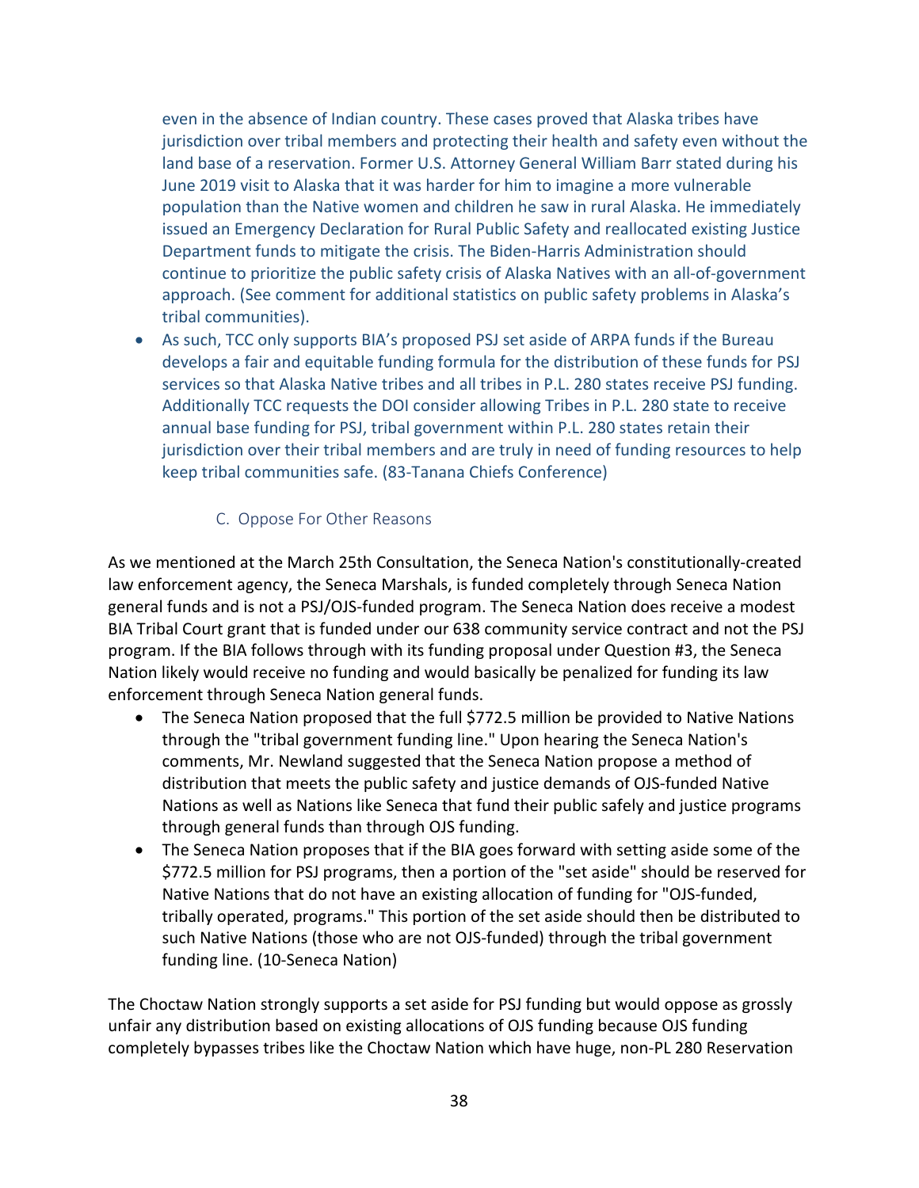even in the absence of Indian country. These cases proved that Alaska tribes have jurisdiction over tribal members and protecting their health and safety even without the land base of a reservation. Former U.S. Attorney General William Barr stated during his June 2019 visit to Alaska that it was harder for him to imagine a more vulnerable population than the Native women and children he saw in rural Alaska. He immediately issued an Emergency Declaration for Rural Public Safety and reallocated existing Justice Department funds to mitigate the crisis. The Biden-Harris Administration should continue to prioritize the public safety crisis of Alaska Natives with an all-of-government approach. (See comment for additional statistics on public safety problems in Alaska's tribal communities).

- As such, TCC only supports BIA's proposed PSJ set aside of ARPA funds if the Bureau develops a fair and equitable funding formula for the distribution of these funds for PSJ services so that Alaska Native tribes and all tribes in P.L. 280 states receive PSJ funding. Additionally TCC requests the DOI consider allowing Tribes in P.L. 280 state to receive annual base funding for PSJ, tribal government within P.L. 280 states retain their jurisdiction over their tribal members and are truly in need of funding resources to help keep tribal communities safe. (83-Tanana Chiefs Conference)

### C. Oppose For Other Reasons

As we mentioned at the March 25th Consultation, the Seneca Nation's constitutionally-created law enforcement agency, the Seneca Marshals, is funded completely through Seneca Nation general funds and is not a PSJ/OJS-funded program. The Seneca Nation does receive a modest BIA Tribal Court grant that is funded under our 638 community service contract and not the PSJ program. If the BIA follows through with its funding proposal under Question #3, the Seneca Nation likely would receive no funding and would basically be penalized for funding its law enforcement through Seneca Nation general funds.

- The Seneca Nation proposed that the full $772.5 million be provided to Native Nations through the "tribal government funding line." Upon hearing the Seneca Nation's comments, Mr. Newland suggested that the Seneca Nation propose a method of distribution that meets the public safety and justice demands of OJS-funded Native Nations as well as Nations like Seneca that fund their public safely and justice programs through general funds than through OJS funding.
- The Seneca Nation proposes that if the BIA goes forward with setting aside some of the $772.5 million for PSJ programs, then a portion of the "set aside" should be reserved for Native Nations that do not have an existing allocation of funding for "OJS-funded, tribally operated, programs." This portion of the set aside should then be distributed to such Native Nations (those who are not OJS-funded) through the tribal government funding line. (10-Seneca Nation)

The Choctaw Nation strongly supports a set aside for PSJ funding but would oppose as grossly unfair any distribution based on existing allocations of OJS funding because OJS funding completely bypasses tribes like the Choctaw Nation which have huge, non-PL 280 Reservation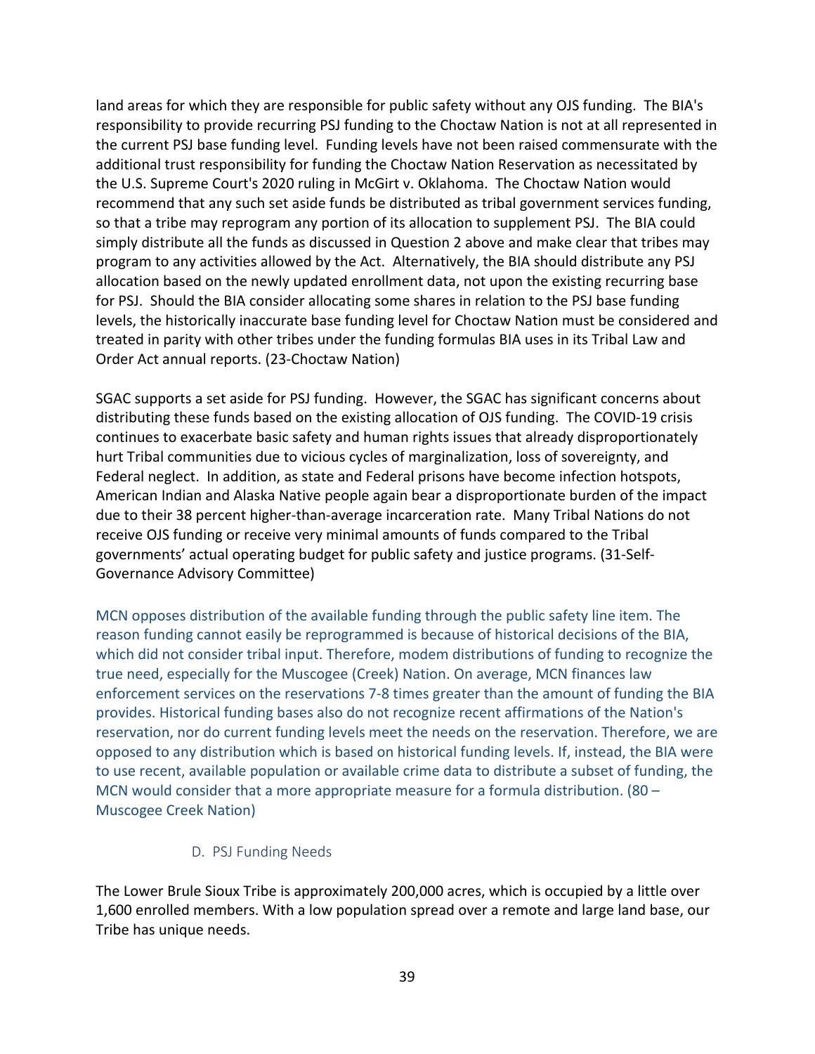land areas for which they are responsible for public safety without any OJS funding. The BIA's responsibility to provide recurring PSJ funding to the Choctaw Nation is not at all represented in the current PSJ base funding level. Funding levels have not been raised commensurate with the additional trust responsibility for funding the Choctaw Nation Reservation as necessitated by the U.S. Supreme Court's 2020 ruling in McGirt v. Oklahoma. The Choctaw Nation would recommend that any such set aside funds be distributed as tribal government services funding, so that a tribe may reprogram any portion of its allocation to supplement PSJ. The BIA could simply distribute all the funds as discussed in Question 2 above and make clear that tribes may program to any activities allowed by the Act. Alternatively, the BIA should distribute any PSJ allocation based on the newly updated enrollment data, not upon the existing recurring base for PSJ. Should the BIA consider allocating some shares in relation to the PSJ base funding levels, the historically inaccurate base funding level for Choctaw Nation must be considered and treated in parity with other tribes under the funding formulas BIA uses in its Tribal Law and Order Act annual reports. (23-Choctaw Nation)

SGAC supports a set aside for PSJ funding. However, the SGAC has significant concerns about distributing these funds based on the existing allocation of OJS funding. The COVID-19 crisis continues to exacerbate basic safety and human rights issues that already disproportionately hurt Tribal communities due to vicious cycles of marginalization, loss of sovereignty, and Federal neglect. In addition, as state and Federal prisons have become infection hotspots, American Indian and Alaska Native people again bear a disproportionate burden of the impact due to their 38 percent higher-than-average incarceration rate. Many Tribal Nations do not receive OJS funding or receive very minimal amounts of funds compared to the Tribal governments' actual operating budget for public safety and justice programs. (31-Self-Governance Advisory Committee)

MCN opposes distribution of the available funding through the public safety line item. The reason funding cannot easily be reprogrammed is because of historical decisions of the BIA, which did not consider tribal input. Therefore, modem distributions of funding to recognize the true need, especially for the Muscogee (Creek) Nation. On average, MCN finances law enforcement services on the reservations 7-8 times greater than the amount of funding the BIA provides. Historical funding bases also do not recognize recent affirmations of the Nation's reservation, nor do current funding levels meet the needs on the reservation. Therefore, we are opposed to any distribution which is based on historical funding levels. If, instead, the BIA were to use recent, available population or available crime data to distribute a subset of funding, the MCN would consider that a more appropriate measure for a formula distribution. (80 – Muscogee Creek Nation)

### D. PSJ Funding Needs

The Lower Brule Sioux Tribe is approximately 200,000 acres, which is occupied by a little over 1,600 enrolled members. With a low population spread over a remote and large land base, our Tribe has unique needs.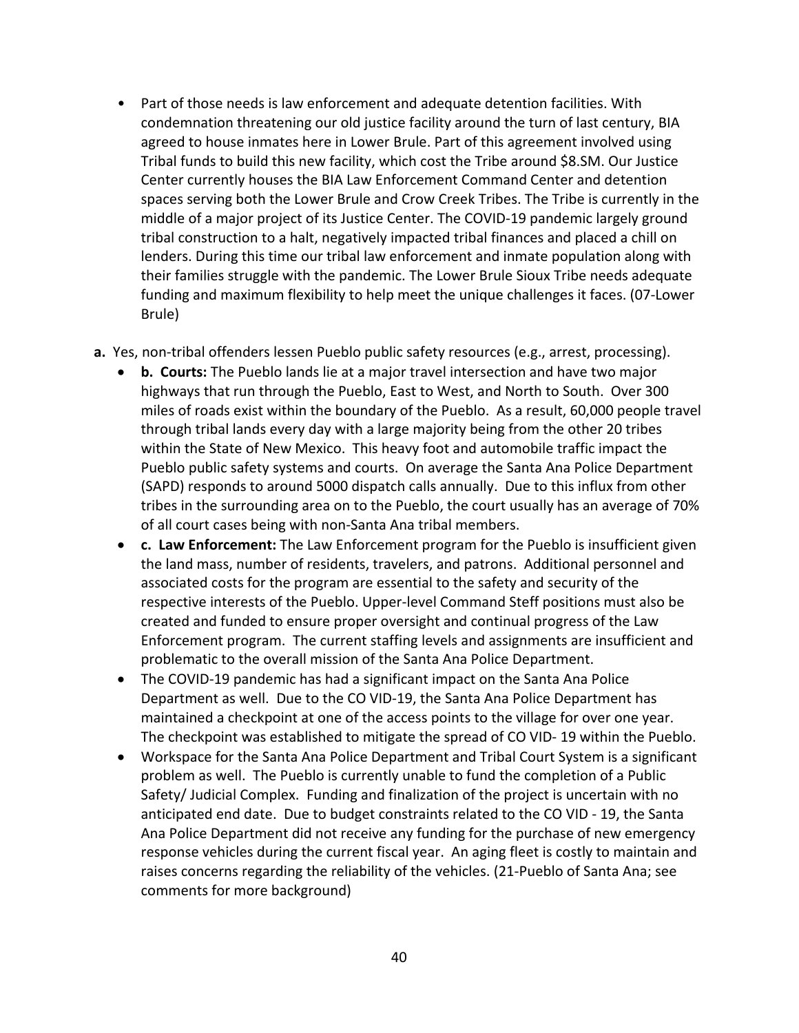- Part of those needs is law enforcement and adequate detention facilities. With condemnation threatening our old justice facility around the turn of last century, BIA agreed to house inmates here in Lower Brule. Part of this agreement involved using Tribal funds to build this new facility, which cost the Tribe around $8.SM. Our Justice Center currently houses the BIA Law Enforcement Command Center and detention spaces serving both the Lower Brule and Crow Creek Tribes. The Tribe is currently in the middle of a major project of its Justice Center. The COVID-19 pandemic largely ground tribal construction to a halt, negatively impacted tribal finances and placed a chill on lenders. During this time our tribal law enforcement and inmate population along with their families struggle with the pandemic. The Lower Brule Sioux Tribe needs adequate funding and maximum flexibility to help meet the unique challenges it faces. (07-Lower Brule)

**a.** Yes, non-tribal offenders lessen Pueblo public safety resources (e.g., arrest, processing).

- **b. Courts:** The Pueblo lands lie at a major travel intersection and have two major highways that run through the Pueblo, East to West, and North to South. Over 300 miles of roads exist within the boundary of the Pueblo. As a result, 60,000 people travel through tribal lands every day with a large majority being from the other 20 tribes within the State of New Mexico. This heavy foot and automobile traffic impact the Pueblo public safety systems and courts. On average the Santa Ana Police Department (SAPD) responds to around 5000 dispatch calls annually. Due to this influx from other tribes in the surrounding area on to the Pueblo, the court usually has an average of 70% of all court cases being with non-Santa Ana tribal members.
- **c. Law Enforcement:** The Law Enforcement program for the Pueblo is insufficient given the land mass, number of residents, travelers, and patrons. Additional personnel and associated costs for the program are essential to the safety and security of the respective interests of the Pueblo. Upper-level Command Steff positions must also be created and funded to ensure proper oversight and continual progress of the Law Enforcement program. The current staffing levels and assignments are insufficient and problematic to the overall mission of the Santa Ana Police Department.
- The COVID-19 pandemic has had a significant impact on the Santa Ana Police Department as well. Due to the CO VID-19, the Santa Ana Police Department has maintained a checkpoint at one of the access points to the village for over one year. The checkpoint was established to mitigate the spread of CO VID- 19 within the Pueblo.
- Workspace for the Santa Ana Police Department and Tribal Court System is a significant problem as well. The Pueblo is currently unable to fund the completion of a Public Safety/ Judicial Complex. Funding and finalization of the project is uncertain with no anticipated end date. Due to budget constraints related to the CO VID - 19, the Santa Ana Police Department did not receive any funding for the purchase of new emergency response vehicles during the current fiscal year. An aging fleet is costly to maintain and raises concerns regarding the reliability of the vehicles. (21-Pueblo of Santa Ana; see comments for more background)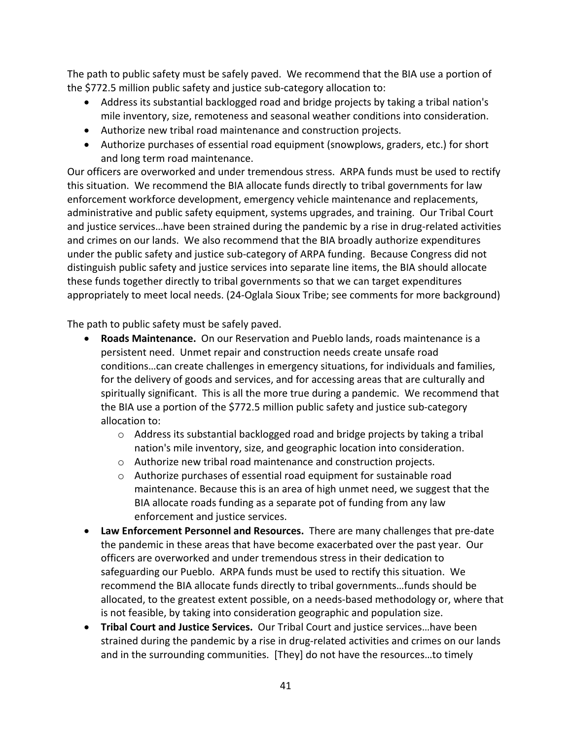The path to public safety must be safely paved. We recommend that the BIA use a portion of the $772.5 million public safety and justice sub-category allocation to:

- Address its substantial backlogged road and bridge projects by taking a tribal nation's mile inventory, size, remoteness and seasonal weather conditions into consideration.
- Authorize new tribal road maintenance and construction projects.
- Authorize purchases of essential road equipment (snowplows, graders, etc.) for short and long term road maintenance.

Our officers are overworked and under tremendous stress. ARPA funds must be used to rectify this situation. We recommend the BIA allocate funds directly to tribal governments for law enforcement workforce development, emergency vehicle maintenance and replacements, administrative and public safety equipment, systems upgrades, and training. Our Tribal Court and justice services…have been strained during the pandemic by a rise in drug-related activities and crimes on our lands. We also recommend that the BIA broadly authorize expenditures under the public safety and justice sub-category of ARPA funding. Because Congress did not distinguish public safety and justice services into separate line items, the BIA should allocate these funds together directly to tribal governments so that we can target expenditures appropriately to meet local needs. (24-Oglala Sioux Tribe; see comments for more background)

The path to public safety must be safely paved.

- **Roads Maintenance.** On our Reservation and Pueblo lands, roads maintenance is a persistent need. Unmet repair and construction needs create unsafe road conditions…can create challenges in emergency situations, for individuals and families, for the delivery of goods and services, and for accessing areas that are culturally and spiritually significant. This is all the more true during a pandemic. We recommend that the BIA use a portion of the $772.5 million public safety and justice sub-category allocation to:
    - Address its substantial backlogged road and bridge projects by taking a tribal nation's mile inventory, size, and geographic location into consideration.
    - Authorize new tribal road maintenance and construction projects.
    - Authorize purchases of essential road equipment for sustainable road maintenance. Because this is an area of high unmet need, we suggest that the BIA allocate roads funding as a separate pot of funding from any law enforcement and justice services.
- **Law Enforcement Personnel and Resources.** There are many challenges that pre-date the pandemic in these areas that have become exacerbated over the past year. Our officers are overworked and under tremendous stress in their dedication to safeguarding our Pueblo. ARPA funds must be used to rectify this situation. We recommend the BIA allocate funds directly to tribal governments…funds should be allocated, to the greatest extent possible, on a needs-based methodology or, where that is not feasible, by taking into consideration geographic and population size.
- **Tribal Court and Justice Services.** Our Tribal Court and justice services…have been strained during the pandemic by a rise in drug-related activities and crimes on our lands and in the surrounding communities. [They] do not have the resources…to timely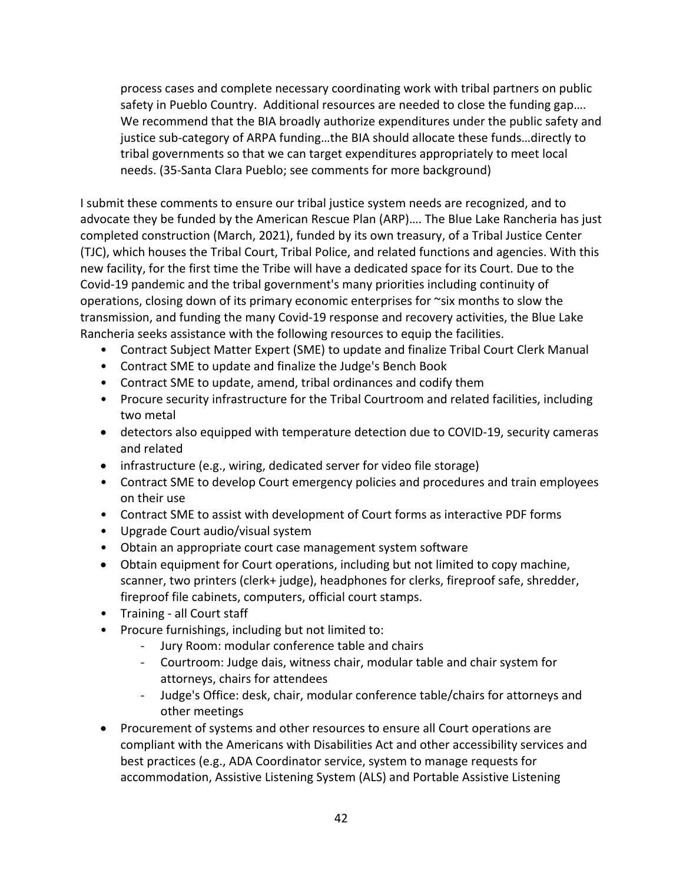> process cases and complete necessary coordinating work with tribal partners on public safety in Pueblo Country. Additional resources are needed to close the funding gap…. We recommend that the BIA broadly authorize expenditures under the public safety and justice sub-category of ARPA funding…the BIA should allocate these funds…directly to tribal governments so that we can target expenditures appropriately to meet local needs. (35-Santa Clara Pueblo; see comments for more background)

I submit these comments to ensure our tribal justice system needs are recognized, and to advocate they be funded by the American Rescue Plan (ARP)…. The Blue Lake Rancheria has just completed construction (March, 2021), funded by its own treasury, of a Tribal Justice Center (TJC), which houses the Tribal Court, Tribal Police, and related functions and agencies. With this new facility, for the first time the Tribe will have a dedicated space for its Court. Due to the Covid-19 pandemic and the tribal government's many priorities including continuity of operations, closing down of its primary economic enterprises for ~six months to slow the transmission, and funding the many Covid-19 response and recovery activities, the Blue Lake Rancheria seeks assistance with the following resources to equip the facilities.

- Contract Subject Matter Expert (SME) to update and finalize Tribal Court Clerk Manual
- Contract SME to update and finalize the Judge's Bench Book
- Contract SME to update, amend, tribal ordinances and codify them
- Procure security infrastructure for the Tribal Courtroom and related facilities, including two metal
- detectors also equipped with temperature detection due to COVID-19, security cameras and related
- infrastructure (e.g., wiring, dedicated server for video file storage)
- Contract SME to develop Court emergency policies and procedures and train employees on their use
- Contract SME to assist with development of Court forms as interactive PDF forms
- Upgrade Court audio/visual system
- Obtain an appropriate court case management system software
- Obtain equipment for Court operations, including but not limited to copy machine, scanner, two printers (clerk+ judge), headphones for clerks, fireproof safe, shredder, fireproof file cabinets, computers, official court stamps.
- Training - all Court staff
- Procure furnishings, including but not limited to:
  - Jury Room: modular conference table and chairs
  - Courtroom: Judge dais, witness chair, modular table and chair system for attorneys, chairs for attendees
  - Judge's Office: desk, chair, modular conference table/chairs for attorneys and other meetings
- Procurement of systems and other resources to ensure all Court operations are compliant with the Americans with Disabilities Act and other accessibility services and best practices (e.g., ADA Coordinator service, system to manage requests for accommodation, Assistive Listening System (ALS) and Portable Assistive Listening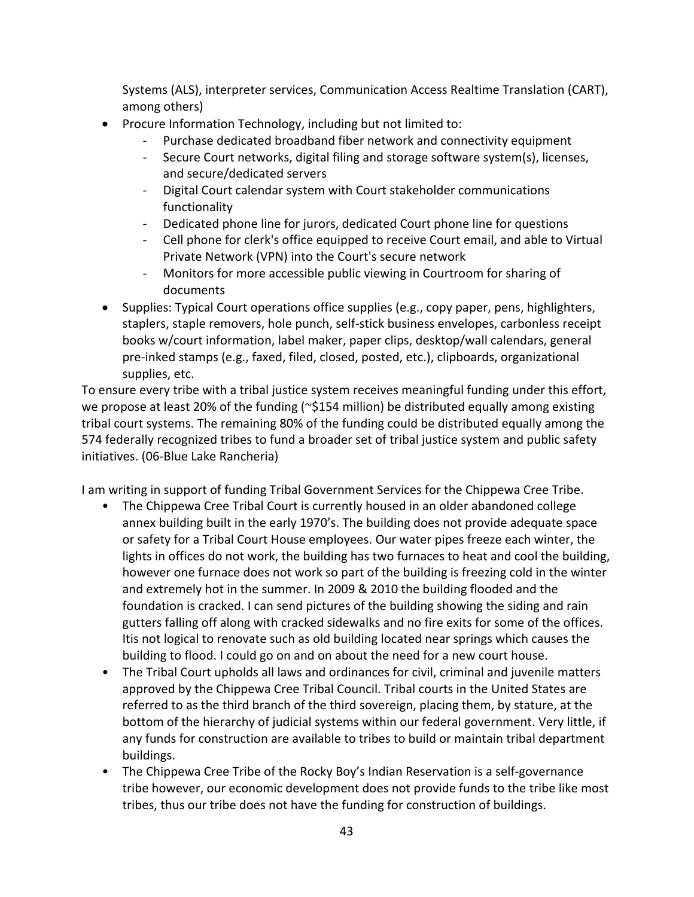Systems (ALS), interpreter services, Communication Access Realtime Translation (CART), among others)

- Procure Information Technology, including but not limited to:
  - Purchase dedicated broadband fiber network and connectivity equipment
  - Secure Court networks, digital filing and storage software system(s), licenses, and secure/dedicated servers
  - Digital Court calendar system with Court stakeholder communications functionality
  - Dedicated phone line for jurors, dedicated Court phone line for questions
  - Cell phone for clerk's office equipped to receive Court email, and able to Virtual Private Network (VPN) into the Court's secure network
  - Monitors for more accessible public viewing in Courtroom for sharing of documents
- Supplies: Typical Court operations office supplies (e.g., copy paper, pens, highlighters, staplers, staple removers, hole punch, self-stick business envelopes, carbonless receipt books w/court information, label maker, paper clips, desktop/wall calendars, general pre-inked stamps (e.g., faxed, filed, closed, posted, etc.), clipboards, organizational supplies, etc.

To ensure every tribe with a tribal justice system receives meaningful funding under this effort, we propose at least 20% of the funding (~$154 million) be distributed equally among existing tribal court systems. The remaining 80% of the funding could be distributed equally among the 574 federally recognized tribes to fund a broader set of tribal justice system and public safety initiatives. (06-Blue Lake Rancheria)

I am writing in support of funding Tribal Government Services for the Chippewa Cree Tribe.

- The Chippewa Cree Tribal Court is currently housed in an older abandoned college annex building built in the early 1970's. The building does not provide adequate space or safety for a Tribal Court House employees. Our water pipes freeze each winter, the lights in offices do not work, the building has two furnaces to heat and cool the building, however one furnace does not work so part of the building is freezing cold in the winter and extremely hot in the summer. In 2009 & 2010 the building flooded and the foundation is cracked. I can send pictures of the building showing the siding and rain gutters falling off along with cracked sidewalks and no fire exits for some of the offices. Itis not logical to renovate such as old building located near springs which causes the building to flood. I could go on and on about the need for a new court house.
- The Tribal Court upholds all laws and ordinances for civil, criminal and juvenile matters approved by the Chippewa Cree Tribal Council. Tribal courts in the United States are referred to as the third branch of the third sovereign, placing them, by stature, at the bottom of the hierarchy of judicial systems within our federal government. Very little, if any funds for construction are available to tribes to build or maintain tribal department buildings.
- The Chippewa Cree Tribe of the Rocky Boy's Indian Reservation is a self-governance tribe however, our economic development does not provide funds to the tribe like most tribes, thus our tribe does not have the funding for construction of buildings.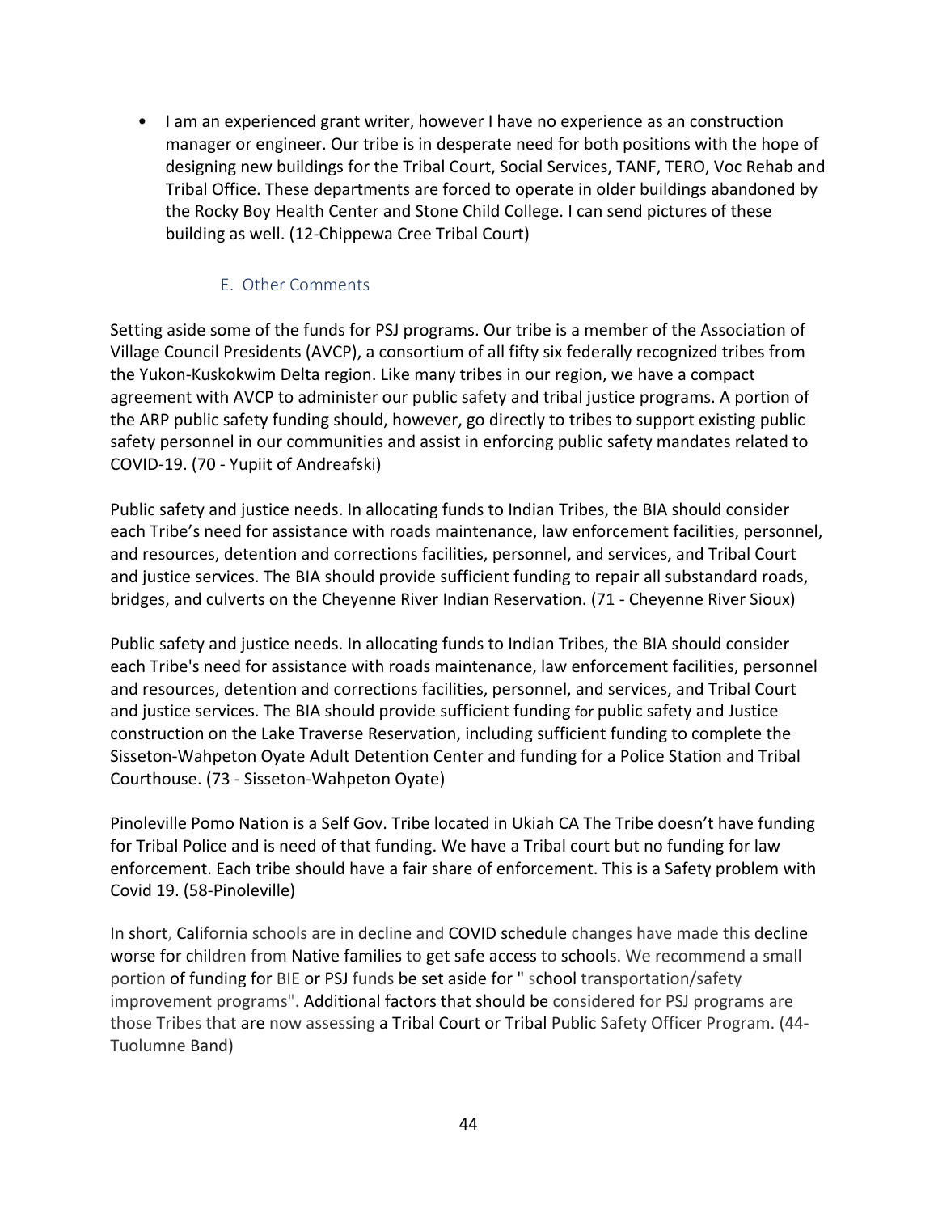- I am an experienced grant writer, however I have no experience as an construction manager or engineer. Our tribe is in desperate need for both positions with the hope of designing new buildings for the Tribal Court, Social Services, TANF, TERO, Voc Rehab and Tribal Office. These departments are forced to operate in older buildings abandoned by the Rocky Boy Health Center and Stone Child College. I can send pictures of these building as well. (12-Chippewa Cree Tribal Court)

### E. Other Comments

Setting aside some of the funds for PSJ programs. Our tribe is a member of the Association of Village Council Presidents (AVCP), a consortium of all fifty six federally recognized tribes from the Yukon-Kuskokwim Delta region. Like many tribes in our region, we have a compact agreement with AVCP to administer our public safety and tribal justice programs. A portion of the ARP public safety funding should, however, go directly to tribes to support existing public safety personnel in our communities and assist in enforcing public safety mandates related to COVID-19. (70 - Yupiit of Andreafski)

Public safety and justice needs. In allocating funds to Indian Tribes, the BIA should consider each Tribe's need for assistance with roads maintenance, law enforcement facilities, personnel, and resources, detention and corrections facilities, personnel, and services, and Tribal Court and justice services. The BIA should provide sufficient funding to repair all substandard roads, bridges, and culverts on the Cheyenne River Indian Reservation. (71 - Cheyenne River Sioux)

Public safety and justice needs. In allocating funds to Indian Tribes, the BIA should consider each Tribe's need for assistance with roads maintenance, law enforcement facilities, personnel and resources, detention and corrections facilities, personnel, and services, and Tribal Court and justice services. The BIA should provide sufficient funding for public safety and Justice construction on the Lake Traverse Reservation, including sufficient funding to complete the Sisseton-Wahpeton Oyate Adult Detention Center and funding for a Police Station and Tribal Courthouse. (73 - Sisseton-Wahpeton Oyate)

Pinoleville Pomo Nation is a Self Gov. Tribe located in Ukiah CA The Tribe doesn't have funding for Tribal Police and is need of that funding. We have a Tribal court but no funding for law enforcement. Each tribe should have a fair share of enforcement. This is a Safety problem with Covid 19. (58-Pinoleville)

In short, California schools are in decline and COVID schedule changes have made this decline worse for children from Native families to get safe access to schools. We recommend a small portion of funding for BIE or PSJ funds be set aside for " school transportation/safety improvement programs". Additional factors that should be considered for PSJ programs are those Tribes that are now assessing a Tribal Court or Tribal Public Safety Officer Program. (44-Tuolumne Band)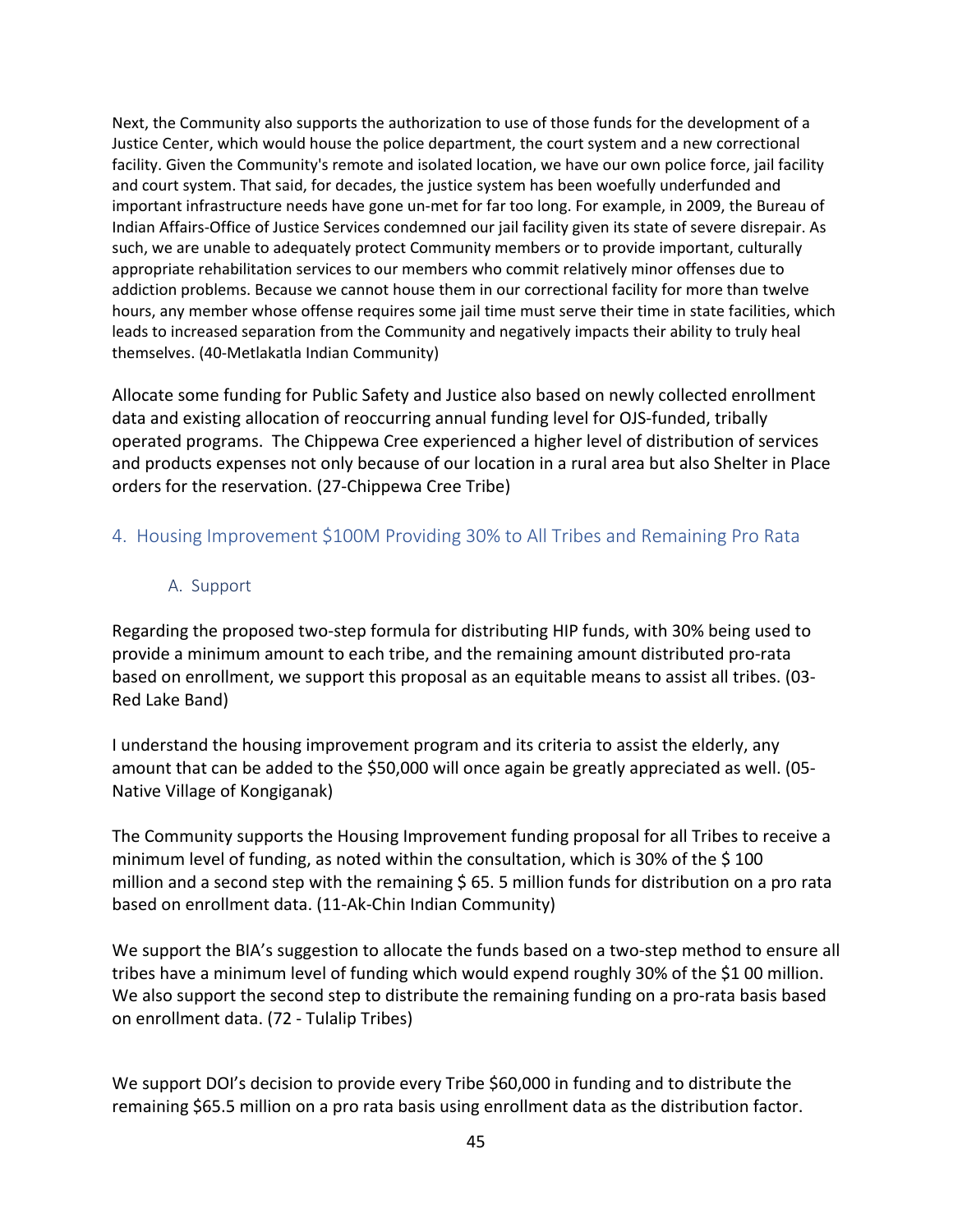Next, the Community also supports the authorization to use of those funds for the development of a Justice Center, which would house the police department, the court system and a new correctional facility. Given the Community's remote and isolated location, we have our own police force, jail facility and court system. That said, for decades, the justice system has been woefully underfunded and important infrastructure needs have gone un-met for far too long. For example, in 2009, the Bureau of Indian Affairs-Office of Justice Services condemned our jail facility given its state of severe disrepair. As such, we are unable to adequately protect Community members or to provide important, culturally appropriate rehabilitation services to our members who commit relatively minor offenses due to addiction problems. Because we cannot house them in our correctional facility for more than twelve hours, any member whose offense requires some jail time must serve their time in state facilities, which leads to increased separation from the Community and negatively impacts their ability to truly heal themselves. (40-Metlakatla Indian Community)

Allocate some funding for Public Safety and Justice also based on newly collected enrollment data and existing allocation of reoccurring annual funding level for OJS-funded, tribally operated programs. The Chippewa Cree experienced a higher level of distribution of services and products expenses not only because of our location in a rural area but also Shelter in Place orders for the reservation. (27-Chippewa Cree Tribe)

## 4. Housing Improvement $100M Providing 30% to All Tribes and Remaining Pro Rata

### A. Support

Regarding the proposed two-step formula for distributing HIP funds, with 30% being used to provide a minimum amount to each tribe, and the remaining amount distributed pro-rata based on enrollment, we support this proposal as an equitable means to assist all tribes. (03-Red Lake Band)

I understand the housing improvement program and its criteria to assist the elderly, any amount that can be added to the $50,000 will once again be greatly appreciated as well. (05-Native Village of Kongiganak)

The Community supports the Housing Improvement funding proposal for all Tribes to receive a minimum level of funding, as noted within the consultation, which is 30% of the $ 100 million and a second step with the remaining $ 65. 5 million funds for distribution on a pro rata based on enrollment data. (11-Ak-Chin Indian Community)

We support the BIA's suggestion to allocate the funds based on a two-step method to ensure all tribes have a minimum level of funding which would expend roughly 30% of the $1 00 million. We also support the second step to distribute the remaining funding on a pro-rata basis based on enrollment data. (72 - Tulalip Tribes)

We support DOI's decision to provide every Tribe $60,000 in funding and to distribute the remaining $65.5 million on a pro rata basis using enrollment data as the distribution factor.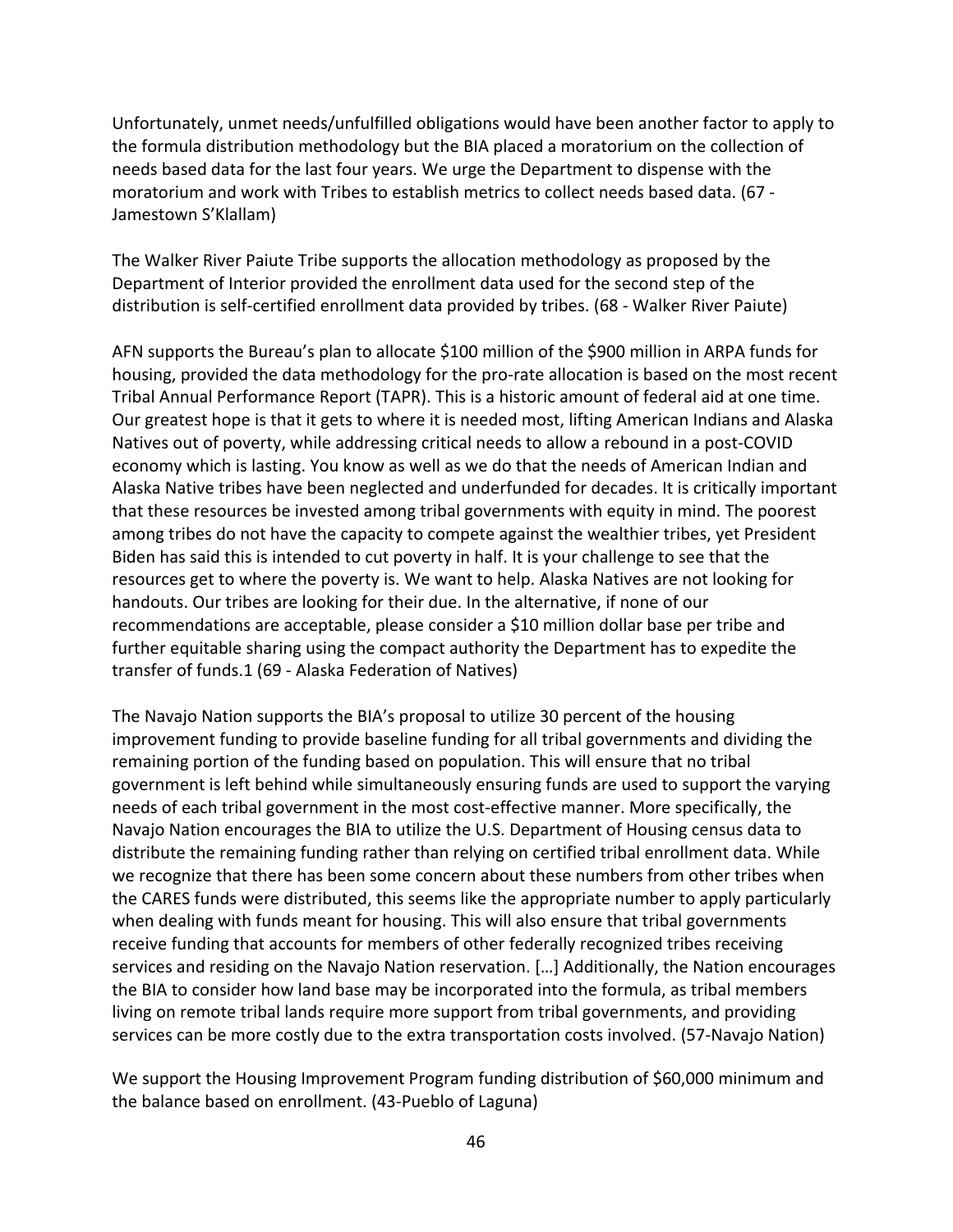Unfortunately, unmet needs/unfulfilled obligations would have been another factor to apply to the formula distribution methodology but the BIA placed a moratorium on the collection of needs based data for the last four years. We urge the Department to dispense with the moratorium and work with Tribes to establish metrics to collect needs based data. (67 - Jamestown S'Klallam)

The Walker River Paiute Tribe supports the allocation methodology as proposed by the Department of Interior provided the enrollment data used for the second step of the distribution is self-certified enrollment data provided by tribes. (68 - Walker River Paiute)

AFN supports the Bureau's plan to allocate $100 million of the $900 million in ARPA funds for housing, provided the data methodology for the pro-rate allocation is based on the most recent Tribal Annual Performance Report (TAPR). This is a historic amount of federal aid at one time. Our greatest hope is that it gets to where it is needed most, lifting American Indians and Alaska Natives out of poverty, while addressing critical needs to allow a rebound in a post-COVID economy which is lasting. You know as well as we do that the needs of American Indian and Alaska Native tribes have been neglected and underfunded for decades. It is critically important that these resources be invested among tribal governments with equity in mind. The poorest among tribes do not have the capacity to compete against the wealthier tribes, yet President Biden has said this is intended to cut poverty in half. It is your challenge to see that the resources get to where the poverty is. We want to help. Alaska Natives are not looking for handouts. Our tribes are looking for their due. In the alternative, if none of our recommendations are acceptable, please consider a $10 million dollar base per tribe and further equitable sharing using the compact authority the Department has to expedite the transfer of funds.[1] (69 - Alaska Federation of Natives)

The Navajo Nation supports the BIA's proposal to utilize 30 percent of the housing improvement funding to provide baseline funding for all tribal governments and dividing the remaining portion of the funding based on population. This will ensure that no tribal government is left behind while simultaneously ensuring funds are used to support the varying needs of each tribal government in the most cost-effective manner. More specifically, the Navajo Nation encourages the BIA to utilize the U.S. Department of Housing census data to distribute the remaining funding rather than relying on certified tribal enrollment data. While we recognize that there has been some concern about these numbers from other tribes when the CARES funds were distributed, this seems like the appropriate number to apply particularly when dealing with funds meant for housing. This will also ensure that tribal governments receive funding that accounts for members of other federally recognized tribes receiving services and residing on the Navajo Nation reservation. […] Additionally, the Nation encourages the BIA to consider how land base may be incorporated into the formula, as tribal members living on remote tribal lands require more support from tribal governments, and providing services can be more costly due to the extra transportation costs involved. (57-Navajo Nation)

We support the Housing Improvement Program funding distribution of $60,000 minimum and the balance based on enrollment. (43-Pueblo of Laguna)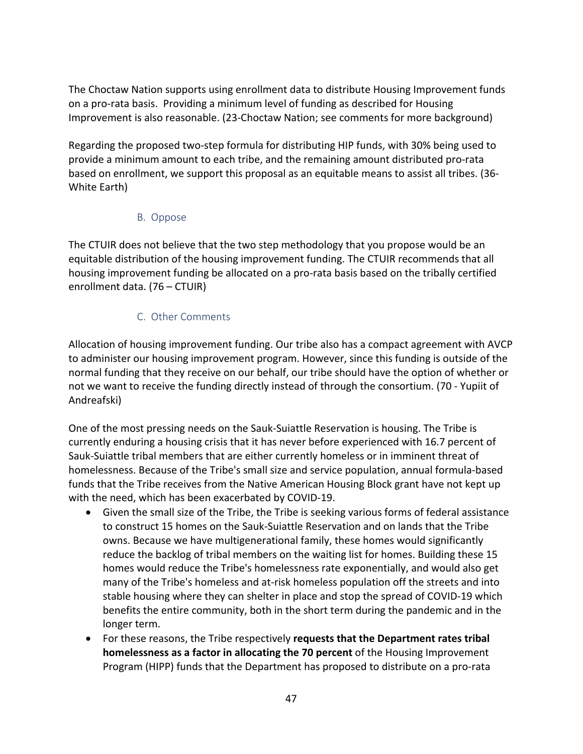The Choctaw Nation supports using enrollment data to distribute Housing Improvement funds on a pro-rata basis. Providing a minimum level of funding as described for Housing Improvement is also reasonable. (23-Choctaw Nation; see comments for more background)

Regarding the proposed two-step formula for distributing HIP funds, with 30% being used to provide a minimum amount to each tribe, and the remaining amount distributed pro-rata based on enrollment, we support this proposal as an equitable means to assist all tribes. (36-White Earth)

### B. Oppose

The CTUIR does not believe that the two step methodology that you propose would be an equitable distribution of the housing improvement funding. The CTUIR recommends that all housing improvement funding be allocated on a pro-rata basis based on the tribally certified enrollment data. (76 – CTUIR)

### C. Other Comments

Allocation of housing improvement funding. Our tribe also has a compact agreement with AVCP to administer our housing improvement program. However, since this funding is outside of the normal funding that they receive on our behalf, our tribe should have the option of whether or not we want to receive the funding directly instead of through the consortium. (70 - Yupiit of Andreafski)

One of the most pressing needs on the Sauk-Suiattle Reservation is housing. The Tribe is currently enduring a housing crisis that it has never before experienced with 16.7 percent of Sauk-Suiattle tribal members that are either currently homeless or in imminent threat of homelessness. Because of the Tribe's small size and service population, annual formula-based funds that the Tribe receives from the Native American Housing Block grant have not kept up with the need, which has been exacerbated by COVID-19.

- Given the small size of the Tribe, the Tribe is seeking various forms of federal assistance to construct 15 homes on the Sauk-Suiattle Reservation and on lands that the Tribe owns. Because we have multigenerational family, these homes would significantly reduce the backlog of tribal members on the waiting list for homes. Building these 15 homes would reduce the Tribe's homelessness rate exponentially, and would also get many of the Tribe's homeless and at-risk homeless population off the streets and into stable housing where they can shelter in place and stop the spread of COVID-19 which benefits the entire community, both in the short term during the pandemic and in the longer term.
- For these reasons, the Tribe respectively **requests that the Department rates tribal homelessness as a factor in allocating the 70 percent** of the Housing Improvement Program (HIPP) funds that the Department has proposed to distribute on a pro-rata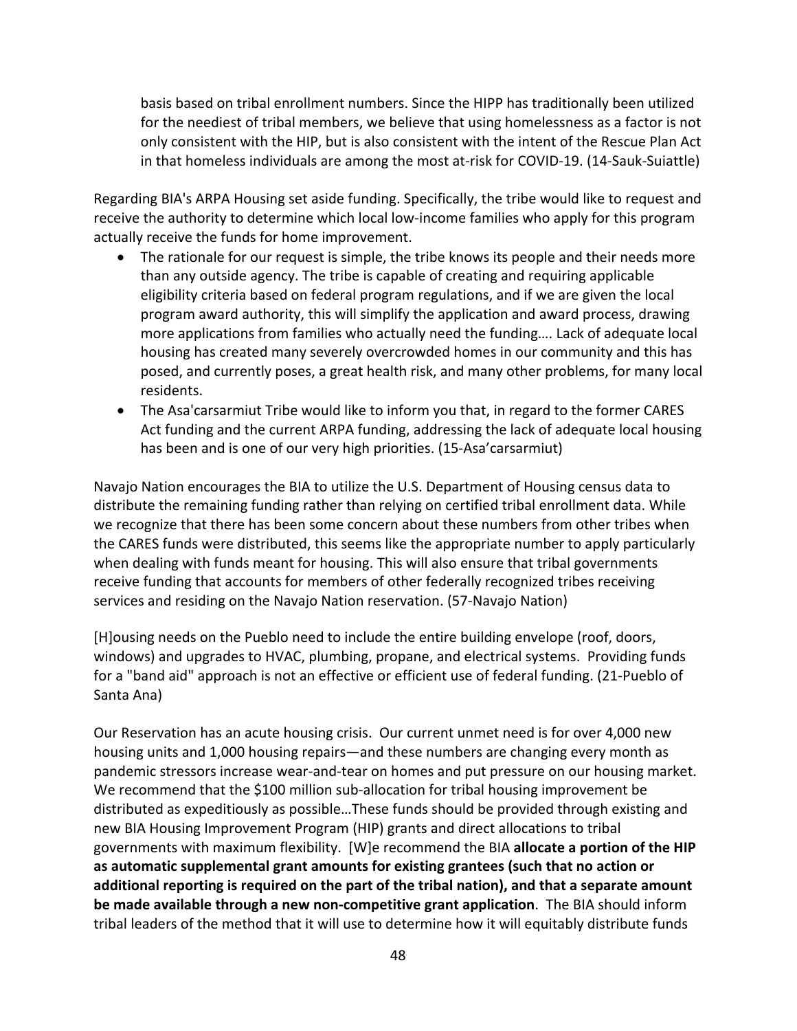basis based on tribal enrollment numbers. Since the HIPP has traditionally been utilized for the neediest of tribal members, we believe that using homelessness as a factor is not only consistent with the HIP, but is also consistent with the intent of the Rescue Plan Act in that homeless individuals are among the most at-risk for COVID-19. (14-Sauk-Suiattle)

Regarding BIA's ARPA Housing set aside funding. Specifically, the tribe would like to request and receive the authority to determine which local low-income families who apply for this program actually receive the funds for home improvement.

- The rationale for our request is simple, the tribe knows its people and their needs more than any outside agency. The tribe is capable of creating and requiring applicable eligibility criteria based on federal program regulations, and if we are given the local program award authority, this will simplify the application and award process, drawing more applications from families who actually need the funding…. Lack of adequate local housing has created many severely overcrowded homes in our community and this has posed, and currently poses, a great health risk, and many other problems, for many local residents.
- The Asa'carsarmiut Tribe would like to inform you that, in regard to the former CARES Act funding and the current ARPA funding, addressing the lack of adequate local housing has been and is one of our very high priorities. (15-Asa'carsarmiut)

Navajo Nation encourages the BIA to utilize the U.S. Department of Housing census data to distribute the remaining funding rather than relying on certified tribal enrollment data. While we recognize that there has been some concern about these numbers from other tribes when the CARES funds were distributed, this seems like the appropriate number to apply particularly when dealing with funds meant for housing. This will also ensure that tribal governments receive funding that accounts for members of other federally recognized tribes receiving services and residing on the Navajo Nation reservation. (57-Navajo Nation)

[H]ousing needs on the Pueblo need to include the entire building envelope (roof, doors, windows) and upgrades to HVAC, plumbing, propane, and electrical systems. Providing funds for a "band aid" approach is not an effective or efficient use of federal funding. (21-Pueblo of Santa Ana)

Our Reservation has an acute housing crisis. Our current unmet need is for over 4,000 new housing units and 1,000 housing repairs—and these numbers are changing every month as pandemic stressors increase wear-and-tear on homes and put pressure on our housing market. We recommend that the $100 million sub-allocation for tribal housing improvement be distributed as expeditiously as possible…These funds should be provided through existing and new BIA Housing Improvement Program (HIP) grants and direct allocations to tribal governments with maximum flexibility. [W]e recommend the BIA **allocate a portion of the HIP as automatic supplemental grant amounts for existing grantees (such that no action or additional reporting is required on the part of the tribal nation), and that a separate amount be made available through a new non-competitive grant application**. The BIA should inform tribal leaders of the method that it will use to determine how it will equitably distribute funds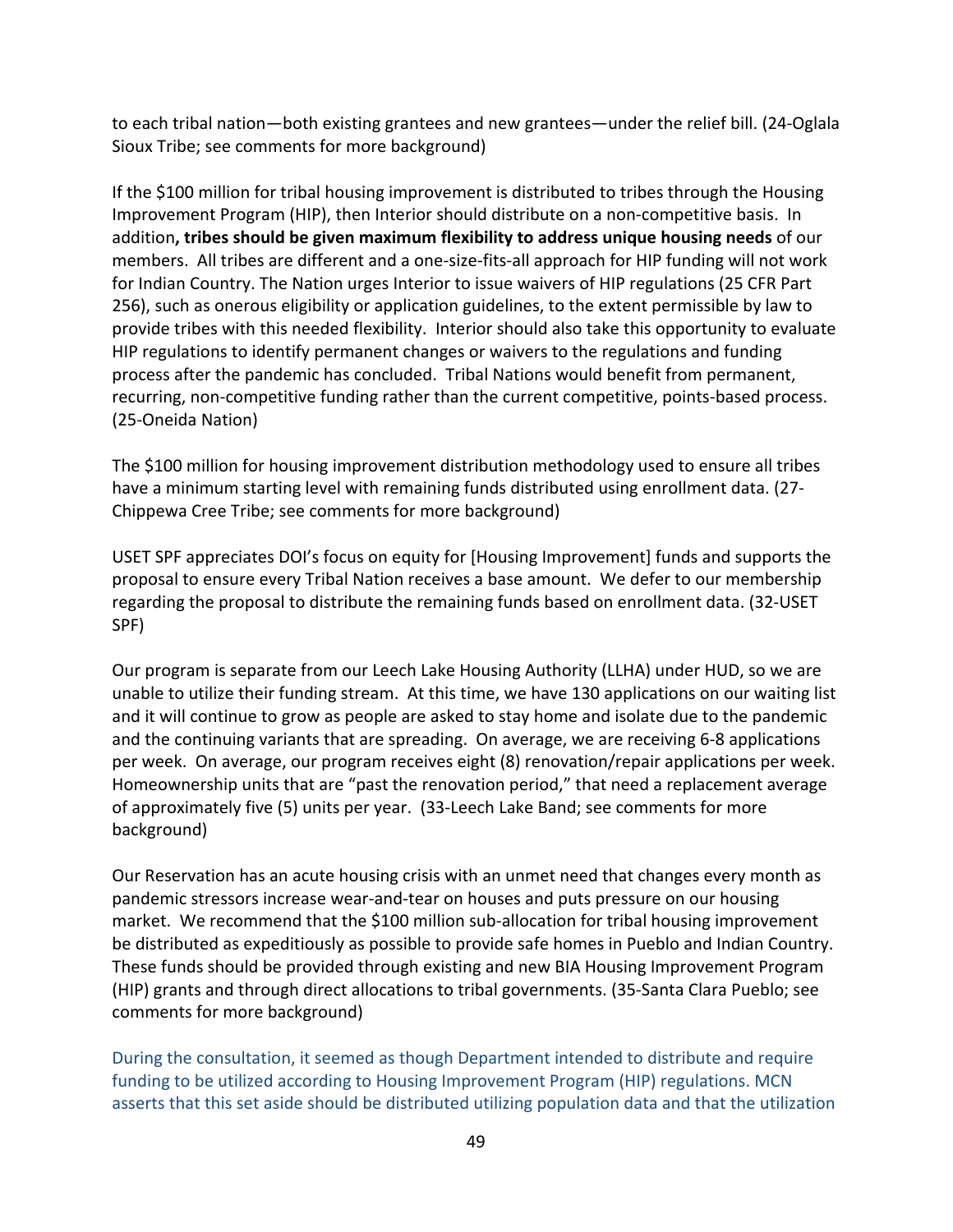to each tribal nation—both existing grantees and new grantees—under the relief bill. (24-Oglala Sioux Tribe; see comments for more background)

If the $100 million for tribal housing improvement is distributed to tribes through the Housing Improvement Program (HIP), then Interior should distribute on a non-competitive basis. In addition**, tribes should be given maximum flexibility to address unique housing needs** of our members. All tribes are different and a one-size-fits-all approach for HIP funding will not work for Indian Country. The Nation urges Interior to issue waivers of HIP regulations (25 CFR Part 256), such as onerous eligibility or application guidelines, to the extent permissible by law to provide tribes with this needed flexibility. Interior should also take this opportunity to evaluate HIP regulations to identify permanent changes or waivers to the regulations and funding process after the pandemic has concluded. Tribal Nations would benefit from permanent, recurring, non-competitive funding rather than the current competitive, points-based process. (25-Oneida Nation)

The $100 million for housing improvement distribution methodology used to ensure all tribes have a minimum starting level with remaining funds distributed using enrollment data. (27-Chippewa Cree Tribe; see comments for more background)

USET SPF appreciates DOI's focus on equity for [Housing Improvement] funds and supports the proposal to ensure every Tribal Nation receives a base amount. We defer to our membership regarding the proposal to distribute the remaining funds based on enrollment data. (32-USET SPF)

Our program is separate from our Leech Lake Housing Authority (LLHA) under HUD, so we are unable to utilize their funding stream. At this time, we have 130 applications on our waiting list and it will continue to grow as people are asked to stay home and isolate due to the pandemic and the continuing variants that are spreading. On average, we are receiving 6-8 applications per week. On average, our program receives eight (8) renovation/repair applications per week. Homeownership units that are "past the renovation period," that need a replacement average of approximately five (5) units per year. (33-Leech Lake Band; see comments for more background)

Our Reservation has an acute housing crisis with an unmet need that changes every month as pandemic stressors increase wear-and-tear on houses and puts pressure on our housing market. We recommend that the $100 million sub-allocation for tribal housing improvement be distributed as expeditiously as possible to provide safe homes in Pueblo and Indian Country. These funds should be provided through existing and new BIA Housing Improvement Program (HIP) grants and through direct allocations to tribal governments. (35-Santa Clara Pueblo; see comments for more background)

During the consultation, it seemed as though Department intended to distribute and require funding to be utilized according to Housing Improvement Program (HIP) regulations. MCN asserts that this set aside should be distributed utilizing population data and that the utilization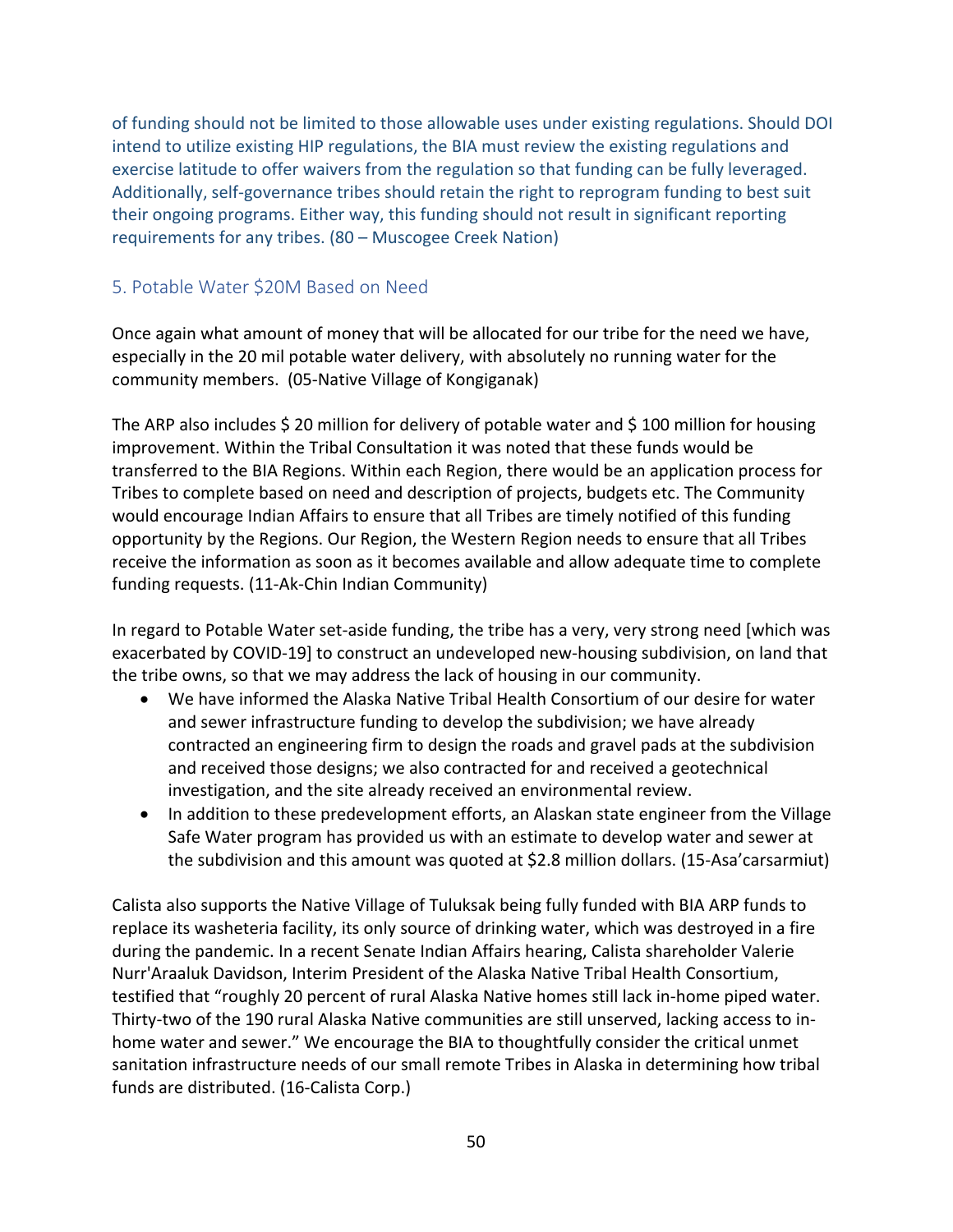of funding should not be limited to those allowable uses under existing regulations. Should DOI intend to utilize existing HIP regulations, the BIA must review the existing regulations and exercise latitude to offer waivers from the regulation so that funding can be fully leveraged. Additionally, self-governance tribes should retain the right to reprogram funding to best suit their ongoing programs. Either way, this funding should not result in significant reporting requirements for any tribes. (80 – Muscogee Creek Nation)

## 5. Potable Water $20M Based on Need

Once again what amount of money that will be allocated for our tribe for the need we have, especially in the 20 mil potable water delivery, with absolutely no running water for the community members. (05-Native Village of Kongiganak)

The ARP also includes $ 20 million for delivery of potable water and $ 100 million for housing improvement. Within the Tribal Consultation it was noted that these funds would be transferred to the BIA Regions. Within each Region, there would be an application process for Tribes to complete based on need and description of projects, budgets etc. The Community would encourage Indian Affairs to ensure that all Tribes are timely notified of this funding opportunity by the Regions. Our Region, the Western Region needs to ensure that all Tribes receive the information as soon as it becomes available and allow adequate time to complete funding requests. (11-Ak-Chin Indian Community)

In regard to Potable Water set-aside funding, the tribe has a very, very strong need [which was exacerbated by COVID-19] to construct an undeveloped new-housing subdivision, on land that the tribe owns, so that we may address the lack of housing in our community.

- We have informed the Alaska Native Tribal Health Consortium of our desire for water and sewer infrastructure funding to develop the subdivision; we have already contracted an engineering firm to design the roads and gravel pads at the subdivision and received those designs; we also contracted for and received a geotechnical investigation, and the site already received an environmental review.
- In addition to these predevelopment efforts, an Alaskan state engineer from the Village Safe Water program has provided us with an estimate to develop water and sewer at the subdivision and this amount was quoted at $2.8 million dollars. (15-Asa'carsarmiut)

Calista also supports the Native Village of Tuluksak being fully funded with BIA ARP funds to replace its washeteria facility, its only source of drinking water, which was destroyed in a fire during the pandemic. In a recent Senate Indian Affairs hearing, Calista shareholder Valerie Nurr'Araaluk Davidson, Interim President of the Alaska Native Tribal Health Consortium, testified that "roughly 20 percent of rural Alaska Native homes still lack in-home piped water. Thirty-two of the 190 rural Alaska Native communities are still unserved, lacking access to in-home water and sewer." We encourage the BIA to thoughtfully consider the critical unmet sanitation infrastructure needs of our small remote Tribes in Alaska in determining how tribal funds are distributed. (16-Calista Corp.)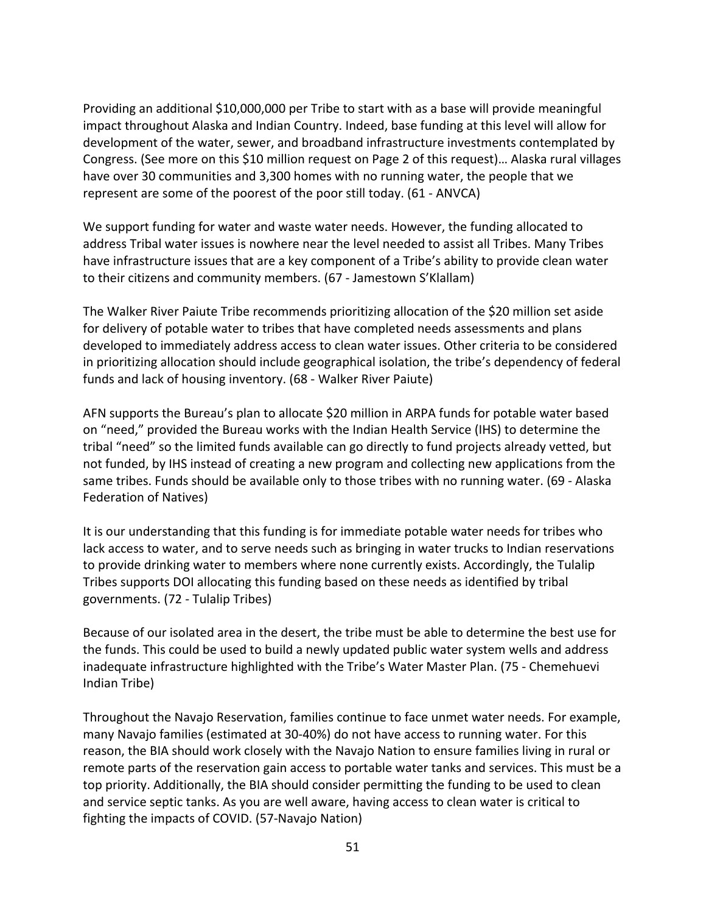Providing an additional $10,000,000 per Tribe to start with as a base will provide meaningful impact throughout Alaska and Indian Country. Indeed, base funding at this level will allow for development of the water, sewer, and broadband infrastructure investments contemplated by Congress. (See more on this $10 million request on Page 2 of this request)… Alaska rural villages have over 30 communities and 3,300 homes with no running water, the people that we represent are some of the poorest of the poor still today. (61 - ANVCA)

We support funding for water and waste water needs. However, the funding allocated to address Tribal water issues is nowhere near the level needed to assist all Tribes. Many Tribes have infrastructure issues that are a key component of a Tribe's ability to provide clean water to their citizens and community members. (67 - Jamestown S'Klallam)

The Walker River Paiute Tribe recommends prioritizing allocation of the $20 million set aside for delivery of potable water to tribes that have completed needs assessments and plans developed to immediately address access to clean water issues. Other criteria to be considered in prioritizing allocation should include geographical isolation, the tribe's dependency of federal funds and lack of housing inventory. (68 - Walker River Paiute)

AFN supports the Bureau's plan to allocate $20 million in ARPA funds for potable water based on "need," provided the Bureau works with the Indian Health Service (IHS) to determine the tribal "need" so the limited funds available can go directly to fund projects already vetted, but not funded, by IHS instead of creating a new program and collecting new applications from the same tribes. Funds should be available only to those tribes with no running water. (69 - Alaska Federation of Natives)

It is our understanding that this funding is for immediate potable water needs for tribes who lack access to water, and to serve needs such as bringing in water trucks to Indian reservations to provide drinking water to members where none currently exists. Accordingly, the Tulalip Tribes supports DOI allocating this funding based on these needs as identified by tribal governments. (72 - Tulalip Tribes)

Because of our isolated area in the desert, the tribe must be able to determine the best use for the funds. This could be used to build a newly updated public water system wells and address inadequate infrastructure highlighted with the Tribe's Water Master Plan. (75 - Chemehuevi Indian Tribe)

Throughout the Navajo Reservation, families continue to face unmet water needs. For example, many Navajo families (estimated at 30-40%) do not have access to running water. For this reason, the BIA should work closely with the Navajo Nation to ensure families living in rural or remote parts of the reservation gain access to portable water tanks and services. This must be a top priority. Additionally, the BIA should consider permitting the funding to be used to clean and service septic tanks. As you are well aware, having access to clean water is critical to fighting the impacts of COVID. (57-Navajo Nation)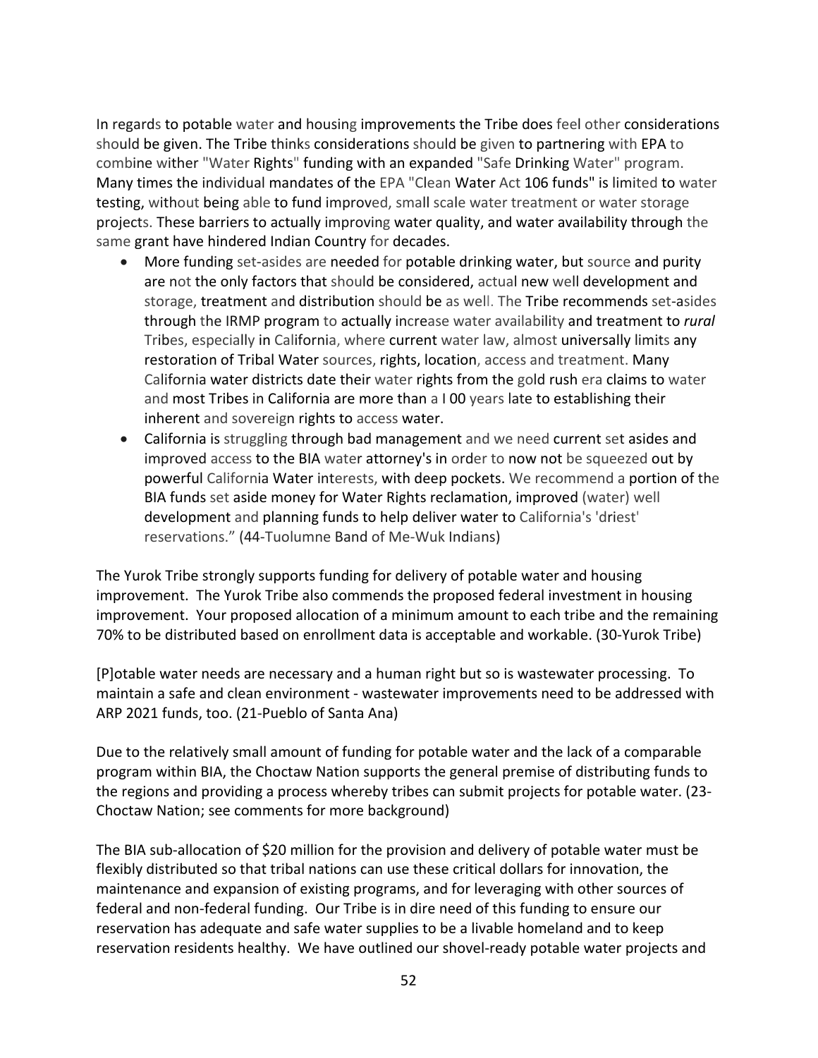In regards to potable water and housing improvements the Tribe does feel other considerations should be given. The Tribe thinks considerations should be given to partnering with EPA to combine wither "Water Rights" funding with an expanded "Safe Drinking Water" program. Many times the individual mandates of the EPA "Clean Water Act 106 funds" is limited to water testing, without being able to fund improved, small scale water treatment or water storage projects. These barriers to actually improving water quality, and water availability through the same grant have hindered Indian Country for decades.

- More funding set-asides are needed for potable drinking water, but source and purity are not the only factors that should be considered, actual new well development and storage, treatment and distribution should be as well. The Tribe recommends set-asides through the IRMP program to actually increase water availability and treatment to *rural* Tribes, especially in California, where current water law, almost universally limits any restoration of Tribal Water sources, rights, location, access and treatment. Many California water districts date their water rights from the gold rush era claims to water and most Tribes in California are more than a I 00 years late to establishing their inherent and sovereign rights to access water.
- California is struggling through bad management and we need current set asides and improved access to the BIA water attorney's in order to now not be squeezed out by powerful California Water interests, with deep pockets. We recommend a portion of the BIA funds set aside money for Water Rights reclamation, improved (water) well development and planning funds to help deliver water to California's 'driest' reservations." (44-Tuolumne Band of Me-Wuk Indians)

The Yurok Tribe strongly supports funding for delivery of potable water and housing improvement. The Yurok Tribe also commends the proposed federal investment in housing improvement. Your proposed allocation of a minimum amount to each tribe and the remaining 70% to be distributed based on enrollment data is acceptable and workable. (30-Yurok Tribe)

[P]otable water needs are necessary and a human right but so is wastewater processing. To maintain a safe and clean environment - wastewater improvements need to be addressed with ARP 2021 funds, too. (21-Pueblo of Santa Ana)

Due to the relatively small amount of funding for potable water and the lack of a comparable program within BIA, the Choctaw Nation supports the general premise of distributing funds to the regions and providing a process whereby tribes can submit projects for potable water. (23-Choctaw Nation; see comments for more background)

The BIA sub-allocation of $20 million for the provision and delivery of potable water must be flexibly distributed so that tribal nations can use these critical dollars for innovation, the maintenance and expansion of existing programs, and for leveraging with other sources of federal and non-federal funding. Our Tribe is in dire need of this funding to ensure our reservation has adequate and safe water supplies to be a livable homeland and to keep reservation residents healthy. We have outlined our shovel-ready potable water projects and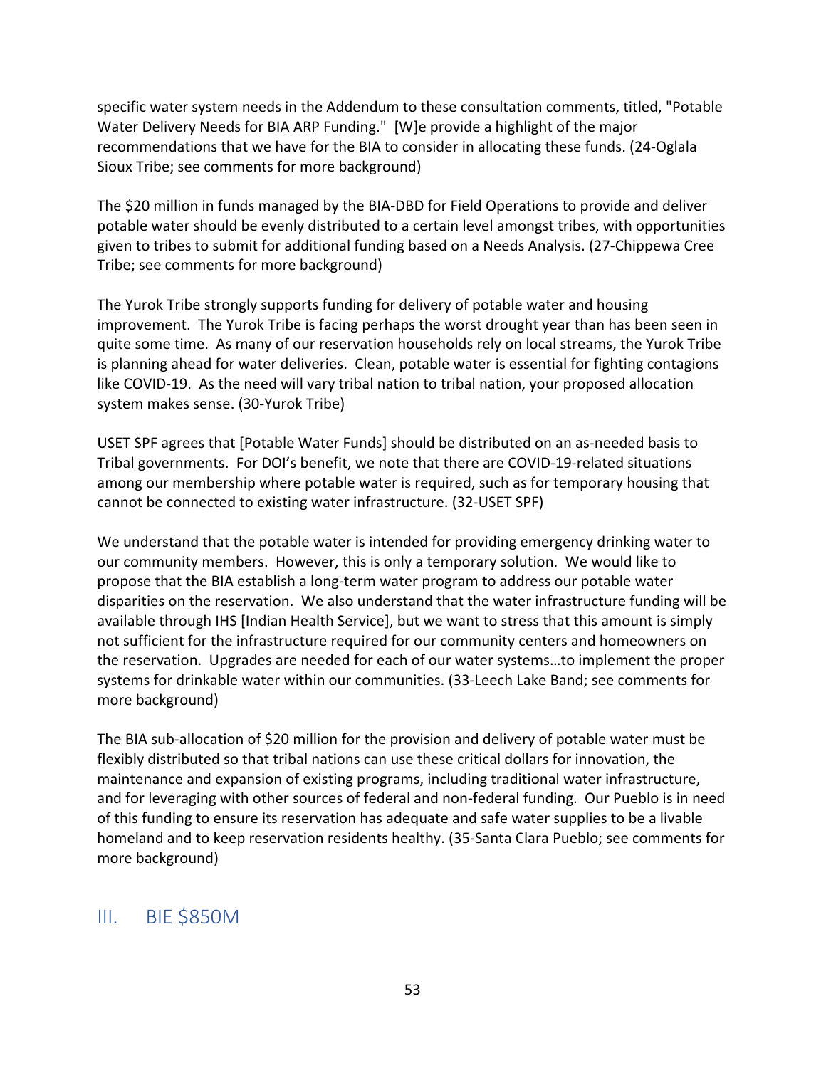specific water system needs in the Addendum to these consultation comments, titled, "Potable Water Delivery Needs for BIA ARP Funding." [W]e provide a highlight of the major recommendations that we have for the BIA to consider in allocating these funds. (24-Oglala Sioux Tribe; see comments for more background)

The $20 million in funds managed by the BIA-DBD for Field Operations to provide and deliver potable water should be evenly distributed to a certain level amongst tribes, with opportunities given to tribes to submit for additional funding based on a Needs Analysis. (27-Chippewa Cree Tribe; see comments for more background)

The Yurok Tribe strongly supports funding for delivery of potable water and housing improvement. The Yurok Tribe is facing perhaps the worst drought year than has been seen in quite some time. As many of our reservation households rely on local streams, the Yurok Tribe is planning ahead for water deliveries. Clean, potable water is essential for fighting contagions like COVID-19. As the need will vary tribal nation to tribal nation, your proposed allocation system makes sense. (30-Yurok Tribe)

USET SPF agrees that [Potable Water Funds] should be distributed on an as-needed basis to Tribal governments. For DOI's benefit, we note that there are COVID-19-related situations among our membership where potable water is required, such as for temporary housing that cannot be connected to existing water infrastructure. (32-USET SPF)

We understand that the potable water is intended for providing emergency drinking water to our community members. However, this is only a temporary solution. We would like to propose that the BIA establish a long-term water program to address our potable water disparities on the reservation. We also understand that the water infrastructure funding will be available through IHS [Indian Health Service], but we want to stress that this amount is simply not sufficient for the infrastructure required for our community centers and homeowners on the reservation. Upgrades are needed for each of our water systems…to implement the proper systems for drinkable water within our communities. (33-Leech Lake Band; see comments for more background)

The BIA sub-allocation of $20 million for the provision and delivery of potable water must be flexibly distributed so that tribal nations can use these critical dollars for innovation, the maintenance and expansion of existing programs, including traditional water infrastructure, and for leveraging with other sources of federal and non-federal funding. Our Pueblo is in need of this funding to ensure its reservation has adequate and safe water supplies to be a livable homeland and to keep reservation residents healthy. (35-Santa Clara Pueblo; see comments for more background)

## III. BIE $850M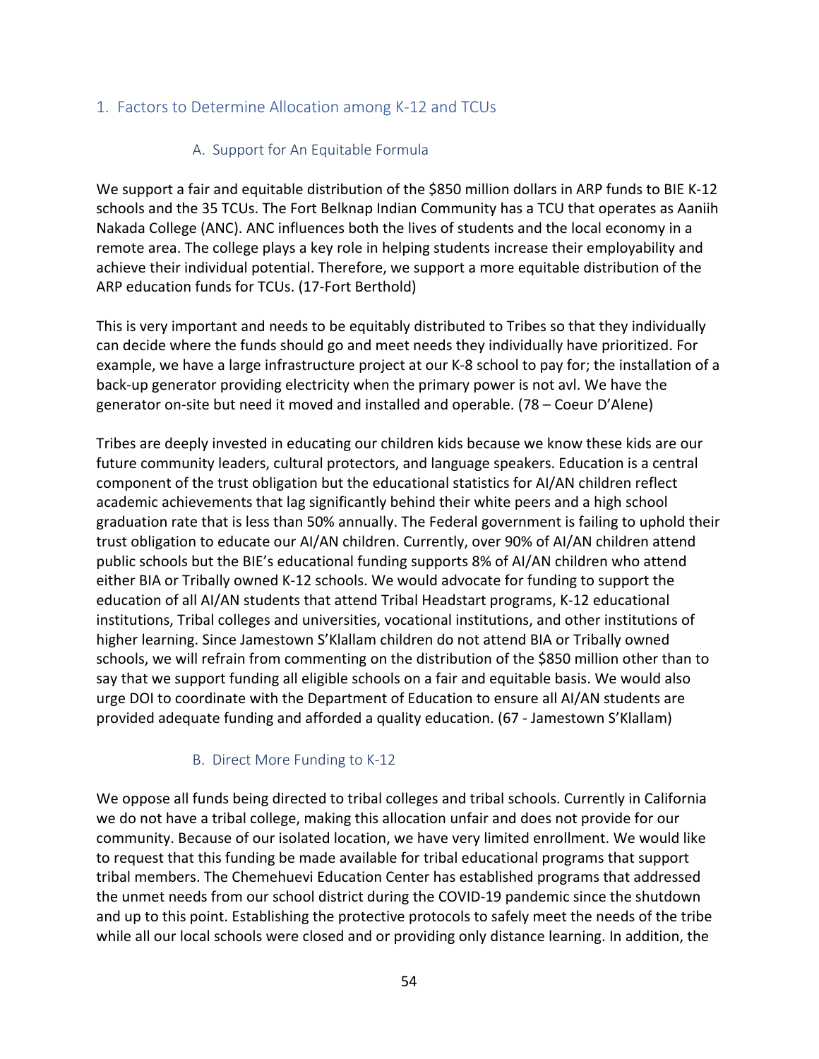## 1. Factors to Determine Allocation among K-12 and TCUs

### A. Support for An Equitable Formula

We support a fair and equitable distribution of the $850 million dollars in ARP funds to BIE K-12 schools and the 35 TCUs. The Fort Belknap Indian Community has a TCU that operates as Aaniih Nakada College (ANC). ANC influences both the lives of students and the local economy in a remote area. The college plays a key role in helping students increase their employability and achieve their individual potential. Therefore, we support a more equitable distribution of the ARP education funds for TCUs. (17-Fort Berthold)

This is very important and needs to be equitably distributed to Tribes so that they individually can decide where the funds should go and meet needs they individually have prioritized. For example, we have a large infrastructure project at our K-8 school to pay for; the installation of a back-up generator providing electricity when the primary power is not avl. We have the generator on-site but need it moved and installed and operable. (78 – Coeur D'Alene)

Tribes are deeply invested in educating our children kids because we know these kids are our future community leaders, cultural protectors, and language speakers. Education is a central component of the trust obligation but the educational statistics for AI/AN children reflect academic achievements that lag significantly behind their white peers and a high school graduation rate that is less than 50% annually. The Federal government is failing to uphold their trust obligation to educate our AI/AN children. Currently, over 90% of AI/AN children attend public schools but the BIE's educational funding supports 8% of AI/AN children who attend either BIA or Tribally owned K-12 schools. We would advocate for funding to support the education of all AI/AN students that attend Tribal Headstart programs, K-12 educational institutions, Tribal colleges and universities, vocational institutions, and other institutions of higher learning. Since Jamestown S'Klallam children do not attend BIA or Tribally owned schools, we will refrain from commenting on the distribution of the $850 million other than to say that we support funding all eligible schools on a fair and equitable basis. We would also urge DOI to coordinate with the Department of Education to ensure all AI/AN students are provided adequate funding and afforded a quality education. (67 - Jamestown S'Klallam)

### B. Direct More Funding to K-12

We oppose all funds being directed to tribal colleges and tribal schools. Currently in California we do not have a tribal college, making this allocation unfair and does not provide for our community. Because of our isolated location, we have very limited enrollment. We would like to request that this funding be made available for tribal educational programs that support tribal members. The Chemehuevi Education Center has established programs that addressed the unmet needs from our school district during the COVID-19 pandemic since the shutdown and up to this point. Establishing the protective protocols to safely meet the needs of the tribe while all our local schools were closed and or providing only distance learning. In addition, the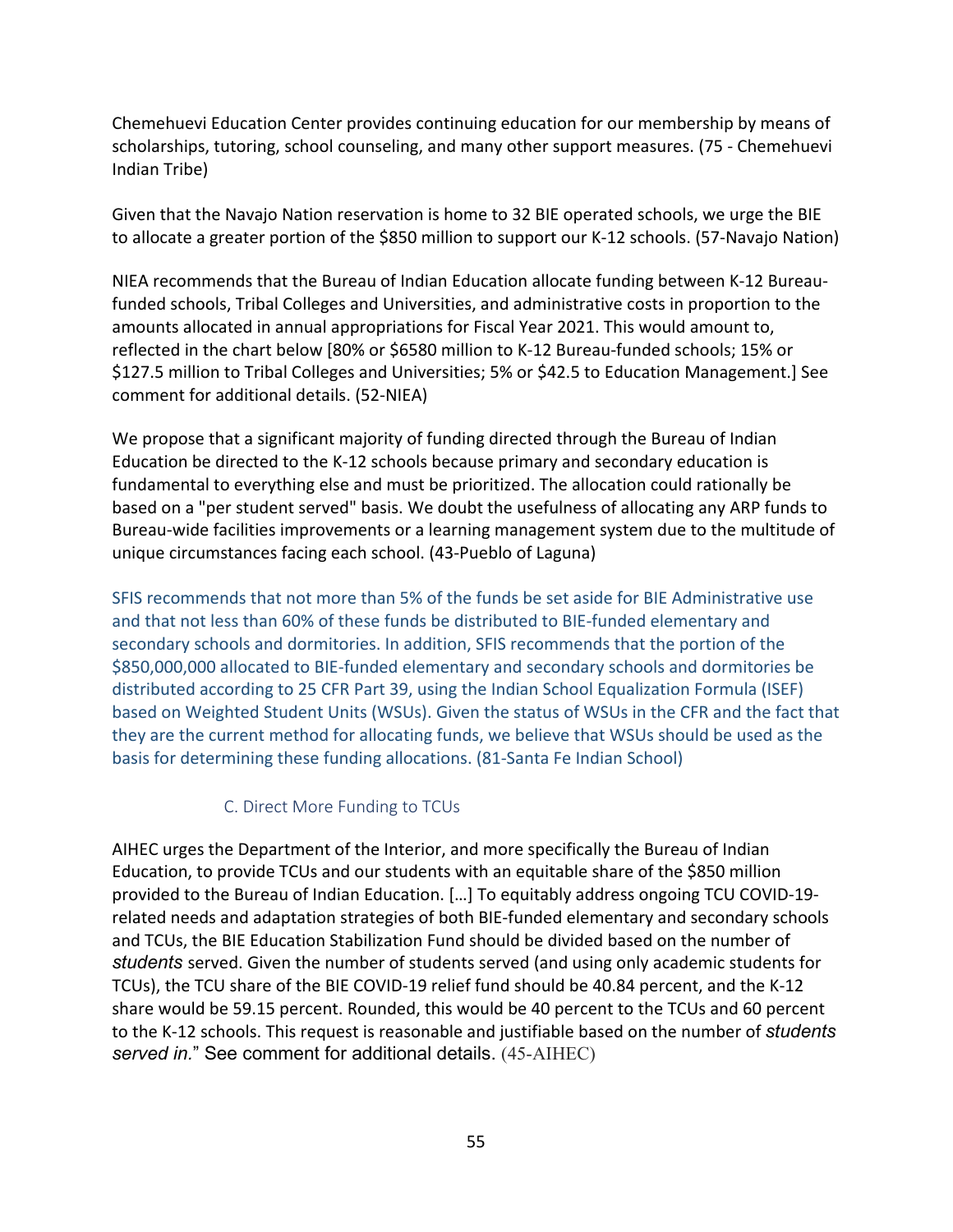Chemehuevi Education Center provides continuing education for our membership by means of scholarships, tutoring, school counseling, and many other support measures. (75 - Chemehuevi Indian Tribe)

Given that the Navajo Nation reservation is home to 32 BIE operated schools, we urge the BIE to allocate a greater portion of the $850 million to support our K-12 schools. (57-Navajo Nation)

NIEA recommends that the Bureau of Indian Education allocate funding between K-12 Bureau-funded schools, Tribal Colleges and Universities, and administrative costs in proportion to the amounts allocated in annual appropriations for Fiscal Year 2021. This would amount to, reflected in the chart below [80% or $6580 million to K-12 Bureau-funded schools; 15% or $127.5 million to Tribal Colleges and Universities; 5% or $42.5 to Education Management.] See comment for additional details. (52-NIEA)

We propose that a significant majority of funding directed through the Bureau of Indian Education be directed to the K-12 schools because primary and secondary education is fundamental to everything else and must be prioritized. The allocation could rationally be based on a "per student served" basis. We doubt the usefulness of allocating any ARP funds to Bureau-wide facilities improvements or a learning management system due to the multitude of unique circumstances facing each school. (43-Pueblo of Laguna)

SFIS recommends that not more than 5% of the funds be set aside for BIE Administrative use and that not less than 60% of these funds be distributed to BIE-funded elementary and secondary schools and dormitories. In addition, SFIS recommends that the portion of the $850,000,000 allocated to BIE-funded elementary and secondary schools and dormitories be distributed according to 25 CFR Part 39, using the Indian School Equalization Formula (ISEF) based on Weighted Student Units (WSUs). Given the status of WSUs in the CFR and the fact that they are the current method for allocating funds, we believe that WSUs should be used as the basis for determining these funding allocations. (81-Santa Fe Indian School)

### C. Direct More Funding to TCUs

AIHEC urges the Department of the Interior, and more specifically the Bureau of Indian Education, to provide TCUs and our students with an equitable share of the $850 million provided to the Bureau of Indian Education. […] To equitably address ongoing TCU COVID-19-related needs and adaptation strategies of both BIE-funded elementary and secondary schools and TCUs, the BIE Education Stabilization Fund should be divided based on the number of *students* served. Given the number of students served (and using only academic students for TCUs), the TCU share of the BIE COVID-19 relief fund should be 40.84 percent, and the K-12 share would be 59.15 percent. Rounded, this would be 40 percent to the TCUs and 60 percent to the K-12 schools. This request is reasonable and justifiable based on the number of *students served in*." See comment for additional details. (45-AIHEC)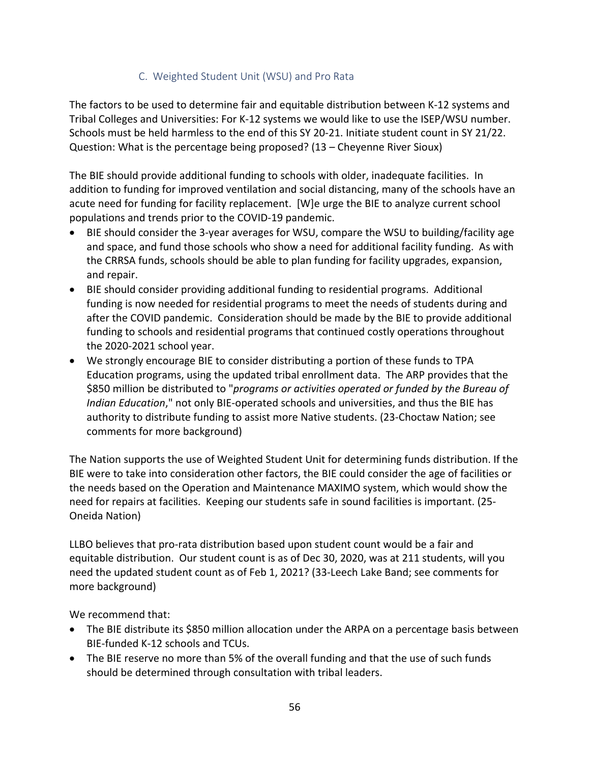### C. Weighted Student Unit (WSU) and Pro Rata

The factors to be used to determine fair and equitable distribution between K-12 systems and Tribal Colleges and Universities: For K-12 systems we would like to use the ISEP/WSU number. Schools must be held harmless to the end of this SY 20-21. Initiate student count in SY 21/22. Question: What is the percentage being proposed? (13 – Cheyenne River Sioux)

The BIE should provide additional funding to schools with older, inadequate facilities. In addition to funding for improved ventilation and social distancing, many of the schools have an acute need for funding for facility replacement. [W]e urge the BIE to analyze current school populations and trends prior to the COVID-19 pandemic.

- BIE should consider the 3-year averages for WSU, compare the WSU to building/facility age and space, and fund those schools who show a need for additional facility funding. As with the CRRSA funds, schools should be able to plan funding for facility upgrades, expansion, and repair.
- BIE should consider providing additional funding to residential programs. Additional funding is now needed for residential programs to meet the needs of students during and after the COVID pandemic. Consideration should be made by the BIE to provide additional funding to schools and residential programs that continued costly operations throughout the 2020-2021 school year.
- We strongly encourage BIE to consider distributing a portion of these funds to TPA Education programs, using the updated tribal enrollment data. The ARP provides that the $850 million be distributed to "*programs or activities operated or funded by the Bureau of Indian Education*," not only BIE-operated schools and universities, and thus the BIE has authority to distribute funding to assist more Native students. (23-Choctaw Nation; see comments for more background)

The Nation supports the use of Weighted Student Unit for determining funds distribution. If the BIE were to take into consideration other factors, the BIE could consider the age of facilities or the needs based on the Operation and Maintenance MAXIMO system, which would show the need for repairs at facilities. Keeping our students safe in sound facilities is important. (25-Oneida Nation)

LLBO believes that pro-rata distribution based upon student count would be a fair and equitable distribution. Our student count is as of Dec 30, 2020, was at 211 students, will you need the updated student count as of Feb 1, 2021? (33-Leech Lake Band; see comments for more background)

We recommend that:

- The BIE distribute its $850 million allocation under the ARPA on a percentage basis between BIE-funded K-12 schools and TCUs.
- The BIE reserve no more than 5% of the overall funding and that the use of such funds should be determined through consultation with tribal leaders.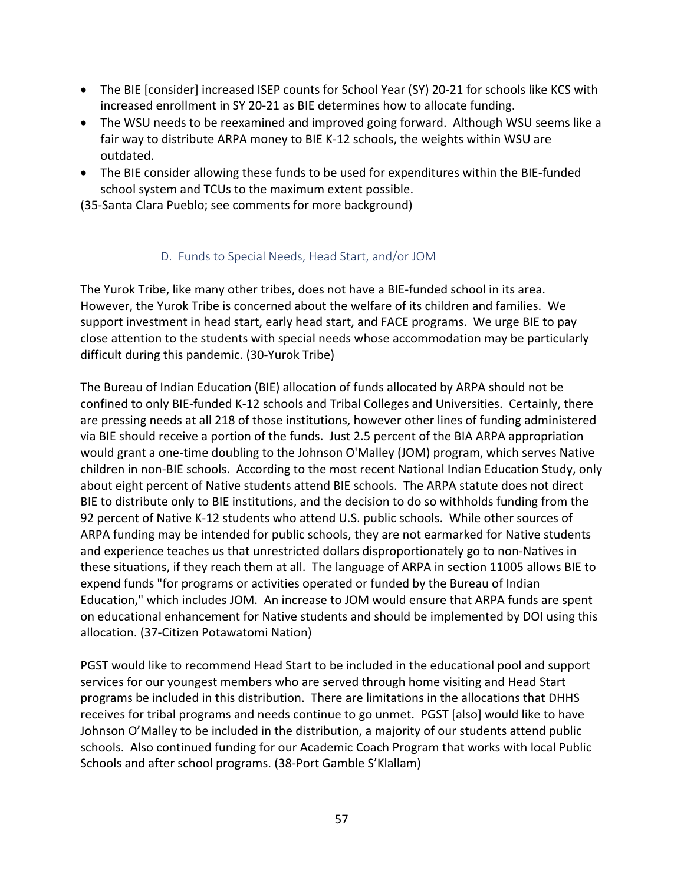- The BIE [consider] increased ISEP counts for School Year (SY) 20-21 for schools like KCS with increased enrollment in SY 20-21 as BIE determines how to allocate funding.
- The WSU needs to be reexamined and improved going forward. Although WSU seems like a fair way to distribute ARPA money to BIE K-12 schools, the weights within WSU are outdated.
- The BIE consider allowing these funds to be used for expenditures within the BIE-funded school system and TCUs to the maximum extent possible.

(35-Santa Clara Pueblo; see comments for more background)

### D. Funds to Special Needs, Head Start, and/or JOM

The Yurok Tribe, like many other tribes, does not have a BIE-funded school in its area. However, the Yurok Tribe is concerned about the welfare of its children and families. We support investment in head start, early head start, and FACE programs. We urge BIE to pay close attention to the students with special needs whose accommodation may be particularly difficult during this pandemic. (30-Yurok Tribe)

The Bureau of Indian Education (BIE) allocation of funds allocated by ARPA should not be confined to only BIE-funded K-12 schools and Tribal Colleges and Universities. Certainly, there are pressing needs at all 218 of those institutions, however other lines of funding administered via BIE should receive a portion of the funds. Just 2.5 percent of the BIA ARPA appropriation would grant a one-time doubling to the Johnson O'Malley (JOM) program, which serves Native children in non-BIE schools. According to the most recent National Indian Education Study, only about eight percent of Native students attend BIE schools. The ARPA statute does not direct BIE to distribute only to BIE institutions, and the decision to do so withholds funding from the 92 percent of Native K-12 students who attend U.S. public schools. While other sources of ARPA funding may be intended for public schools, they are not earmarked for Native students and experience teaches us that unrestricted dollars disproportionately go to non-Natives in these situations, if they reach them at all. The language of ARPA in section 11005 allows BIE to expend funds "for programs or activities operated or funded by the Bureau of Indian Education," which includes JOM. An increase to JOM would ensure that ARPA funds are spent on educational enhancement for Native students and should be implemented by DOI using this allocation. (37-Citizen Potawatomi Nation)

PGST would like to recommend Head Start to be included in the educational pool and support services for our youngest members who are served through home visiting and Head Start programs be included in this distribution. There are limitations in the allocations that DHHS receives for tribal programs and needs continue to go unmet. PGST [also] would like to have Johnson O'Malley to be included in the distribution, a majority of our students attend public schools. Also continued funding for our Academic Coach Program that works with local Public Schools and after school programs. (38-Port Gamble S'Klallam)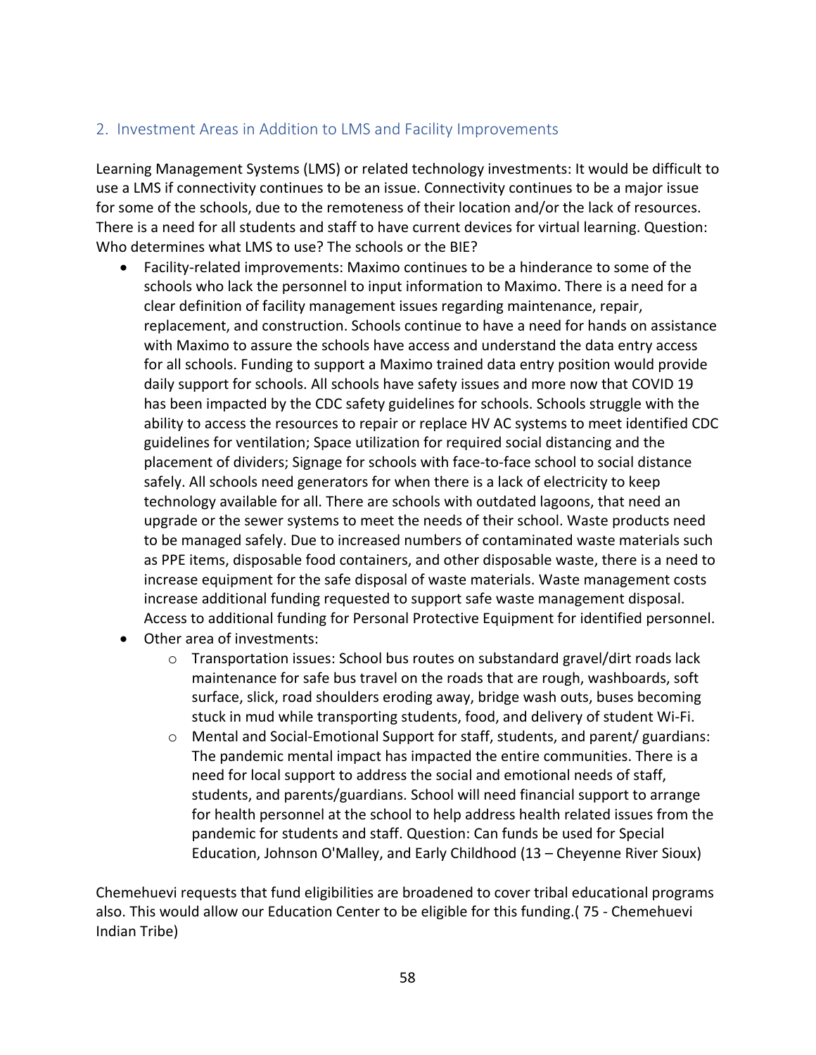## 2. Investment Areas in Addition to LMS and Facility Improvements

Learning Management Systems (LMS) or related technology investments: It would be difficult to use a LMS if connectivity continues to be an issue. Connectivity continues to be a major issue for some of the schools, due to the remoteness of their location and/or the lack of resources. There is a need for all students and staff to have current devices for virtual learning. Question: Who determines what LMS to use? The schools or the BIE?

- Facility-related improvements: Maximo continues to be a hinderance to some of the schools who lack the personnel to input information to Maximo. There is a need for a clear definition of facility management issues regarding maintenance, repair, replacement, and construction. Schools continue to have a need for hands on assistance with Maximo to assure the schools have access and understand the data entry access for all schools. Funding to support a Maximo trained data entry position would provide daily support for schools. All schools have safety issues and more now that COVID 19 has been impacted by the CDC safety guidelines for schools. Schools struggle with the ability to access the resources to repair or replace HV AC systems to meet identified CDC guidelines for ventilation; Space utilization for required social distancing and the placement of dividers; Signage for schools with face-to-face school to social distance safely. All schools need generators for when there is a lack of electricity to keep technology available for all. There are schools with outdated lagoons, that need an upgrade or the sewer systems to meet the needs of their school. Waste products need to be managed safely. Due to increased numbers of contaminated waste materials such as PPE items, disposable food containers, and other disposable waste, there is a need to increase equipment for the safe disposal of waste materials. Waste management costs increase additional funding requested to support safe waste management disposal. Access to additional funding for Personal Protective Equipment for identified personnel.
- Other area of investments:
  - Transportation issues: School bus routes on substandard gravel/dirt roads lack maintenance for safe bus travel on the roads that are rough, washboards, soft surface, slick, road shoulders eroding away, bridge wash outs, buses becoming stuck in mud while transporting students, food, and delivery of student Wi-Fi.
  - Mental and Social-Emotional Support for staff, students, and parent/ guardians: The pandemic mental impact has impacted the entire communities. There is a need for local support to address the social and emotional needs of staff, students, and parents/guardians. School will need financial support to arrange for health personnel at the school to help address health related issues from the pandemic for students and staff. Question: Can funds be used for Special Education, Johnson O'Malley, and Early Childhood (13 – Cheyenne River Sioux)

Chemehuevi requests that fund eligibilities are broadened to cover tribal educational programs also. This would allow our Education Center to be eligible for this funding.( 75 - Chemehuevi Indian Tribe)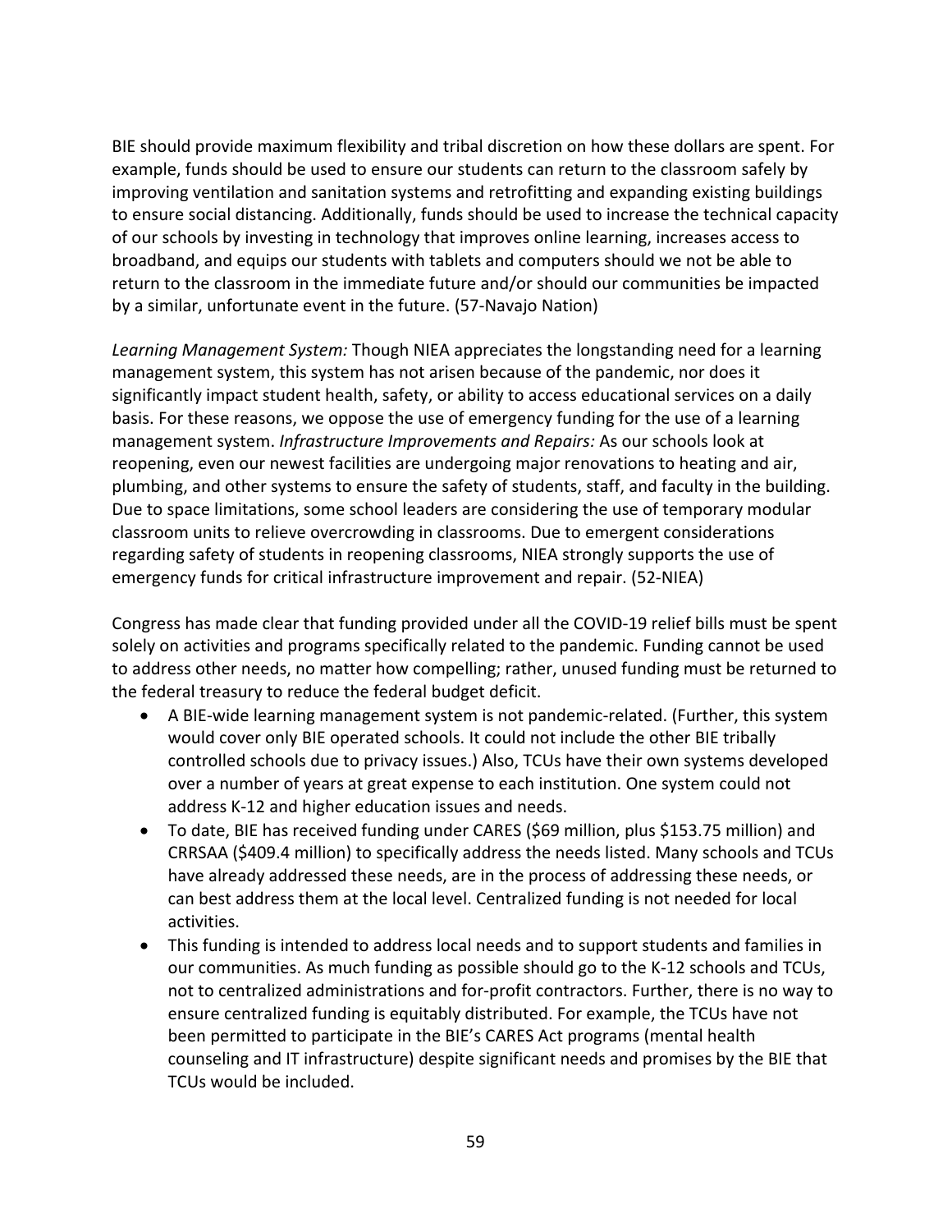BIE should provide maximum flexibility and tribal discretion on how these dollars are spent. For example, funds should be used to ensure our students can return to the classroom safely by improving ventilation and sanitation systems and retrofitting and expanding existing buildings to ensure social distancing. Additionally, funds should be used to increase the technical capacity of our schools by investing in technology that improves online learning, increases access to broadband, and equips our students with tablets and computers should we not be able to return to the classroom in the immediate future and/or should our communities be impacted by a similar, unfortunate event in the future. (57-Navajo Nation)

*Learning Management System:* Though NIEA appreciates the longstanding need for a learning management system, this system has not arisen because of the pandemic, nor does it significantly impact student health, safety, or ability to access educational services on a daily basis. For these reasons, we oppose the use of emergency funding for the use of a learning management system. *Infrastructure Improvements and Repairs:* As our schools look at reopening, even our newest facilities are undergoing major renovations to heating and air, plumbing, and other systems to ensure the safety of students, staff, and faculty in the building. Due to space limitations, some school leaders are considering the use of temporary modular classroom units to relieve overcrowding in classrooms. Due to emergent considerations regarding safety of students in reopening classrooms, NIEA strongly supports the use of emergency funds for critical infrastructure improvement and repair. (52-NIEA)

Congress has made clear that funding provided under all the COVID-19 relief bills must be spent solely on activities and programs specifically related to the pandemic. Funding cannot be used to address other needs, no matter how compelling; rather, unused funding must be returned to the federal treasury to reduce the federal budget deficit.

- A BIE-wide learning management system is not pandemic-related. (Further, this system would cover only BIE operated schools. It could not include the other BIE tribally controlled schools due to privacy issues.) Also, TCUs have their own systems developed over a number of years at great expense to each institution. One system could not address K-12 and higher education issues and needs.
- To date, BIE has received funding under CARES ($69 million, plus $153.75 million) and CRRSAA ($409.4 million) to specifically address the needs listed. Many schools and TCUs have already addressed these needs, are in the process of addressing these needs, or can best address them at the local level. Centralized funding is not needed for local activities.
- This funding is intended to address local needs and to support students and families in our communities. As much funding as possible should go to the K-12 schools and TCUs, not to centralized administrations and for-profit contractors. Further, there is no way to ensure centralized funding is equitably distributed. For example, the TCUs have not been permitted to participate in the BIE's CARES Act programs (mental health counseling and IT infrastructure) despite significant needs and promises by the BIE that TCUs would be included.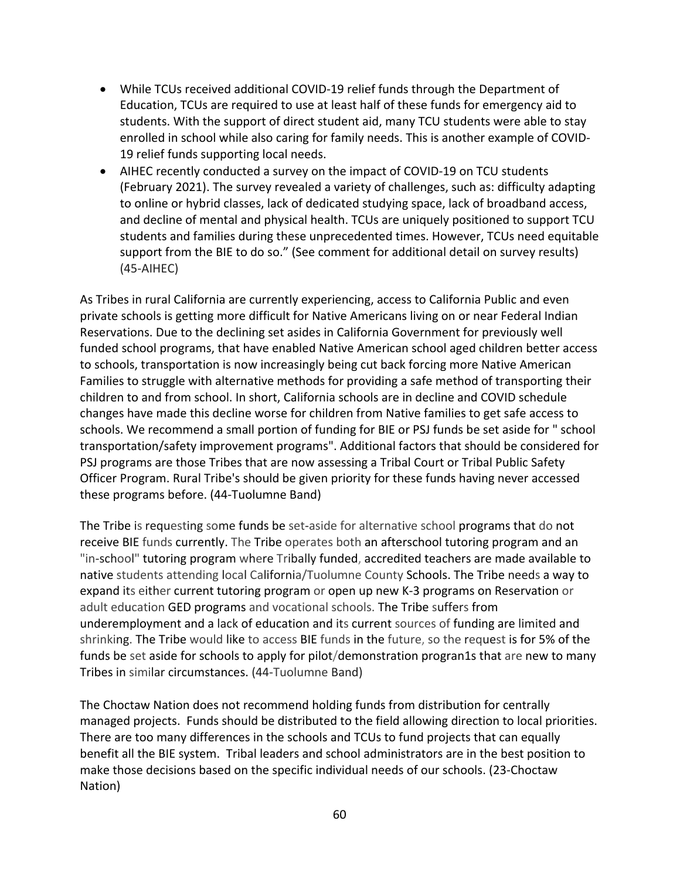- While TCUs received additional COVID-19 relief funds through the Department of Education, TCUs are required to use at least half of these funds for emergency aid to students. With the support of direct student aid, many TCU students were able to stay enrolled in school while also caring for family needs. This is another example of COVID-19 relief funds supporting local needs.
- AIHEC recently conducted a survey on the impact of COVID-19 on TCU students (February 2021). The survey revealed a variety of challenges, such as: difficulty adapting to online or hybrid classes, lack of dedicated studying space, lack of broadband access, and decline of mental and physical health. TCUs are uniquely positioned to support TCU students and families during these unprecedented times. However, TCUs need equitable support from the BIE to do so." (See comment for additional detail on survey results) (45-AIHEC)

As Tribes in rural California are currently experiencing, access to California Public and even private schools is getting more difficult for Native Americans living on or near Federal Indian Reservations. Due to the declining set asides in California Government for previously well funded school programs, that have enabled Native American school aged children better access to schools, transportation is now increasingly being cut back forcing more Native American Families to struggle with alternative methods for providing a safe method of transporting their children to and from school. In short, California schools are in decline and COVID schedule changes have made this decline worse for children from Native families to get safe access to schools. We recommend a small portion of funding for BIE or PSJ funds be set aside for " school transportation/safety improvement programs". Additional factors that should be considered for PSJ programs are those Tribes that are now assessing a Tribal Court or Tribal Public Safety Officer Program. Rural Tribe's should be given priority for these funds having never accessed these programs before. (44-Tuolumne Band)

The Tribe is requesting some funds be set-aside for alternative school programs that do not receive BIE funds currently. The Tribe operates both an afterschool tutoring program and an "in-school" tutoring program where Tribally funded, accredited teachers are made available to native students attending local California/Tuolumne County Schools. The Tribe needs a way to expand its either current tutoring program or open up new K-3 programs on Reservation or adult education GED programs and vocational schools. The Tribe suffers from underemployment and a lack of education and its current sources of funding are limited and shrinking. The Tribe would like to access BIE funds in the future, so the request is for 5% of the funds be set aside for schools to apply for pilot/demonstration progran1s that are new to many Tribes in similar circumstances. (44-Tuolumne Band)

The Choctaw Nation does not recommend holding funds from distribution for centrally managed projects. Funds should be distributed to the field allowing direction to local priorities. There are too many differences in the schools and TCUs to fund projects that can equally benefit all the BIE system. Tribal leaders and school administrators are in the best position to make those decisions based on the specific individual needs of our schools. (23-Choctaw Nation)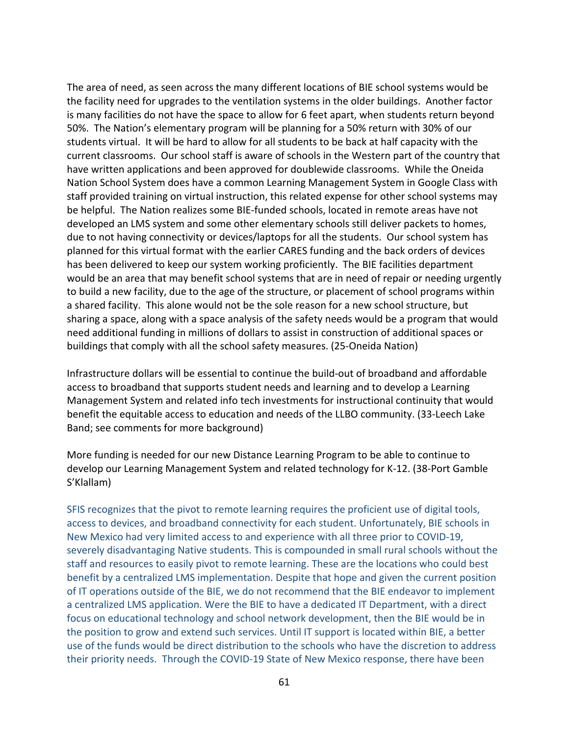The area of need, as seen across the many different locations of BIE school systems would be the facility need for upgrades to the ventilation systems in the older buildings. Another factor is many facilities do not have the space to allow for 6 feet apart, when students return beyond 50%. The Nation's elementary program will be planning for a 50% return with 30% of our students virtual. It will be hard to allow for all students to be back at half capacity with the current classrooms. Our school staff is aware of schools in the Western part of the country that have written applications and been approved for doublewide classrooms. While the Oneida Nation School System does have a common Learning Management System in Google Class with staff provided training on virtual instruction, this related expense for other school systems may be helpful. The Nation realizes some BIE-funded schools, located in remote areas have not developed an LMS system and some other elementary schools still deliver packets to homes, due to not having connectivity or devices/laptops for all the students. Our school system has planned for this virtual format with the earlier CARES funding and the back orders of devices has been delivered to keep our system working proficiently. The BIE facilities department would be an area that may benefit school systems that are in need of repair or needing urgently to build a new facility, due to the age of the structure, or placement of school programs within a shared facility. This alone would not be the sole reason for a new school structure, but sharing a space, along with a space analysis of the safety needs would be a program that would need additional funding in millions of dollars to assist in construction of additional spaces or buildings that comply with all the school safety measures. (25-Oneida Nation)

Infrastructure dollars will be essential to continue the build-out of broadband and affordable access to broadband that supports student needs and learning and to develop a Learning Management System and related info tech investments for instructional continuity that would benefit the equitable access to education and needs of the LLBO community. (33-Leech Lake Band; see comments for more background)

More funding is needed for our new Distance Learning Program to be able to continue to develop our Learning Management System and related technology for K-12. (38-Port Gamble S'Klallam)

SFIS recognizes that the pivot to remote learning requires the proficient use of digital tools, access to devices, and broadband connectivity for each student. Unfortunately, BIE schools in New Mexico had very limited access to and experience with all three prior to COVID-19, severely disadvantaging Native students. This is compounded in small rural schools without the staff and resources to easily pivot to remote learning. These are the locations who could best benefit by a centralized LMS implementation. Despite that hope and given the current position of IT operations outside of the BIE, we do not recommend that the BIE endeavor to implement a centralized LMS application. Were the BIE to have a dedicated IT Department, with a direct focus on educational technology and school network development, then the BIE would be in the position to grow and extend such services. Until IT support is located within BIE, a better use of the funds would be direct distribution to the schools who have the discretion to address their priority needs. Through the COVID-19 State of New Mexico response, there have been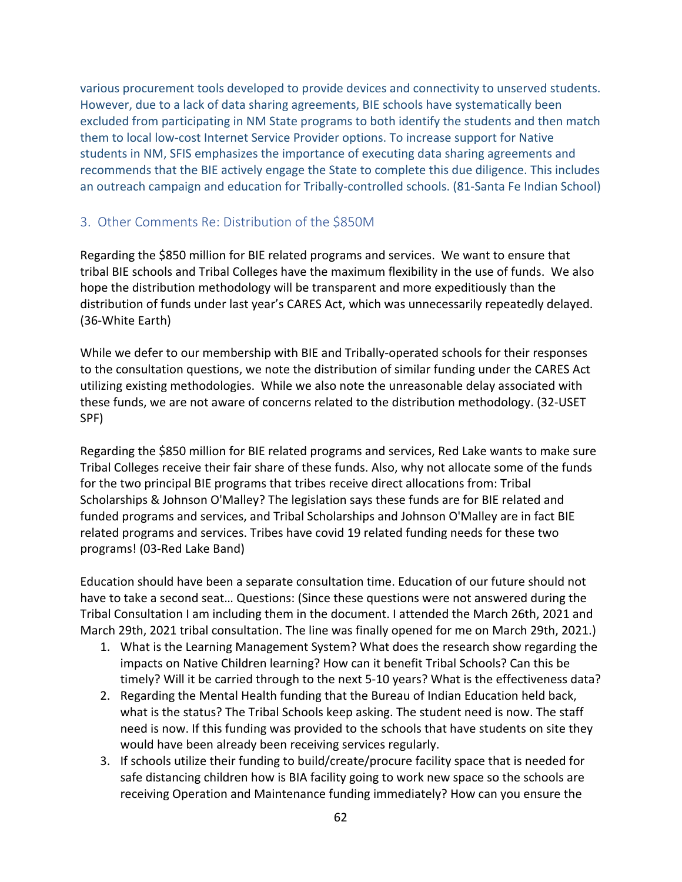various procurement tools developed to provide devices and connectivity to unserved students. However, due to a lack of data sharing agreements, BIE schools have systematically been excluded from participating in NM State programs to both identify the students and then match them to local low-cost Internet Service Provider options. To increase support for Native students in NM, SFIS emphasizes the importance of executing data sharing agreements and recommends that the BIE actively engage the State to complete this due diligence. This includes an outreach campaign and education for Tribally-controlled schools. (81-Santa Fe Indian School)

### 3. Other Comments Re: Distribution of the $850M

Regarding the $850 million for BIE related programs and services. We want to ensure that tribal BIE schools and Tribal Colleges have the maximum flexibility in the use of funds. We also hope the distribution methodology will be transparent and more expeditiously than the distribution of funds under last year's CARES Act, which was unnecessarily repeatedly delayed. (36-White Earth)

While we defer to our membership with BIE and Tribally-operated schools for their responses to the consultation questions, we note the distribution of similar funding under the CARES Act utilizing existing methodologies. While we also note the unreasonable delay associated with these funds, we are not aware of concerns related to the distribution methodology. (32-USET SPF)

Regarding the $850 million for BIE related programs and services, Red Lake wants to make sure Tribal Colleges receive their fair share of these funds. Also, why not allocate some of the funds for the two principal BIE programs that tribes receive direct allocations from: Tribal Scholarships & Johnson O'Malley? The legislation says these funds are for BIE related and funded programs and services, and Tribal Scholarships and Johnson O'Malley are in fact BIE related programs and services. Tribes have covid 19 related funding needs for these two programs! (03-Red Lake Band)

Education should have been a separate consultation time. Education of our future should not have to take a second seat… Questions: (Since these questions were not answered during the Tribal Consultation I am including them in the document. I attended the March 26th, 2021 and March 29th, 2021 tribal consultation. The line was finally opened for me on March 29th, 2021.)

1. What is the Learning Management System? What does the research show regarding the impacts on Native Children learning? How can it benefit Tribal Schools? Can this be timely? Will it be carried through to the next 5-10 years? What is the effectiveness data?
2. Regarding the Mental Health funding that the Bureau of Indian Education held back, what is the status? The Tribal Schools keep asking. The student need is now. The staff need is now. If this funding was provided to the schools that have students on site they would have been already been receiving services regularly.
3. If schools utilize their funding to build/create/procure facility space that is needed for safe distancing children how is BIA facility going to work new space so the schools are receiving Operation and Maintenance funding immediately? How can you ensure the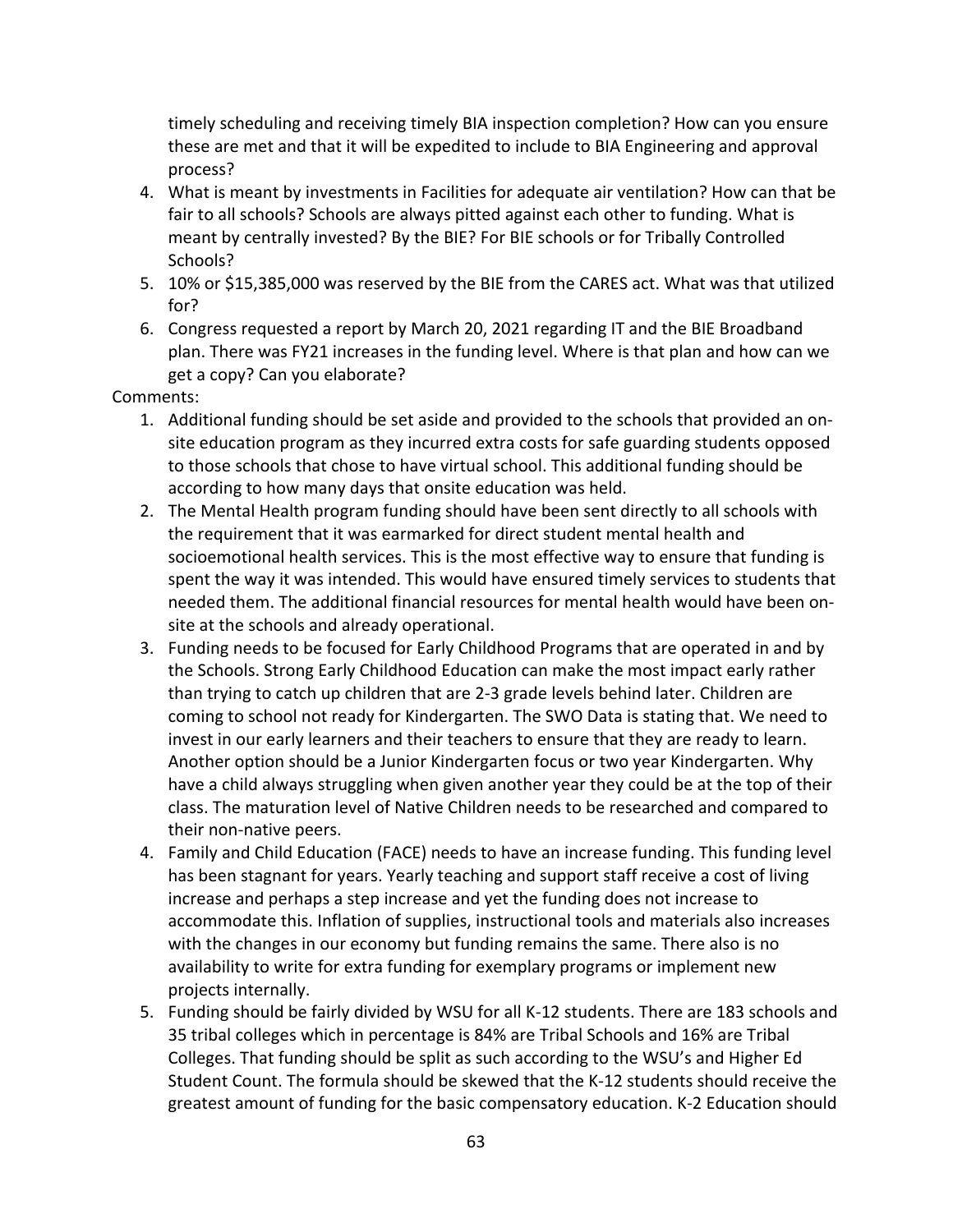timely scheduling and receiving timely BIA inspection completion? How can you ensure these are met and that it will be expedited to include to BIA Engineering and approval process?

4. What is meant by investments in Facilities for adequate air ventilation? How can that be fair to all schools? Schools are always pitted against each other to funding. What is meant by centrally invested? By the BIE? For BIE schools or for Tribally Controlled Schools?
5. 10% or $15,385,000 was reserved by the BIE from the CARES act. What was that utilized for?
6. Congress requested a report by March 20, 2021 regarding IT and the BIE Broadband plan. There was FY21 increases in the funding level. Where is that plan and how can we get a copy? Can you elaborate?

Comments:

1. Additional funding should be set aside and provided to the schools that provided an on-site education program as they incurred extra costs for safe guarding students opposed to those schools that chose to have virtual school. This additional funding should be according to how many days that onsite education was held.
2. The Mental Health program funding should have been sent directly to all schools with the requirement that it was earmarked for direct student mental health and socioemotional health services. This is the most effective way to ensure that funding is spent the way it was intended. This would have ensured timely services to students that needed them. The additional financial resources for mental health would have been on-site at the schools and already operational.
3. Funding needs to be focused for Early Childhood Programs that are operated in and by the Schools. Strong Early Childhood Education can make the most impact early rather than trying to catch up children that are 2-3 grade levels behind later. Children are coming to school not ready for Kindergarten. The SWO Data is stating that. We need to invest in our early learners and their teachers to ensure that they are ready to learn. Another option should be a Junior Kindergarten focus or two year Kindergarten. Why have a child always struggling when given another year they could be at the top of their class. The maturation level of Native Children needs to be researched and compared to their non-native peers.
4. Family and Child Education (FACE) needs to have an increase funding. This funding level has been stagnant for years. Yearly teaching and support staff receive a cost of living increase and perhaps a step increase and yet the funding does not increase to accommodate this. Inflation of supplies, instructional tools and materials also increases with the changes in our economy but funding remains the same. There also is no availability to write for extra funding for exemplary programs or implement new projects internally.
5. Funding should be fairly divided by WSU for all K-12 students. There are 183 schools and 35 tribal colleges which in percentage is 84% are Tribal Schools and 16% are Tribal Colleges. That funding should be split as such according to the WSU's and Higher Ed Student Count. The formula should be skewed that the K-12 students should receive the greatest amount of funding for the basic compensatory education. K-2 Education should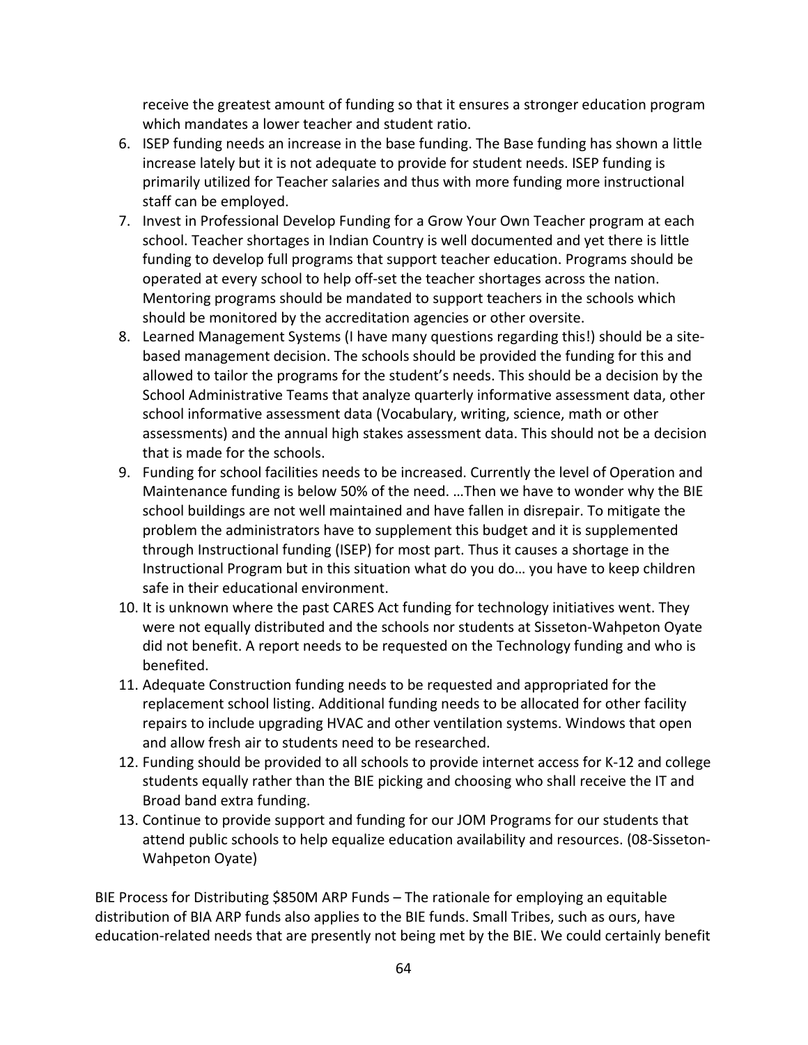receive the greatest amount of funding so that it ensures a stronger education program which mandates a lower teacher and student ratio.

6. ISEP funding needs an increase in the base funding. The Base funding has shown a little increase lately but it is not adequate to provide for student needs. ISEP funding is primarily utilized for Teacher salaries and thus with more funding more instructional staff can be employed.
7. Invest in Professional Develop Funding for a Grow Your Own Teacher program at each school. Teacher shortages in Indian Country is well documented and yet there is little funding to develop full programs that support teacher education. Programs should be operated at every school to help off-set the teacher shortages across the nation. Mentoring programs should be mandated to support teachers in the schools which should be monitored by the accreditation agencies or other oversite.
8. Learned Management Systems (I have many questions regarding this!) should be a site-based management decision. The schools should be provided the funding for this and allowed to tailor the programs for the student's needs. This should be a decision by the School Administrative Teams that analyze quarterly informative assessment data, other school informative assessment data (Vocabulary, writing, science, math or other assessments) and the annual high stakes assessment data. This should not be a decision that is made for the schools.
9. Funding for school facilities needs to be increased. Currently the level of Operation and Maintenance funding is below 50% of the need. …Then we have to wonder why the BIE school buildings are not well maintained and have fallen in disrepair. To mitigate the problem the administrators have to supplement this budget and it is supplemented through Instructional funding (ISEP) for most part. Thus it causes a shortage in the Instructional Program but in this situation what do you do… you have to keep children safe in their educational environment.
10. It is unknown where the past CARES Act funding for technology initiatives went. They were not equally distributed and the schools nor students at Sisseton-Wahpeton Oyate did not benefit. A report needs to be requested on the Technology funding and who is benefited.
11. Adequate Construction funding needs to be requested and appropriated for the replacement school listing. Additional funding needs to be allocated for other facility repairs to include upgrading HVAC and other ventilation systems. Windows that open and allow fresh air to students need to be researched.
12. Funding should be provided to all schools to provide internet access for K-12 and college students equally rather than the BIE picking and choosing who shall receive the IT and Broad band extra funding.
13. Continue to provide support and funding for our JOM Programs for our students that attend public schools to help equalize education availability and resources. (08-Sisseton-Wahpeton Oyate)

BIE Process for Distributing $850M ARP Funds – The rationale for employing an equitable distribution of BIA ARP funds also applies to the BIE funds. Small Tribes, such as ours, have education-related needs that are presently not being met by the BIE. We could certainly benefit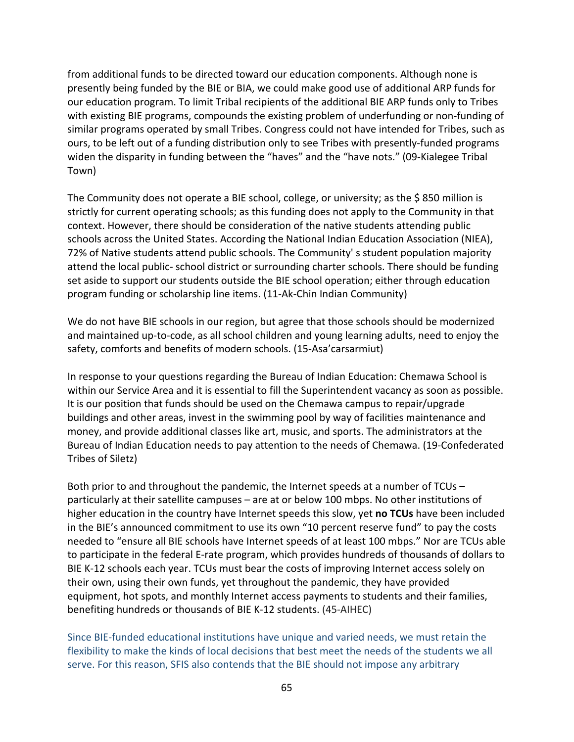from additional funds to be directed toward our education components. Although none is presently being funded by the BIE or BIA, we could make good use of additional ARP funds for our education program. To limit Tribal recipients of the additional BIE ARP funds only to Tribes with existing BIE programs, compounds the existing problem of underfunding or non-funding of similar programs operated by small Tribes. Congress could not have intended for Tribes, such as ours, to be left out of a funding distribution only to see Tribes with presently-funded programs widen the disparity in funding between the "haves" and the "have nots." (09-Kialegee Tribal Town)

The Community does not operate a BIE school, college, or university; as the $ 850 million is strictly for current operating schools; as this funding does not apply to the Community in that context. However, there should be consideration of the native students attending public schools across the United States. According the National Indian Education Association (NIEA), 72% of Native students attend public schools. The Community' s student population majority attend the local public- school district or surrounding charter schools. There should be funding set aside to support our students outside the BIE school operation; either through education program funding or scholarship line items. (11-Ak-Chin Indian Community)

We do not have BIE schools in our region, but agree that those schools should be modernized and maintained up-to-code, as all school children and young learning adults, need to enjoy the safety, comforts and benefits of modern schools. (15-Asa'carsarmiut)

In response to your questions regarding the Bureau of Indian Education: Chemawa School is within our Service Area and it is essential to fill the Superintendent vacancy as soon as possible. It is our position that funds should be used on the Chemawa campus to repair/upgrade buildings and other areas, invest in the swimming pool by way of facilities maintenance and money, and provide additional classes like art, music, and sports. The administrators at the Bureau of Indian Education needs to pay attention to the needs of Chemawa. (19-Confederated Tribes of Siletz)

Both prior to and throughout the pandemic, the Internet speeds at a number of TCUs – particularly at their satellite campuses – are at or below 100 mbps. No other institutions of higher education in the country have Internet speeds this slow, yet **no TCUs** have been included in the BIE's announced commitment to use its own "10 percent reserve fund" to pay the costs needed to "ensure all BIE schools have Internet speeds of at least 100 mbps." Nor are TCUs able to participate in the federal E-rate program, which provides hundreds of thousands of dollars to BIE K-12 schools each year. TCUs must bear the costs of improving Internet access solely on their own, using their own funds, yet throughout the pandemic, they have provided equipment, hot spots, and monthly Internet access payments to students and their families, benefiting hundreds or thousands of BIE K-12 students. (45-AIHEC)

Since BIE-funded educational institutions have unique and varied needs, we must retain the flexibility to make the kinds of local decisions that best meet the needs of the students we all serve. For this reason, SFIS also contends that the BIE should not impose any arbitrary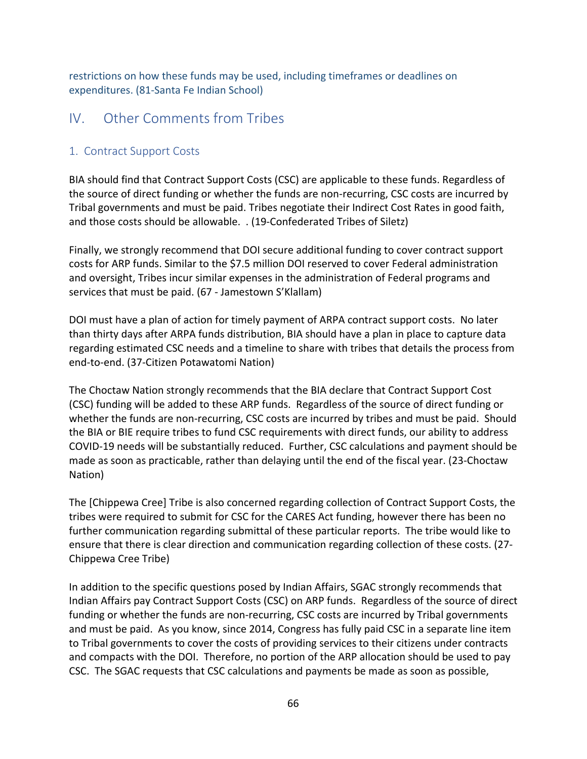restrictions on how these funds may be used, including timeframes or deadlines on expenditures. (81-Santa Fe Indian School)

## IV. Other Comments from Tribes

### 1. Contract Support Costs

BIA should find that Contract Support Costs (CSC) are applicable to these funds. Regardless of the source of direct funding or whether the funds are non-recurring, CSC costs are incurred by Tribal governments and must be paid. Tribes negotiate their Indirect Cost Rates in good faith, and those costs should be allowable. . (19-Confederated Tribes of Siletz)

Finally, we strongly recommend that DOI secure additional funding to cover contract support costs for ARP funds. Similar to the $7.5 million DOI reserved to cover Federal administration and oversight, Tribes incur similar expenses in the administration of Federal programs and services that must be paid. (67 - Jamestown S'Klallam)

DOI must have a plan of action for timely payment of ARPA contract support costs. No later than thirty days after ARPA funds distribution, BIA should have a plan in place to capture data regarding estimated CSC needs and a timeline to share with tribes that details the process from end-to-end. (37-Citizen Potawatomi Nation)

The Choctaw Nation strongly recommends that the BIA declare that Contract Support Cost (CSC) funding will be added to these ARP funds. Regardless of the source of direct funding or whether the funds are non-recurring, CSC costs are incurred by tribes and must be paid. Should the BIA or BIE require tribes to fund CSC requirements with direct funds, our ability to address COVID-19 needs will be substantially reduced. Further, CSC calculations and payment should be made as soon as practicable, rather than delaying until the end of the fiscal year. (23-Choctaw Nation)

The [Chippewa Cree] Tribe is also concerned regarding collection of Contract Support Costs, the tribes were required to submit for CSC for the CARES Act funding, however there has been no further communication regarding submittal of these particular reports. The tribe would like to ensure that there is clear direction and communication regarding collection of these costs. (27-Chippewa Cree Tribe)

In addition to the specific questions posed by Indian Affairs, SGAC strongly recommends that Indian Affairs pay Contract Support Costs (CSC) on ARP funds. Regardless of the source of direct funding or whether the funds are non-recurring, CSC costs are incurred by Tribal governments and must be paid. As you know, since 2014, Congress has fully paid CSC in a separate line item to Tribal governments to cover the costs of providing services to their citizens under contracts and compacts with the DOI. Therefore, no portion of the ARP allocation should be used to pay CSC. The SGAC requests that CSC calculations and payments be made as soon as possible,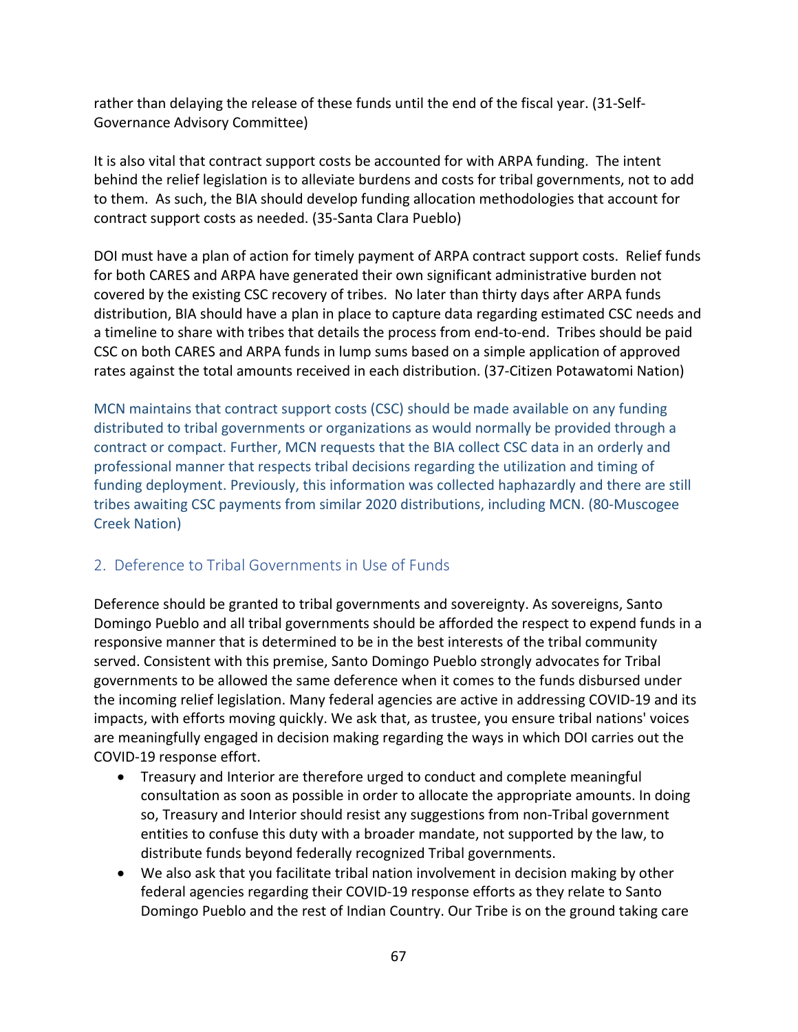rather than delaying the release of these funds until the end of the fiscal year. (31-Self-Governance Advisory Committee)

It is also vital that contract support costs be accounted for with ARPA funding. The intent behind the relief legislation is to alleviate burdens and costs for tribal governments, not to add to them. As such, the BIA should develop funding allocation methodologies that account for contract support costs as needed. (35-Santa Clara Pueblo)

DOI must have a plan of action for timely payment of ARPA contract support costs. Relief funds for both CARES and ARPA have generated their own significant administrative burden not covered by the existing CSC recovery of tribes. No later than thirty days after ARPA funds distribution, BIA should have a plan in place to capture data regarding estimated CSC needs and a timeline to share with tribes that details the process from end-to-end. Tribes should be paid CSC on both CARES and ARPA funds in lump sums based on a simple application of approved rates against the total amounts received in each distribution. (37-Citizen Potawatomi Nation)

MCN maintains that contract support costs (CSC) should be made available on any funding distributed to tribal governments or organizations as would normally be provided through a contract or compact. Further, MCN requests that the BIA collect CSC data in an orderly and professional manner that respects tribal decisions regarding the utilization and timing of funding deployment. Previously, this information was collected haphazardly and there are still tribes awaiting CSC payments from similar 2020 distributions, including MCN. (80-Muscogee Creek Nation)

## 2. Deference to Tribal Governments in Use of Funds

Deference should be granted to tribal governments and sovereignty. As sovereigns, Santo Domingo Pueblo and all tribal governments should be afforded the respect to expend funds in a responsive manner that is determined to be in the best interests of the tribal community served. Consistent with this premise, Santo Domingo Pueblo strongly advocates for Tribal governments to be allowed the same deference when it comes to the funds disbursed under the incoming relief legislation. Many federal agencies are active in addressing COVID-19 and its impacts, with efforts moving quickly. We ask that, as trustee, you ensure tribal nations' voices are meaningfully engaged in decision making regarding the ways in which DOI carries out the COVID-19 response effort.

- Treasury and Interior are therefore urged to conduct and complete meaningful consultation as soon as possible in order to allocate the appropriate amounts. In doing so, Treasury and Interior should resist any suggestions from non-Tribal government entities to confuse this duty with a broader mandate, not supported by the law, to distribute funds beyond federally recognized Tribal governments.
- We also ask that you facilitate tribal nation involvement in decision making by other federal agencies regarding their COVID-19 response efforts as they relate to Santo Domingo Pueblo and the rest of Indian Country. Our Tribe is on the ground taking care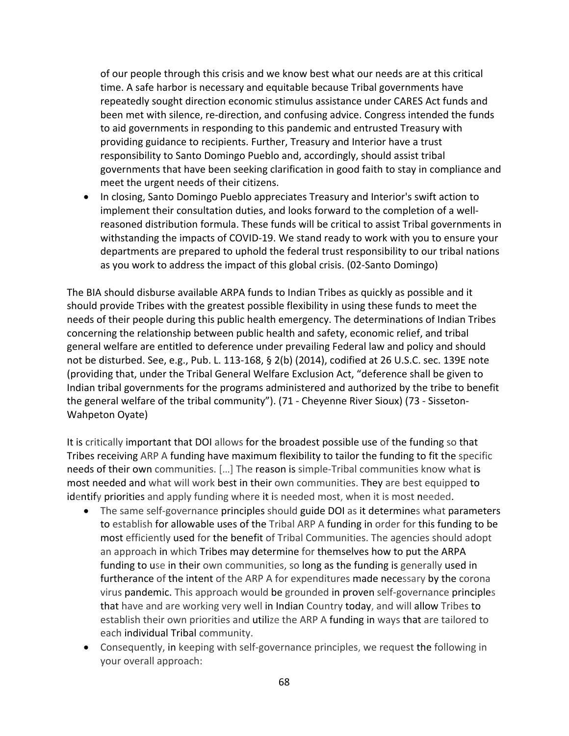of our people through this crisis and we know best what our needs are at this critical time. A safe harbor is necessary and equitable because Tribal governments have repeatedly sought direction economic stimulus assistance under CARES Act funds and been met with silence, re-direction, and confusing advice. Congress intended the funds to aid governments in responding to this pandemic and entrusted Treasury with providing guidance to recipients. Further, Treasury and Interior have a trust responsibility to Santo Domingo Pueblo and, accordingly, should assist tribal governments that have been seeking clarification in good faith to stay in compliance and meet the urgent needs of their citizens.

- In closing, Santo Domingo Pueblo appreciates Treasury and Interior's swift action to implement their consultation duties, and looks forward to the completion of a well-reasoned distribution formula. These funds will be critical to assist Tribal governments in withstanding the impacts of COVID-19. We stand ready to work with you to ensure your departments are prepared to uphold the federal trust responsibility to our tribal nations as you work to address the impact of this global crisis. (02-Santo Domingo)

The BIA should disburse available ARPA funds to Indian Tribes as quickly as possible and it should provide Tribes with the greatest possible flexibility in using these funds to meet the needs of their people during this public health emergency. The determinations of Indian Tribes concerning the relationship between public health and safety, economic relief, and tribal general welfare are entitled to deference under prevailing Federal law and policy and should not be disturbed. See, e.g., Pub. L. 113-168, § 2(b) (2014), codified at 26 U.S.C. sec. 139E note (providing that, under the Tribal General Welfare Exclusion Act, "deference shall be given to Indian tribal governments for the programs administered and authorized by the tribe to benefit the general welfare of the tribal community"). (71 - Cheyenne River Sioux) (73 - Sisseton-Wahpeton Oyate)

It is critically important that DOI allows for the broadest possible use of the funding so that Tribes receiving ARP A funding have maximum flexibility to tailor the funding to fit the specific needs of their own communities. […] The reason is simple-Tribal communities know what is most needed and what will work best in their own communities. They are best equipped to identify priorities and apply funding where it is needed most, when it is most needed.

- The same self-governance principles should guide DOI as it determines what parameters to establish for allowable uses of the Tribal ARP A funding in order for this funding to be most efficiently used for the benefit of Tribal Communities. The agencies should adopt an approach in which Tribes may determine for themselves how to put the ARPA funding to use in their own communities, so long as the funding is generally used in furtherance of the intent of the ARP A for expenditures made necessary by the corona virus pandemic. This approach would be grounded in proven self-governance principles that have and are working very well in Indian Country today, and will allow Tribes to establish their own priorities and utilize the ARP A funding in ways that are tailored to each individual Tribal community.
- Consequently, in keeping with self-governance principles, we request the following in your overall approach: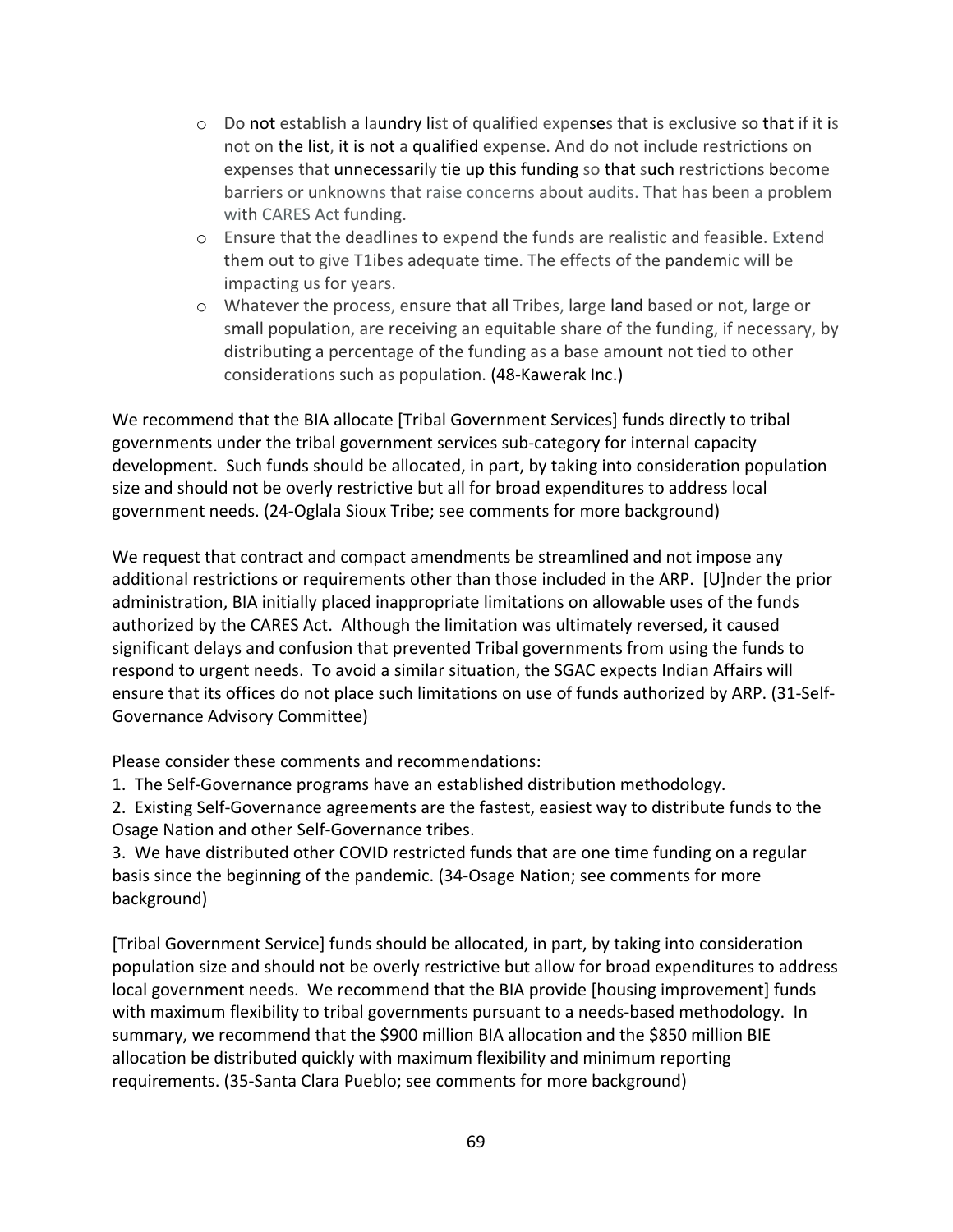- Do not establish a laundry list of qualified expenses that is exclusive so that if it is not on the list, it is not a qualified expense. And do not include restrictions on expenses that unnecessarily tie up this funding so that such restrictions become barriers or unknowns that raise concerns about audits. That has been a problem with CARES Act funding.
- Ensure that the deadlines to expend the funds are realistic and feasible. Extend them out to give T1ibes adequate time. The effects of the pandemic will be impacting us for years.
- Whatever the process, ensure that all Tribes, large land based or not, large or small population, are receiving an equitable share of the funding, if necessary, by distributing a percentage of the funding as a base amount not tied to other considerations such as population. (48-Kawerak Inc.)

We recommend that the BIA allocate [Tribal Government Services] funds directly to tribal governments under the tribal government services sub-category for internal capacity development. Such funds should be allocated, in part, by taking into consideration population size and should not be overly restrictive but all for broad expenditures to address local government needs. (24-Oglala Sioux Tribe; see comments for more background)

We request that contract and compact amendments be streamlined and not impose any additional restrictions or requirements other than those included in the ARP. [U]nder the prior administration, BIA initially placed inappropriate limitations on allowable uses of the funds authorized by the CARES Act. Although the limitation was ultimately reversed, it caused significant delays and confusion that prevented Tribal governments from using the funds to respond to urgent needs. To avoid a similar situation, the SGAC expects Indian Affairs will ensure that its offices do not place such limitations on use of funds authorized by ARP. (31-Self-Governance Advisory Committee)

Please consider these comments and recommendations:

1. The Self-Governance programs have an established distribution methodology.
2. Existing Self-Governance agreements are the fastest, easiest way to distribute funds to the Osage Nation and other Self-Governance tribes.
3. We have distributed other COVID restricted funds that are one time funding on a regular basis since the beginning of the pandemic. (34-Osage Nation; see comments for more background)

[Tribal Government Service] funds should be allocated, in part, by taking into consideration population size and should not be overly restrictive but allow for broad expenditures to address local government needs. We recommend that the BIA provide [housing improvement] funds with maximum flexibility to tribal governments pursuant to a needs-based methodology. In summary, we recommend that the $900 million BIA allocation and the $850 million BIE allocation be distributed quickly with maximum flexibility and minimum reporting requirements. (35-Santa Clara Pueblo; see comments for more background)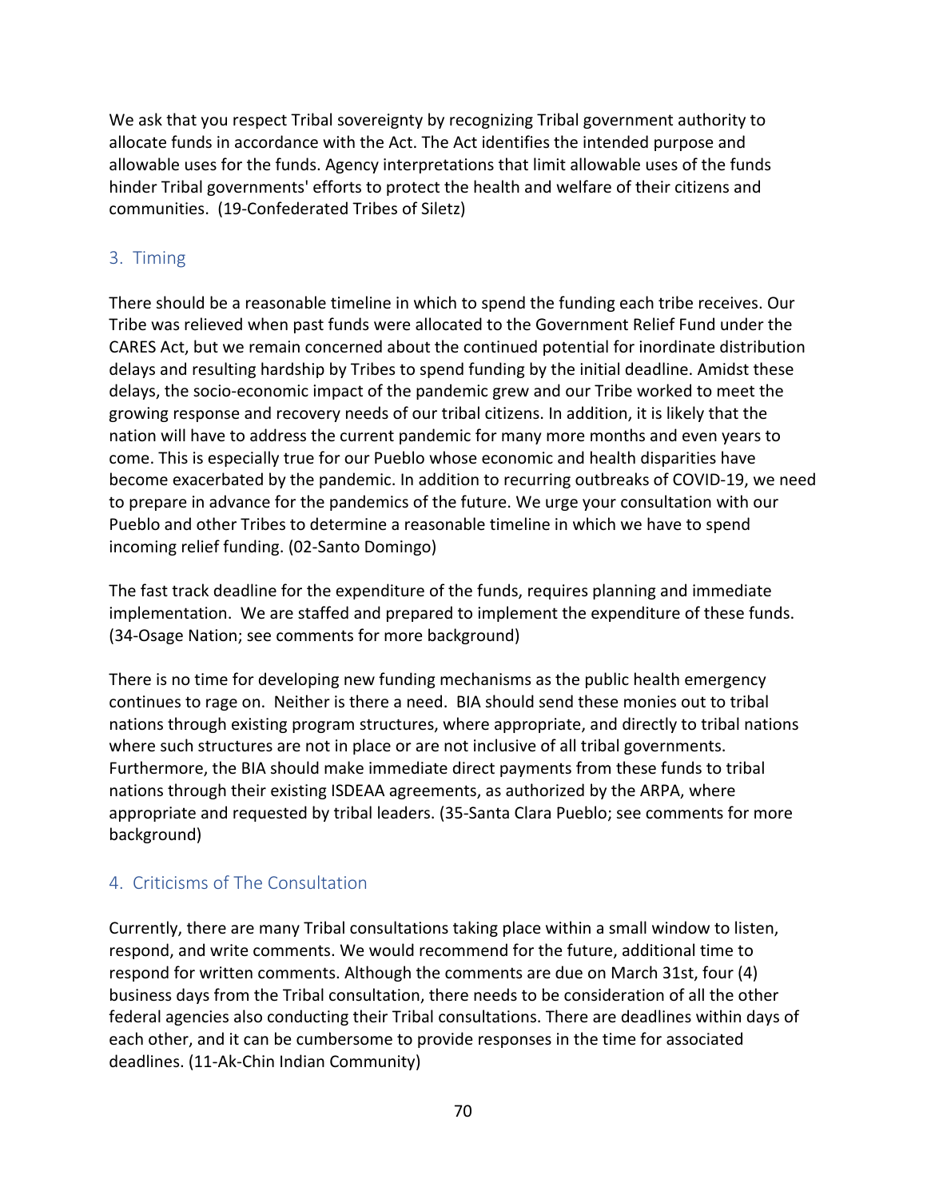We ask that you respect Tribal sovereignty by recognizing Tribal government authority to allocate funds in accordance with the Act. The Act identifies the intended purpose and allowable uses for the funds. Agency interpretations that limit allowable uses of the funds hinder Tribal governments' efforts to protect the health and welfare of their citizens and communities. (19-Confederated Tribes of Siletz)

## 3. Timing

There should be a reasonable timeline in which to spend the funding each tribe receives. Our Tribe was relieved when past funds were allocated to the Government Relief Fund under the CARES Act, but we remain concerned about the continued potential for inordinate distribution delays and resulting hardship by Tribes to spend funding by the initial deadline. Amidst these delays, the socio-economic impact of the pandemic grew and our Tribe worked to meet the growing response and recovery needs of our tribal citizens. In addition, it is likely that the nation will have to address the current pandemic for many more months and even years to come. This is especially true for our Pueblo whose economic and health disparities have become exacerbated by the pandemic. In addition to recurring outbreaks of COVID-19, we need to prepare in advance for the pandemics of the future. We urge your consultation with our Pueblo and other Tribes to determine a reasonable timeline in which we have to spend incoming relief funding. (02-Santo Domingo)

The fast track deadline for the expenditure of the funds, requires planning and immediate implementation. We are staffed and prepared to implement the expenditure of these funds. (34-Osage Nation; see comments for more background)

There is no time for developing new funding mechanisms as the public health emergency continues to rage on. Neither is there a need. BIA should send these monies out to tribal nations through existing program structures, where appropriate, and directly to tribal nations where such structures are not in place or are not inclusive of all tribal governments. Furthermore, the BIA should make immediate direct payments from these funds to tribal nations through their existing ISDEAA agreements, as authorized by the ARPA, where appropriate and requested by tribal leaders. (35-Santa Clara Pueblo; see comments for more background)

## 4. Criticisms of The Consultation

Currently, there are many Tribal consultations taking place within a small window to listen, respond, and write comments. We would recommend for the future, additional time to respond for written comments. Although the comments are due on March 31st, four (4) business days from the Tribal consultation, there needs to be consideration of all the other federal agencies also conducting their Tribal consultations. There are deadlines within days of each other, and it can be cumbersome to provide responses in the time for associated deadlines. (11-Ak-Chin Indian Community)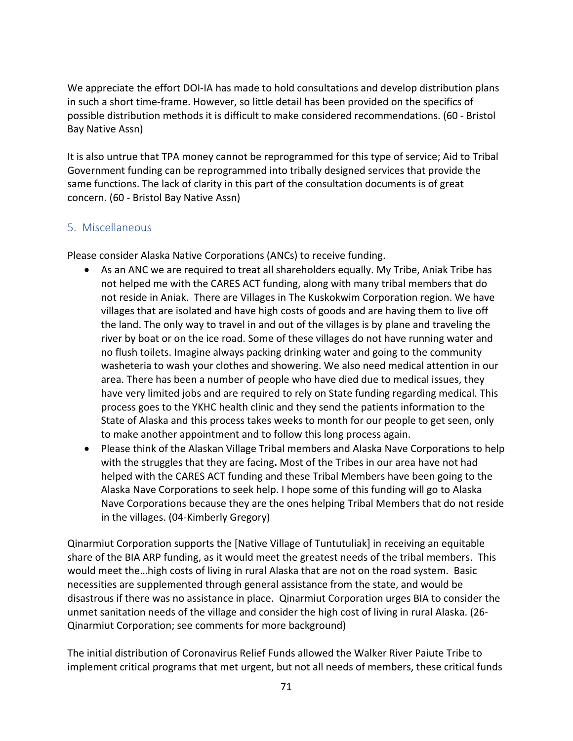We appreciate the effort DOI-IA has made to hold consultations and develop distribution plans in such a short time-frame. However, so little detail has been provided on the specifics of possible distribution methods it is difficult to make considered recommendations. (60 - Bristol Bay Native Assn)

It is also untrue that TPA money cannot be reprogrammed for this type of service; Aid to Tribal Government funding can be reprogrammed into tribally designed services that provide the same functions. The lack of clarity in this part of the consultation documents is of great concern. (60 - Bristol Bay Native Assn)

## 5. Miscellaneous

Please consider Alaska Native Corporations (ANCs) to receive funding.

- As an ANC we are required to treat all shareholders equally. My Tribe, Aniak Tribe has not helped me with the CARES ACT funding, along with many tribal members that do not reside in Aniak. There are Villages in The Kuskokwim Corporation region. We have villages that are isolated and have high costs of goods and are having them to live off the land. The only way to travel in and out of the villages is by plane and traveling the river by boat or on the ice road. Some of these villages do not have running water and no flush toilets. Imagine always packing drinking water and going to the community washeteria to wash your clothes and showering. We also need medical attention in our area. There has been a number of people who have died due to medical issues, they have very limited jobs and are required to rely on State funding regarding medical. This process goes to the YKHC health clinic and they send the patients information to the State of Alaska and this process takes weeks to month for our people to get seen, only to make another appointment and to follow this long process again.
- Please think of the Alaskan Village Tribal members and Alaska Nave Corporations to help with the struggles that they are facing**.** Most of the Tribes in our area have not had helped with the CARES ACT funding and these Tribal Members have been going to the Alaska Nave Corporations to seek help. I hope some of this funding will go to Alaska Nave Corporations because they are the ones helping Tribal Members that do not reside in the villages. (04-Kimberly Gregory)

Qinarmiut Corporation supports the [Native Village of Tuntutuliak] in receiving an equitable share of the BIA ARP funding, as it would meet the greatest needs of the tribal members. This would meet the…high costs of living in rural Alaska that are not on the road system. Basic necessities are supplemented through general assistance from the state, and would be disastrous if there was no assistance in place. Qinarmiut Corporation urges BIA to consider the unmet sanitation needs of the village and consider the high cost of living in rural Alaska. (26-Qinarmiut Corporation; see comments for more background)

The initial distribution of Coronavirus Relief Funds allowed the Walker River Paiute Tribe to implement critical programs that met urgent, but not all needs of members, these critical funds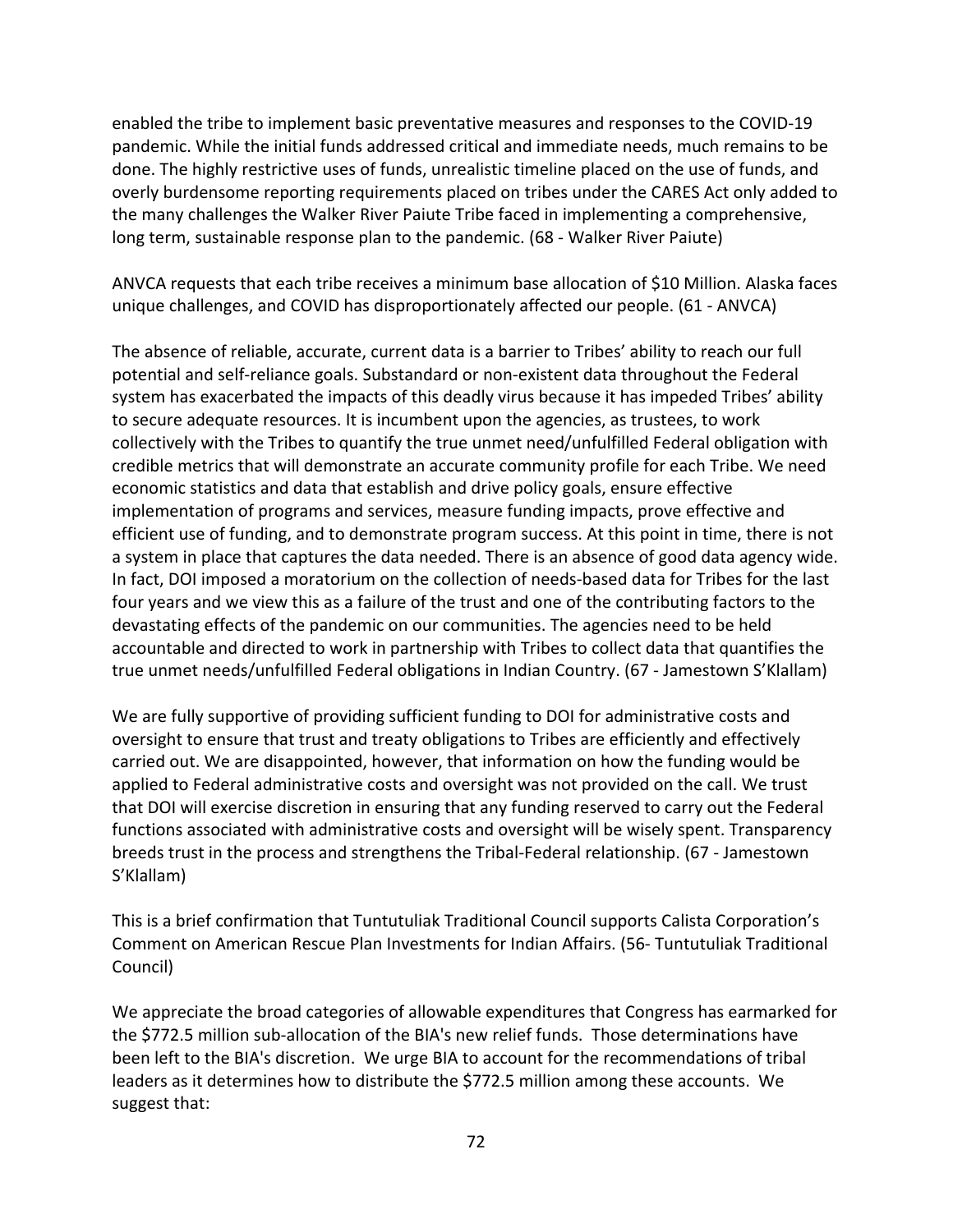enabled the tribe to implement basic preventative measures and responses to the COVID-19 pandemic. While the initial funds addressed critical and immediate needs, much remains to be done. The highly restrictive uses of funds, unrealistic timeline placed on the use of funds, and overly burdensome reporting requirements placed on tribes under the CARES Act only added to the many challenges the Walker River Paiute Tribe faced in implementing a comprehensive, long term, sustainable response plan to the pandemic. (68 - Walker River Paiute)

ANVCA requests that each tribe receives a minimum base allocation of $10 Million. Alaska faces unique challenges, and COVID has disproportionately affected our people. (61 - ANVCA)

The absence of reliable, accurate, current data is a barrier to Tribes' ability to reach our full potential and self-reliance goals. Substandard or non-existent data throughout the Federal system has exacerbated the impacts of this deadly virus because it has impeded Tribes' ability to secure adequate resources. It is incumbent upon the agencies, as trustees, to work collectively with the Tribes to quantify the true unmet need/unfulfilled Federal obligation with credible metrics that will demonstrate an accurate community profile for each Tribe. We need economic statistics and data that establish and drive policy goals, ensure effective implementation of programs and services, measure funding impacts, prove effective and efficient use of funding, and to demonstrate program success. At this point in time, there is not a system in place that captures the data needed. There is an absence of good data agency wide. In fact, DOI imposed a moratorium on the collection of needs-based data for Tribes for the last four years and we view this as a failure of the trust and one of the contributing factors to the devastating effects of the pandemic on our communities. The agencies need to be held accountable and directed to work in partnership with Tribes to collect data that quantifies the true unmet needs/unfulfilled Federal obligations in Indian Country. (67 - Jamestown S'Klallam)

We are fully supportive of providing sufficient funding to DOI for administrative costs and oversight to ensure that trust and treaty obligations to Tribes are efficiently and effectively carried out. We are disappointed, however, that information on how the funding would be applied to Federal administrative costs and oversight was not provided on the call. We trust that DOI will exercise discretion in ensuring that any funding reserved to carry out the Federal functions associated with administrative costs and oversight will be wisely spent. Transparency breeds trust in the process and strengthens the Tribal-Federal relationship. (67 - Jamestown S'Klallam)

This is a brief confirmation that Tuntutuliak Traditional Council supports Calista Corporation's Comment on American Rescue Plan Investments for Indian Affairs. (56- Tuntutuliak Traditional Council)

We appreciate the broad categories of allowable expenditures that Congress has earmarked for the $772.5 million sub-allocation of the BIA's new relief funds. Those determinations have been left to the BIA's discretion. We urge BIA to account for the recommendations of tribal leaders as it determines how to distribute the $772.5 million among these accounts. We suggest that: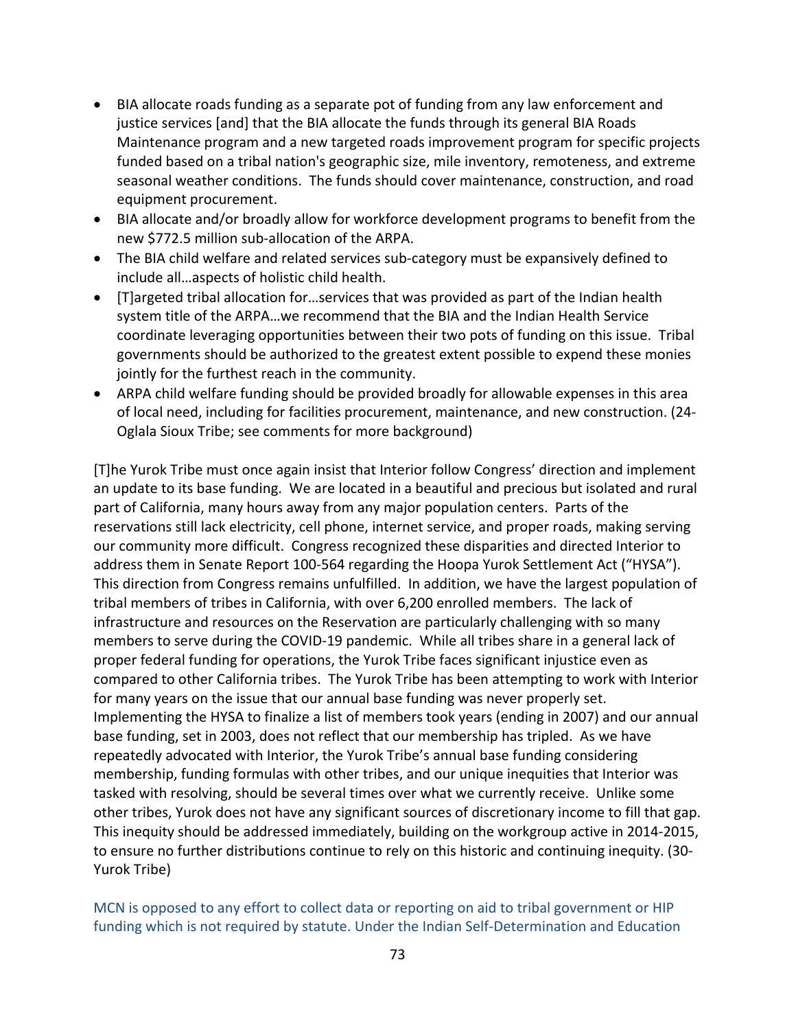- BIA allocate roads funding as a separate pot of funding from any law enforcement and justice services [and] that the BIA allocate the funds through its general BIA Roads Maintenance program and a new targeted roads improvement program for specific projects funded based on a tribal nation's geographic size, mile inventory, remoteness, and extreme seasonal weather conditions. The funds should cover maintenance, construction, and road equipment procurement.
- BIA allocate and/or broadly allow for workforce development programs to benefit from the new $772.5 million sub-allocation of the ARPA.
- The BIA child welfare and related services sub-category must be expansively defined to include all…aspects of holistic child health.
- [T]argeted tribal allocation for…services that was provided as part of the Indian health system title of the ARPA…we recommend that the BIA and the Indian Health Service coordinate leveraging opportunities between their two pots of funding on this issue. Tribal governments should be authorized to the greatest extent possible to expend these monies jointly for the furthest reach in the community.
- ARPA child welfare funding should be provided broadly for allowable expenses in this area of local need, including for facilities procurement, maintenance, and new construction. (24-Oglala Sioux Tribe; see comments for more background)

[T]he Yurok Tribe must once again insist that Interior follow Congress' direction and implement an update to its base funding. We are located in a beautiful and precious but isolated and rural part of California, many hours away from any major population centers. Parts of the reservations still lack electricity, cell phone, internet service, and proper roads, making serving our community more difficult. Congress recognized these disparities and directed Interior to address them in Senate Report 100-564 regarding the Hoopa Yurok Settlement Act ("HYSA"). This direction from Congress remains unfulfilled. In addition, we have the largest population of tribal members of tribes in California, with over 6,200 enrolled members. The lack of infrastructure and resources on the Reservation are particularly challenging with so many members to serve during the COVID-19 pandemic. While all tribes share in a general lack of proper federal funding for operations, the Yurok Tribe faces significant injustice even as compared to other California tribes. The Yurok Tribe has been attempting to work with Interior for many years on the issue that our annual base funding was never properly set. Implementing the HYSA to finalize a list of members took years (ending in 2007) and our annual base funding, set in 2003, does not reflect that our membership has tripled. As we have repeatedly advocated with Interior, the Yurok Tribe's annual base funding considering membership, funding formulas with other tribes, and our unique inequities that Interior was tasked with resolving, should be several times over what we currently receive. Unlike some other tribes, Yurok does not have any significant sources of discretionary income to fill that gap. This inequity should be addressed immediately, building on the workgroup active in 2014-2015, to ensure no further distributions continue to rely on this historic and continuing inequity. (30-Yurok Tribe)

MCN is opposed to any effort to collect data or reporting on aid to tribal government or HIP funding which is not required by statute. Under the Indian Self-Determination and Education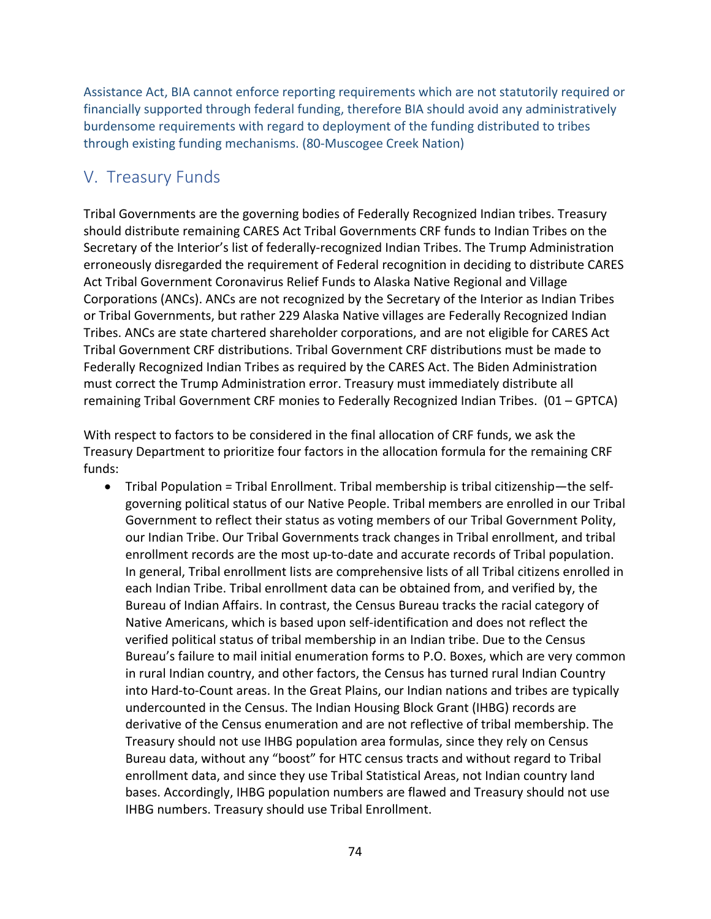Assistance Act, BIA cannot enforce reporting requirements which are not statutorily required or financially supported through federal funding, therefore BIA should avoid any administratively burdensome requirements with regard to deployment of the funding distributed to tribes through existing funding mechanisms. (80-Muscogee Creek Nation)

## V. Treasury Funds

Tribal Governments are the governing bodies of Federally Recognized Indian tribes. Treasury should distribute remaining CARES Act Tribal Governments CRF funds to Indian Tribes on the Secretary of the Interior's list of federally-recognized Indian Tribes. The Trump Administration erroneously disregarded the requirement of Federal recognition in deciding to distribute CARES Act Tribal Government Coronavirus Relief Funds to Alaska Native Regional and Village Corporations (ANCs). ANCs are not recognized by the Secretary of the Interior as Indian Tribes or Tribal Governments, but rather 229 Alaska Native villages are Federally Recognized Indian Tribes. ANCs are state chartered shareholder corporations, and are not eligible for CARES Act Tribal Government CRF distributions. Tribal Government CRF distributions must be made to Federally Recognized Indian Tribes as required by the CARES Act. The Biden Administration must correct the Trump Administration error. Treasury must immediately distribute all remaining Tribal Government CRF monies to Federally Recognized Indian Tribes. (01 – GPTCA)

With respect to factors to be considered in the final allocation of CRF funds, we ask the Treasury Department to prioritize four factors in the allocation formula for the remaining CRF funds:

- Tribal Population = Tribal Enrollment. Tribal membership is tribal citizenship—the self-governing political status of our Native People. Tribal members are enrolled in our Tribal Government to reflect their status as voting members of our Tribal Government Polity, our Indian Tribe. Our Tribal Governments track changes in Tribal enrollment, and tribal enrollment records are the most up-to-date and accurate records of Tribal population. In general, Tribal enrollment lists are comprehensive lists of all Tribal citizens enrolled in each Indian Tribe. Tribal enrollment data can be obtained from, and verified by, the Bureau of Indian Affairs. In contrast, the Census Bureau tracks the racial category of Native Americans, which is based upon self-identification and does not reflect the verified political status of tribal membership in an Indian tribe. Due to the Census Bureau's failure to mail initial enumeration forms to P.O. Boxes, which are very common in rural Indian country, and other factors, the Census has turned rural Indian Country into Hard-to-Count areas. In the Great Plains, our Indian nations and tribes are typically undercounted in the Census. The Indian Housing Block Grant (IHBG) records are derivative of the Census enumeration and are not reflective of tribal membership. The Treasury should not use IHBG population area formulas, since they rely on Census Bureau data, without any "boost" for HTC census tracts and without regard to Tribal enrollment data, and since they use Tribal Statistical Areas, not Indian country land bases. Accordingly, IHBG population numbers are flawed and Treasury should not use IHBG numbers. Treasury should use Tribal Enrollment.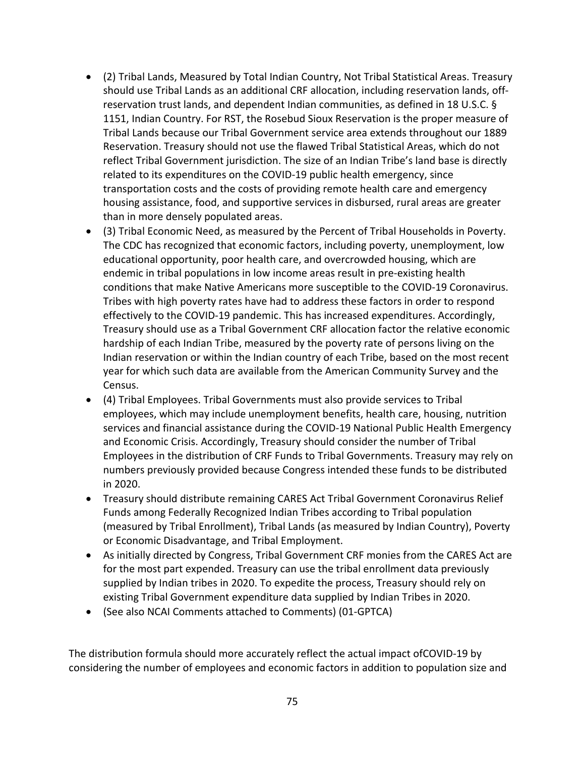- (2) Tribal Lands, Measured by Total Indian Country, Not Tribal Statistical Areas. Treasury should use Tribal Lands as an additional CRF allocation, including reservation lands, off-reservation trust lands, and dependent Indian communities, as defined in 18 U.S.C. § 1151, Indian Country. For RST, the Rosebud Sioux Reservation is the proper measure of Tribal Lands because our Tribal Government service area extends throughout our 1889 Reservation. Treasury should not use the flawed Tribal Statistical Areas, which do not reflect Tribal Government jurisdiction. The size of an Indian Tribe's land base is directly related to its expenditures on the COVID-19 public health emergency, since transportation costs and the costs of providing remote health care and emergency housing assistance, food, and supportive services in disbursed, rural areas are greater than in more densely populated areas.
- (3) Tribal Economic Need, as measured by the Percent of Tribal Households in Poverty. The CDC has recognized that economic factors, including poverty, unemployment, low educational opportunity, poor health care, and overcrowded housing, which are endemic in tribal populations in low income areas result in pre-existing health conditions that make Native Americans more susceptible to the COVID-19 Coronavirus. Tribes with high poverty rates have had to address these factors in order to respond effectively to the COVID-19 pandemic. This has increased expenditures. Accordingly, Treasury should use as a Tribal Government CRF allocation factor the relative economic hardship of each Indian Tribe, measured by the poverty rate of persons living on the Indian reservation or within the Indian country of each Tribe, based on the most recent year for which such data are available from the American Community Survey and the Census.
- (4) Tribal Employees. Tribal Governments must also provide services to Tribal employees, which may include unemployment benefits, health care, housing, nutrition services and financial assistance during the COVID-19 National Public Health Emergency and Economic Crisis. Accordingly, Treasury should consider the number of Tribal Employees in the distribution of CRF Funds to Tribal Governments. Treasury may rely on numbers previously provided because Congress intended these funds to be distributed in 2020.
- Treasury should distribute remaining CARES Act Tribal Government Coronavirus Relief Funds among Federally Recognized Indian Tribes according to Tribal population (measured by Tribal Enrollment), Tribal Lands (as measured by Indian Country), Poverty or Economic Disadvantage, and Tribal Employment.
- As initially directed by Congress, Tribal Government CRF monies from the CARES Act are for the most part expended. Treasury can use the tribal enrollment data previously supplied by Indian tribes in 2020. To expedite the process, Treasury should rely on existing Tribal Government expenditure data supplied by Indian Tribes in 2020.
- (See also NCAI Comments attached to Comments) (01-GPTCA)

The distribution formula should more accurately reflect the actual impact ofCOVID-19 by considering the number of employees and economic factors in addition to population size and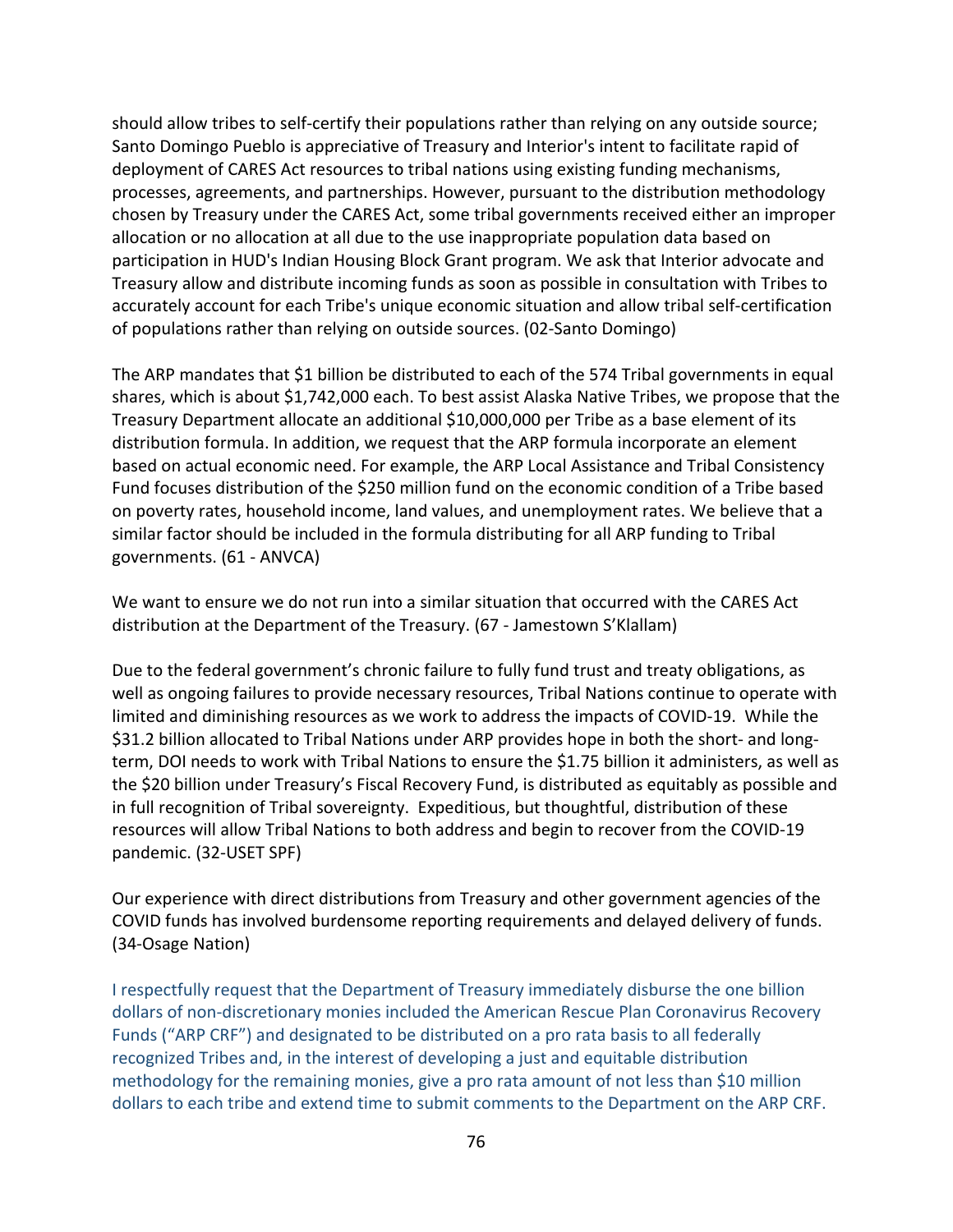should allow tribes to self-certify their populations rather than relying on any outside source; Santo Domingo Pueblo is appreciative of Treasury and Interior's intent to facilitate rapid of deployment of CARES Act resources to tribal nations using existing funding mechanisms, processes, agreements, and partnerships. However, pursuant to the distribution methodology chosen by Treasury under the CARES Act, some tribal governments received either an improper allocation or no allocation at all due to the use inappropriate population data based on participation in HUD's Indian Housing Block Grant program. We ask that Interior advocate and Treasury allow and distribute incoming funds as soon as possible in consultation with Tribes to accurately account for each Tribe's unique economic situation and allow tribal self-certification of populations rather than relying on outside sources. (02-Santo Domingo)

The ARP mandates that $1 billion be distributed to each of the 574 Tribal governments in equal shares, which is about $1,742,000 each. To best assist Alaska Native Tribes, we propose that the Treasury Department allocate an additional $10,000,000 per Tribe as a base element of its distribution formula. In addition, we request that the ARP formula incorporate an element based on actual economic need. For example, the ARP Local Assistance and Tribal Consistency Fund focuses distribution of the $250 million fund on the economic condition of a Tribe based on poverty rates, household income, land values, and unemployment rates. We believe that a similar factor should be included in the formula distributing for all ARP funding to Tribal governments. (61 - ANVCA)

We want to ensure we do not run into a similar situation that occurred with the CARES Act distribution at the Department of the Treasury. (67 - Jamestown S'Klallam)

Due to the federal government's chronic failure to fully fund trust and treaty obligations, as well as ongoing failures to provide necessary resources, Tribal Nations continue to operate with limited and diminishing resources as we work to address the impacts of COVID-19. While the $31.2 billion allocated to Tribal Nations under ARP provides hope in both the short- and long-term, DOI needs to work with Tribal Nations to ensure the $1.75 billion it administers, as well as the $20 billion under Treasury's Fiscal Recovery Fund, is distributed as equitably as possible and in full recognition of Tribal sovereignty. Expeditious, but thoughtful, distribution of these resources will allow Tribal Nations to both address and begin to recover from the COVID-19 pandemic. (32-USET SPF)

Our experience with direct distributions from Treasury and other government agencies of the COVID funds has involved burdensome reporting requirements and delayed delivery of funds. (34-Osage Nation)

I respectfully request that the Department of Treasury immediately disburse the one billion dollars of non-discretionary monies included the American Rescue Plan Coronavirus Recovery Funds ("ARP CRF") and designated to be distributed on a pro rata basis to all federally recognized Tribes and, in the interest of developing a just and equitable distribution methodology for the remaining monies, give a pro rata amount of not less than $10 million dollars to each tribe and extend time to submit comments to the Department on the ARP CRF.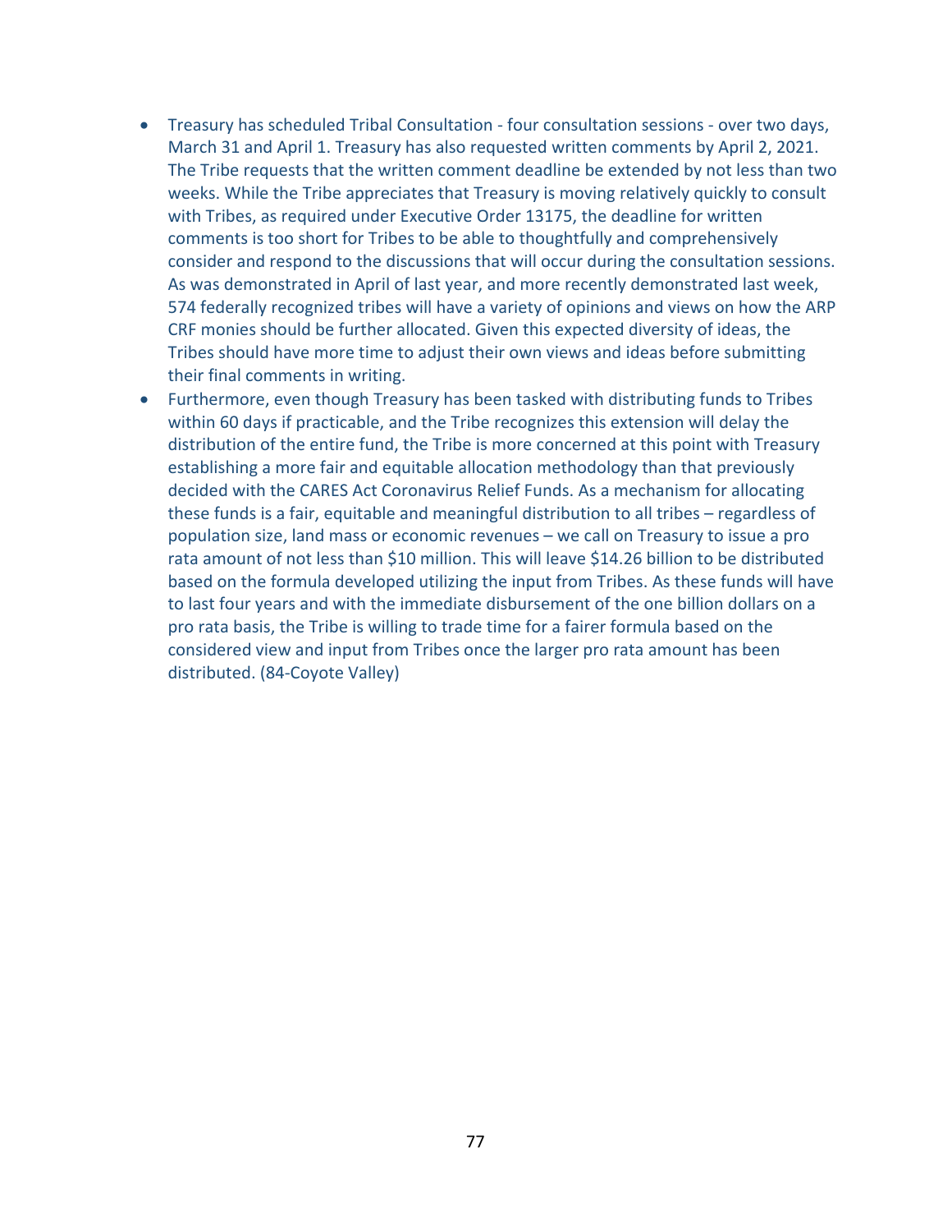- Treasury has scheduled Tribal Consultation - four consultation sessions - over two days, March 31 and April 1. Treasury has also requested written comments by April 2, 2021. The Tribe requests that the written comment deadline be extended by not less than two weeks. While the Tribe appreciates that Treasury is moving relatively quickly to consult with Tribes, as required under Executive Order 13175, the deadline for written comments is too short for Tribes to be able to thoughtfully and comprehensively consider and respond to the discussions that will occur during the consultation sessions. As was demonstrated in April of last year, and more recently demonstrated last week, 574 federally recognized tribes will have a variety of opinions and views on how the ARP CRF monies should be further allocated. Given this expected diversity of ideas, the Tribes should have more time to adjust their own views and ideas before submitting their final comments in writing.
- Furthermore, even though Treasury has been tasked with distributing funds to Tribes within 60 days if practicable, and the Tribe recognizes this extension will delay the distribution of the entire fund, the Tribe is more concerned at this point with Treasury establishing a more fair and equitable allocation methodology than that previously decided with the CARES Act Coronavirus Relief Funds. As a mechanism for allocating these funds is a fair, equitable and meaningful distribution to all tribes – regardless of population size, land mass or economic revenues – we call on Treasury to issue a pro rata amount of not less than $10 million. This will leave $14.26 billion to be distributed based on the formula developed utilizing the input from Tribes. As these funds will have to last four years and with the immediate disbursement of the one billion dollars on a pro rata basis, the Tribe is willing to trade time for a fairer formula based on the considered view and input from Tribes once the larger pro rata amount has been distributed. (84-Coyote Valley)